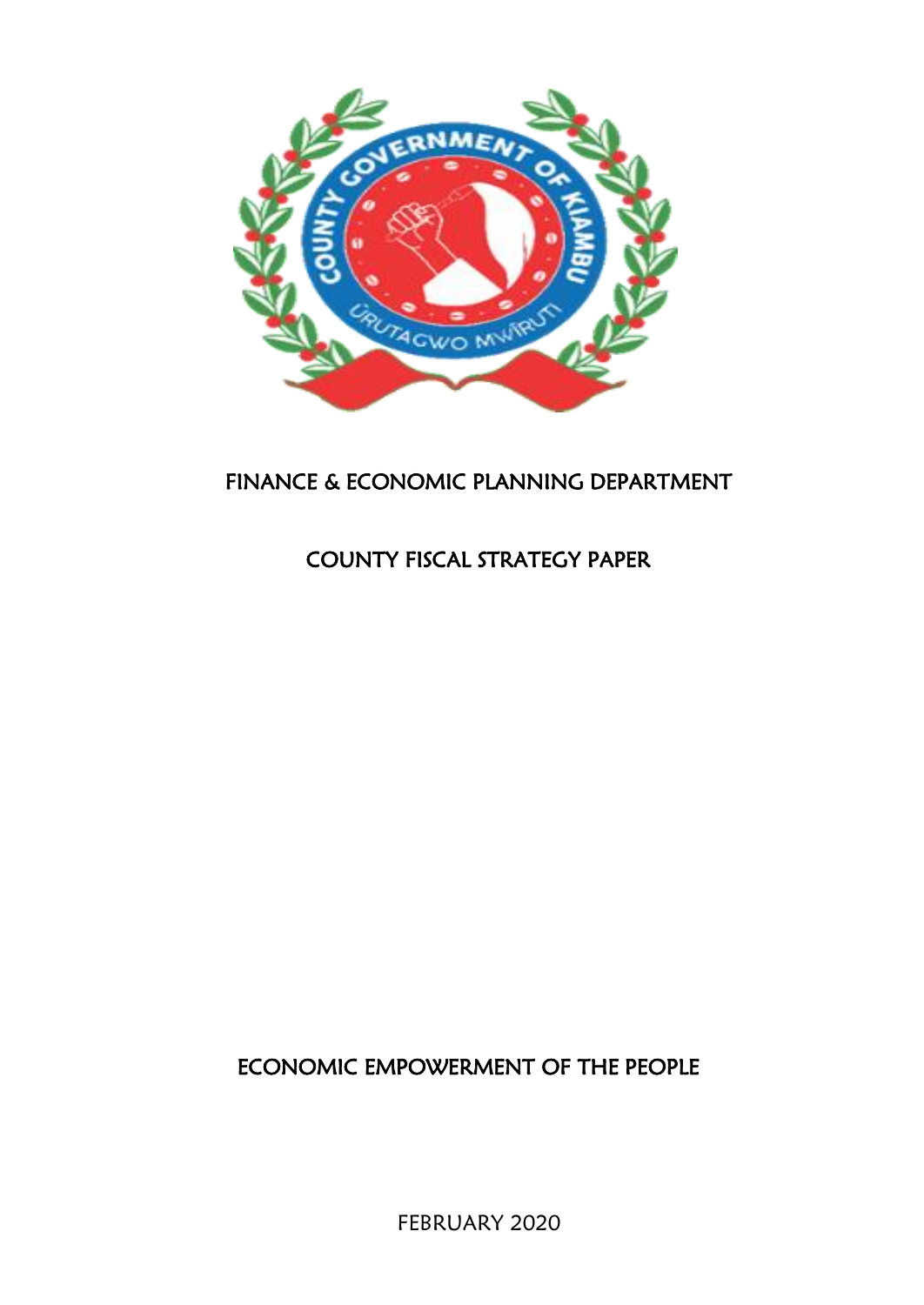# FINANCE & ECONOMIC PLANNING DEPARTMENT

# COUNTY FISCAL STRATEGY PAPER

## ECONOMIC EMPOWERMENT OF THE PEOPLE

FEBRUARY 2020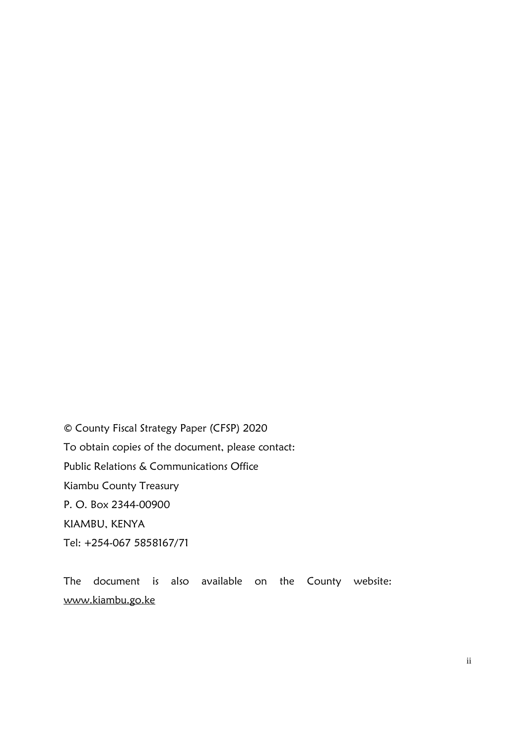© County Fiscal Strategy Paper (CFSP) 2020

To obtain copies of the document, please contact:

Public Relations & Communications Office

Kiambu County Treasury

P. O. Box 2344-00900

KIAMBU, KENYA

Tel: +254-067 5858167/71

The document is also available on the County website: www.kiambu.go.ke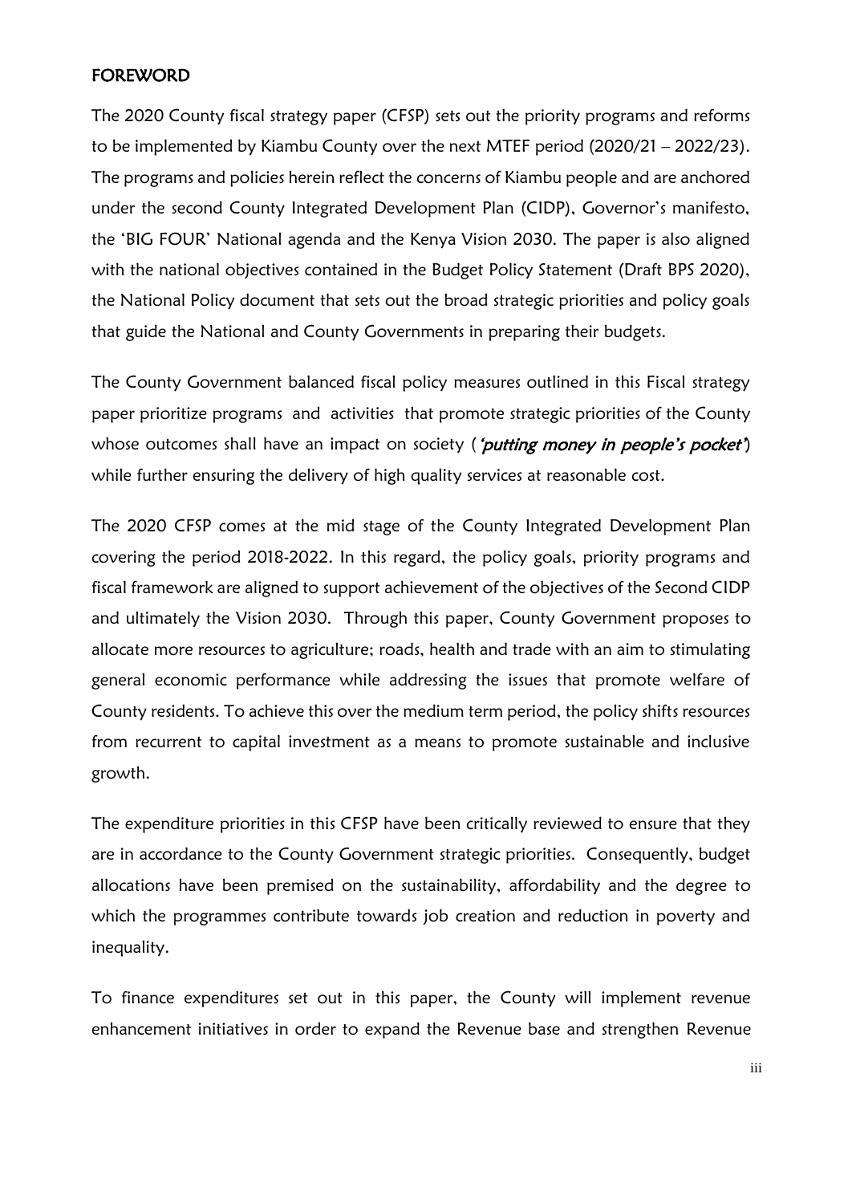## FOREWORD

The 2020 County fiscal strategy paper (CFSP) sets out the priority programs and reforms to be implemented by Kiambu County over the next MTEF period (2020/21 – 2022/23). The programs and policies herein reflect the concerns of Kiambu people and are anchored under the second County Integrated Development Plan (CIDP), Governor's manifesto, the 'BIG FOUR' National agenda and the Kenya Vision 2030. The paper is also aligned with the national objectives contained in the Budget Policy Statement (Draft BPS 2020), the National Policy document that sets out the broad strategic priorities and policy goals that guide the National and County Governments in preparing their budgets.

The County Government balanced fiscal policy measures outlined in this Fiscal strategy paper prioritize programs and activities that promote strategic priorities of the County whose outcomes shall have an impact on society (*'putting money in people's pocket'*) while further ensuring the delivery of high quality services at reasonable cost.

The 2020 CFSP comes at the mid stage of the County Integrated Development Plan covering the period 2018-2022. In this regard, the policy goals, priority programs and fiscal framework are aligned to support achievement of the objectives of the Second CIDP and ultimately the Vision 2030. Through this paper, County Government proposes to allocate more resources to agriculture; roads, health and trade with an aim to stimulating general economic performance while addressing the issues that promote welfare of County residents. To achieve this over the medium term period, the policy shifts resources from recurrent to capital investment as a means to promote sustainable and inclusive growth.

The expenditure priorities in this CFSP have been critically reviewed to ensure that they are in accordance to the County Government strategic priorities. Consequently, budget allocations have been premised on the sustainability, affordability and the degree to which the programmes contribute towards job creation and reduction in poverty and inequality.

To finance expenditures set out in this paper, the County will implement revenue enhancement initiatives in order to expand the Revenue base and strengthen Revenue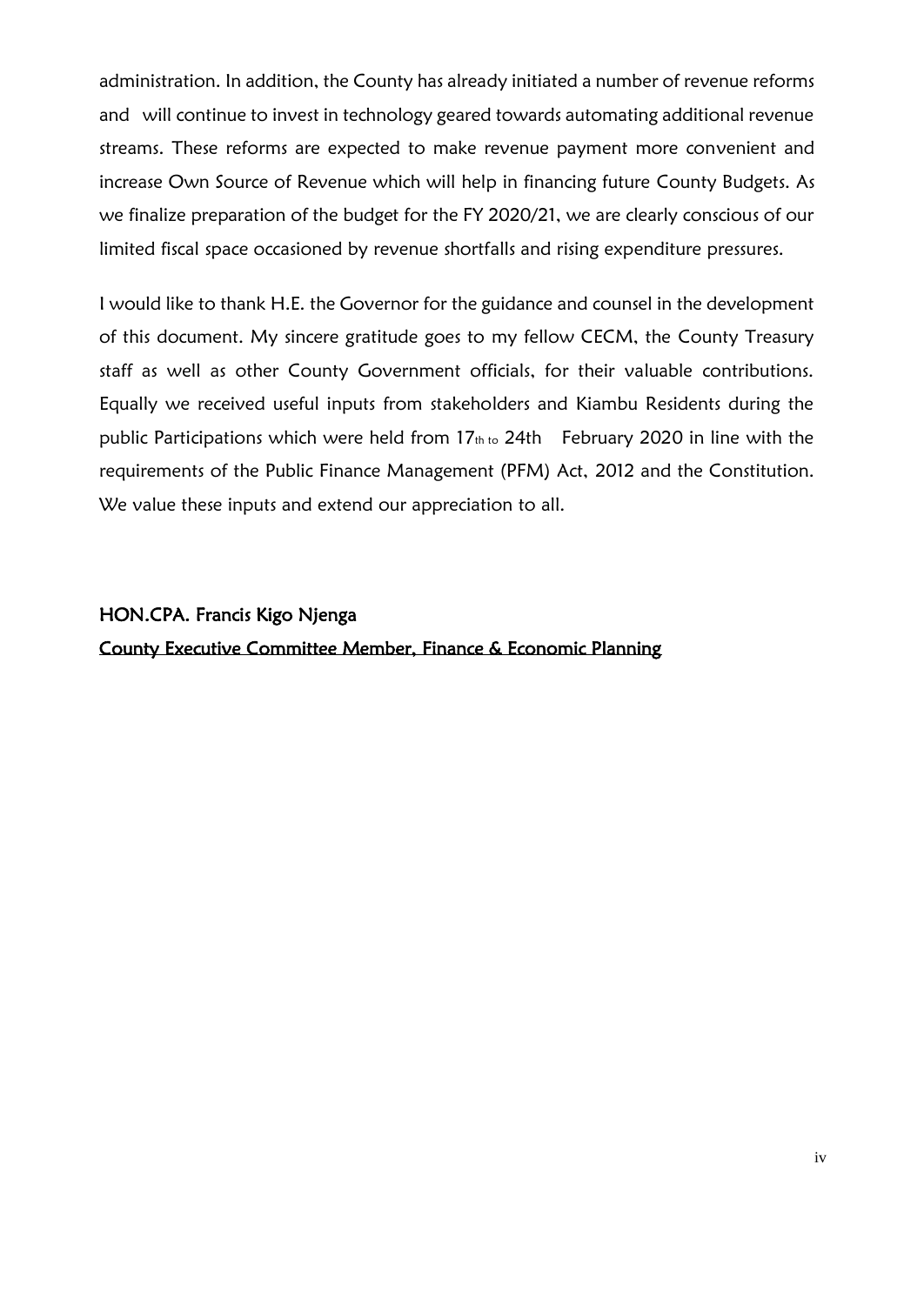administration. In addition, the County has already initiated a number of revenue reforms and will continue to invest in technology geared towards automating additional revenue streams. These reforms are expected to make revenue payment more convenient and increase Own Source of Revenue which will help in financing future County Budgets. As we finalize preparation of the budget for the FY 2020/21, we are clearly conscious of our limited fiscal space occasioned by revenue shortfalls and rising expenditure pressures.

I would like to thank H.E. the Governor for the guidance and counsel in the development of this document. My sincere gratitude goes to my fellow CECM, the County Treasury staff as well as other County Government officials, for their valuable contributions. Equally we received useful inputs from stakeholders and Kiambu Residents during the public Participations which were held from 17th to 24th February 2020 in line with the requirements of the Public Finance Management (PFM) Act, 2012 and the Constitution. We value these inputs and extend our appreciation to all.

**HON.CPA. Francis Kigo Njenga**

**County Executive Committee Member, Finance & Economic Planning**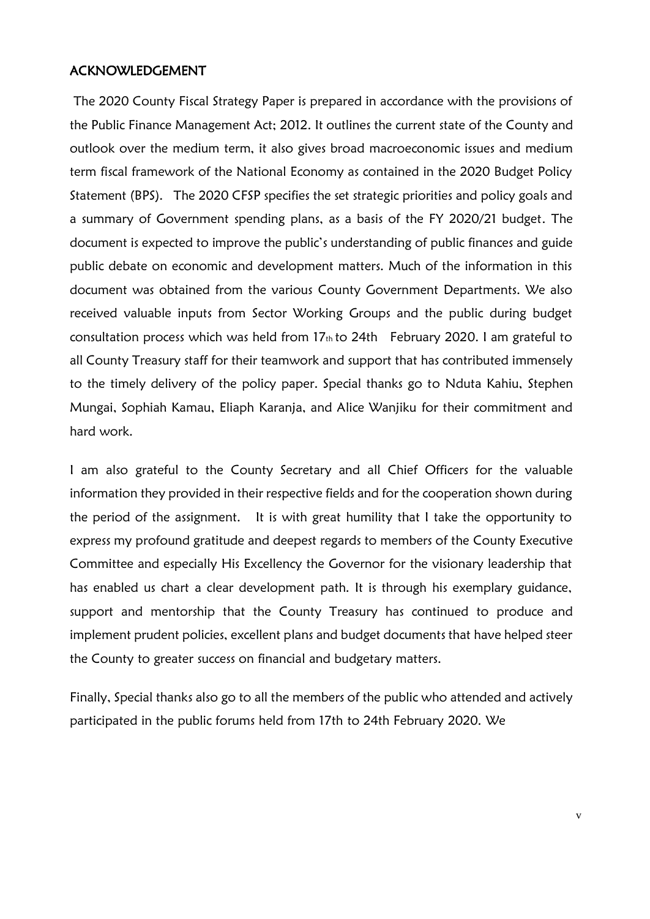## ACKNOWLEDGEMENT

The 2020 County Fiscal Strategy Paper is prepared in accordance with the provisions of the Public Finance Management Act; 2012. It outlines the current state of the County and outlook over the medium term, it also gives broad macroeconomic issues and medium term fiscal framework of the National Economy as contained in the 2020 Budget Policy Statement (BPS). The 2020 CFSP specifies the set strategic priorities and policy goals and a summary of Government spending plans, as a basis of the FY 2020/21 budget. The document is expected to improve the public's understanding of public finances and guide public debate on economic and development matters. Much of the information in this document was obtained from the various County Government Departments. We also received valuable inputs from Sector Working Groups and the public during budget consultation process which was held from 17th to 24th February 2020. I am grateful to all County Treasury staff for their teamwork and support that has contributed immensely to the timely delivery of the policy paper. Special thanks go to Nduta Kahiu, Stephen Mungai, Sophiah Kamau, Eliaph Karanja, and Alice Wanjiku for their commitment and hard work.

I am also grateful to the County Secretary and all Chief Officers for the valuable information they provided in their respective fields and for the cooperation shown during the period of the assignment. It is with great humility that I take the opportunity to express my profound gratitude and deepest regards to members of the County Executive Committee and especially His Excellency the Governor for the visionary leadership that has enabled us chart a clear development path. It is through his exemplary guidance, support and mentorship that the County Treasury has continued to produce and implement prudent policies, excellent plans and budget documents that have helped steer the County to greater success on financial and budgetary matters.

Finally, Special thanks also go to all the members of the public who attended and actively participated in the public forums held from 17th to 24th February 2020. We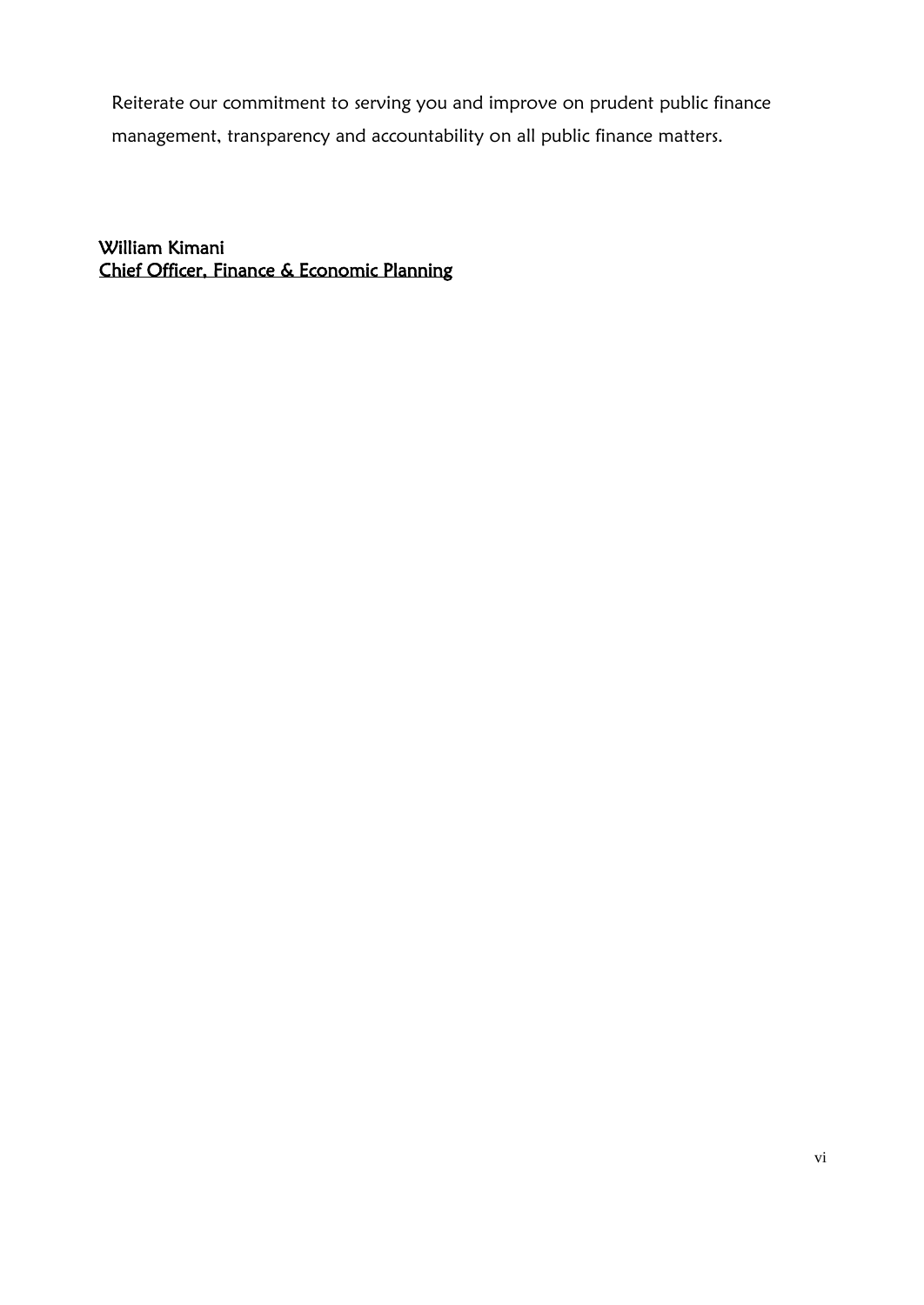Reiterate our commitment to serving you and improve on prudent public finance management, transparency and accountability on all public finance matters.

**William Kimani**
**Chief Officer, Finance & Economic Planning**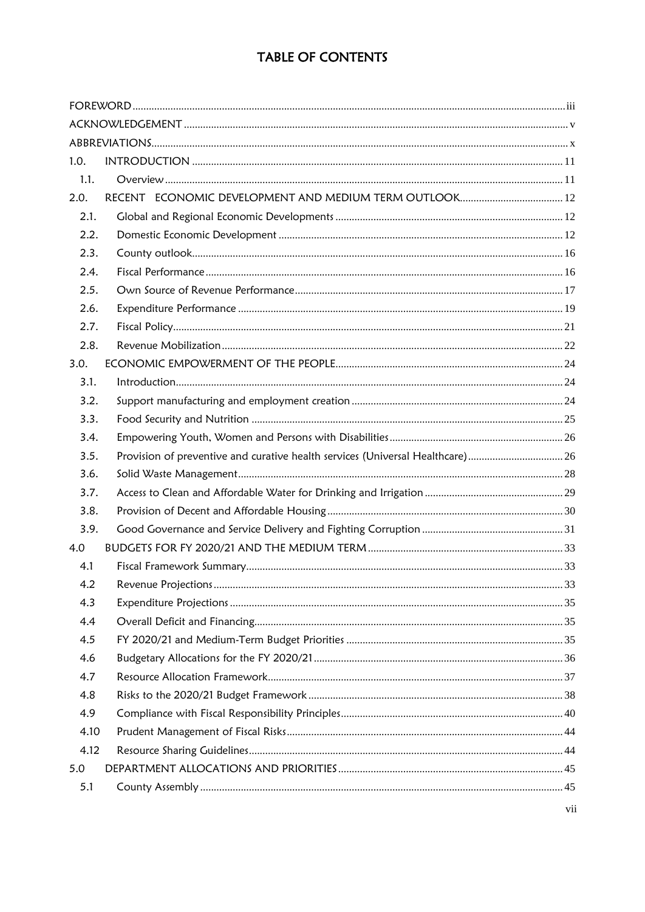# TABLE OF CONTENTS

| | | |
|---|---|---|
| FOREWORD | | iii |
| ACKNOWLEDGEMENT | | v |
| ABBREVIATIONS | | x |
| 1.0. | INTRODUCTION | 11 |
| 1.1. | Overview | 11 |
| 2.0. | RECENT ECONOMIC DEVELOPMENT AND MEDIUM TERM OUTLOOK | 12 |
| 2.1. | Global and Regional Economic Developments | 12 |
| 2.2. | Domestic Economic Development | 12 |
| 2.3. | County outlook | 16 |
| 2.4. | Fiscal Performance | 16 |
| 2.5. | Own Source of Revenue Performance | 17 |
| 2.6. | Expenditure Performance | 19 |
| 2.7. | Fiscal Policy | 21 |
| 2.8. | Revenue Mobilization | 22 |
| 3.0. | ECONOMIC EMPOWERMENT OF THE PEOPLE | 24 |
| 3.1. | Introduction | 24 |
| 3.2. | Support manufacturing and employment creation | 24 |
| 3.3. | Food Security and Nutrition | 25 |
| 3.4. | Empowering Youth, Women and Persons with Disabilities | 26 |
| 3.5. | Provision of preventive and curative health services (Universal Healthcare) | 26 |
| 3.6. | Solid Waste Management | 28 |
| 3.7. | Access to Clean and Affordable Water for Drinking and Irrigation | 29 |
| 3.8. | Provision of Decent and Affordable Housing | 30 |
| 3.9. | Good Governance and Service Delivery and Fighting Corruption | 31 |
| 4.0 | BUDGETS FOR FY 2020/21 AND THE MEDIUM TERM | 33 |
| 4.1 | Fiscal Framework Summary | 33 |
| 4.2 | Revenue Projections | 33 |
| 4.3 | Expenditure Projections | 35 |
| 4.4 | Overall Deficit and Financing | 35 |
| 4.5 | FY 2020/21 and Medium-Term Budget Priorities | 35 |
| 4.6 | Budgetary Allocations for the FY 2020/21 | 36 |
| 4.7 | Resource Allocation Framework | 37 |
| 4.8 | Risks to the 2020/21 Budget Framework | 38 |
| 4.9 | Compliance with Fiscal Responsibility Principles | 40 |
| 4.10 | Prudent Management of Fiscal Risks | 44 |
| 4.12 | Resource Sharing Guidelines | 44 |
| 5.0 | DEPARTMENT ALLOCATIONS AND PRIORITIES | 45 |
| 5.1 | County Assembly | 45 |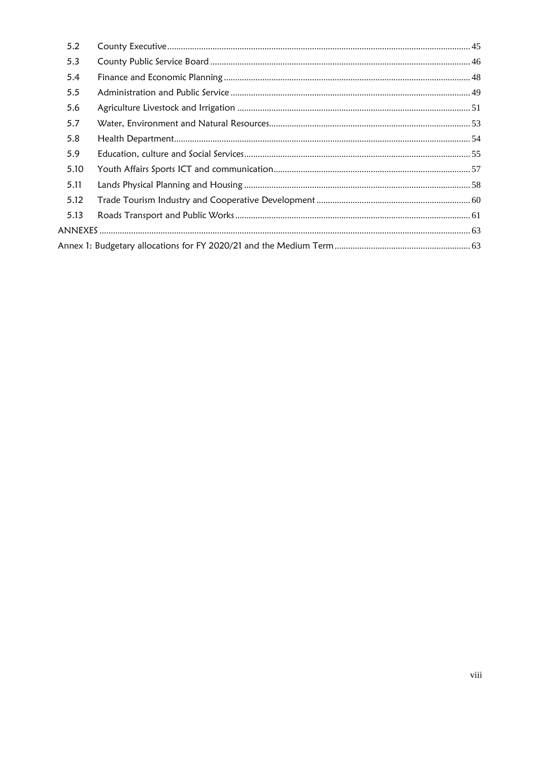| | | |
|---|---|---|
| 5.2 | County Executive | 45 |
| 5.3 | County Public Service Board | 46 |
| 5.4 | Finance and Economic Planning | 48 |
| 5.5 | Administration and Public Service | 49 |
| 5.6 | Agriculture Livestock and Irrigation | 51 |
| 5.7 | Water, Environment and Natural Resources | 53 |
| 5.8 | Health Department | 54 |
| 5.9 | Education, culture and Social Services | 55 |
| 5.10 | Youth Affairs Sports ICT and communication | 57 |
| 5.11 | Lands Physical Planning and Housing | 58 |
| 5.12 | Trade Tourism Industry and Cooperative Development | 60 |
| 5.13 | Roads Transport and Public Works | 61 |
| ANNEXES | | 63 |
| Annex 1: Budgetary allocations for FY 2020/21 and the Medium Term | | 63 |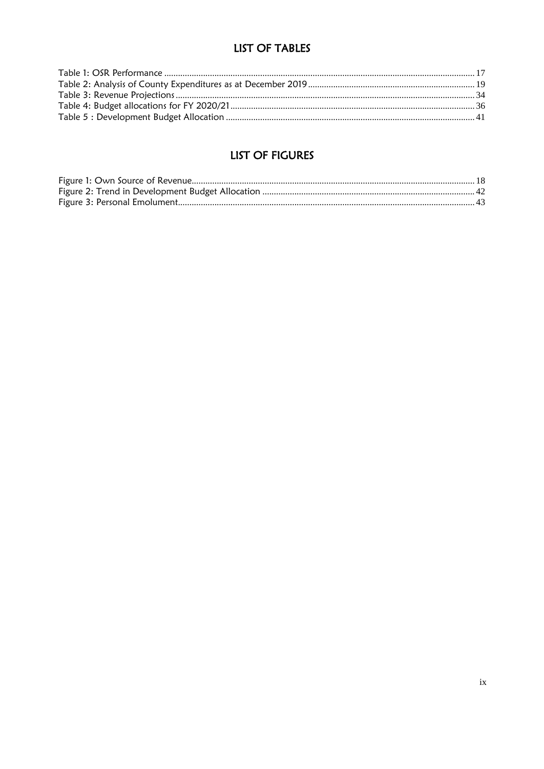## LIST OF TABLES

Table 1: OSR Performance ........................................................................................................ 17
Table 2: Analysis of County Expenditures as at December 2019 ........................................................ 19
Table 3: Revenue Projections .................................................................................................... 34
Table 4: Budget allocations for FY 2020/21 .................................................................................. 36
Table 5 : Development Budget Allocation .................................................................................... 41

## LIST OF FIGURES

Figure 1: Own Source of Revenue ............................................................................................ 18
Figure 2: Trend in Development Budget Allocation ...................................................................... 42
Figure 3: Personal Emolument ................................................................................................. 43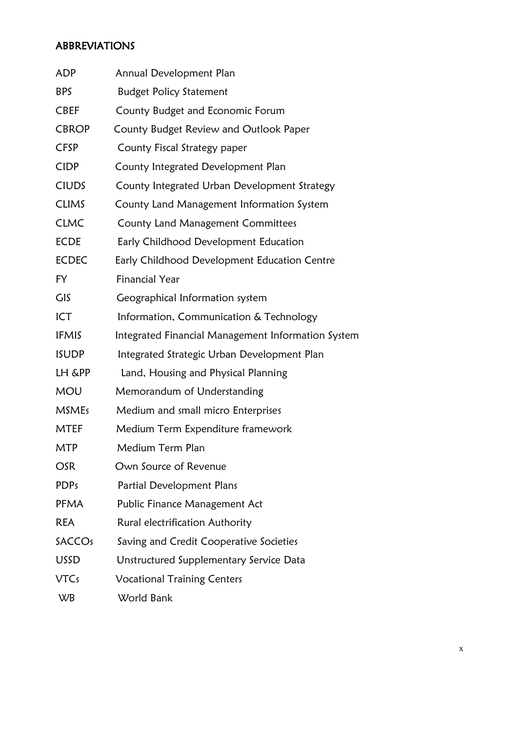## ABBREVIATIONS

| | |
|---|---|
| ADP | Annual Development Plan |
| BPS | Budget Policy Statement |
| CBEF | County Budget and Economic Forum |
| CBROP | County Budget Review and Outlook Paper |
| CFSP | County Fiscal Strategy paper |
| CIDP | County Integrated Development Plan |
| CIUDS | County Integrated Urban Development Strategy |
| CLIMS | County Land Management Information System |
| CLMC | County Land Management Committees |
| ECDE | Early Childhood Development Education |
| ECDEC | Early Childhood Development Education Centre |
| FY | Financial Year |
| GIS | Geographical Information system |
| ICT | Information, Communication & Technology |
| IFMIS | Integrated Financial Management Information System |
| ISUDP | Integrated Strategic Urban Development Plan |
| LH &PP | Land, Housing and Physical Planning |
| MOU | Memorandum of Understanding |
| MSMEs | Medium and small micro Enterprises |
| MTEF | Medium Term Expenditure framework |
| MTP | Medium Term Plan |
| OSR | Own Source of Revenue |
| PDPs | Partial Development Plans |
| PFMA | Public Finance Management Act |
| REA | Rural electrification Authority |
| SACCOs | Saving and Credit Cooperative Societies |
| USSD | Unstructured Supplementary Service Data |
| VTCs | Vocational Training Centers |
| WB | World Bank |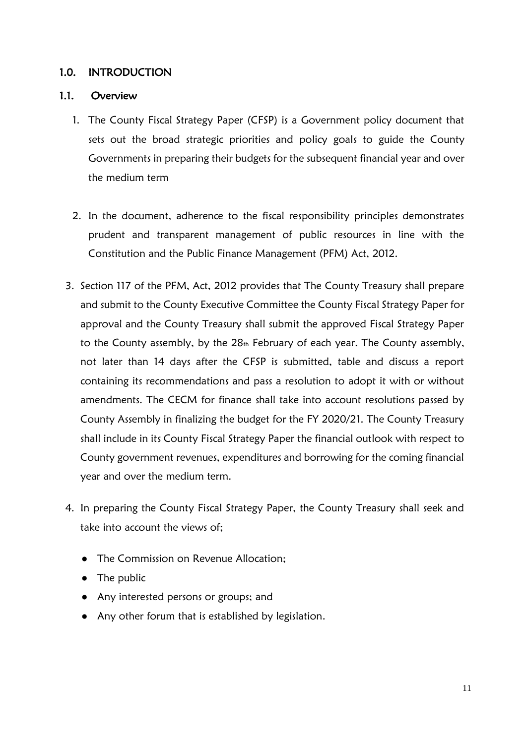## 1.0. INTRODUCTION

### 1.1. Overview

1. The County Fiscal Strategy Paper (CFSP) is a Government policy document that sets out the broad strategic priorities and policy goals to guide the County Governments in preparing their budgets for the subsequent financial year and over the medium term

2. In the document, adherence to the fiscal responsibility principles demonstrates prudent and transparent management of public resources in line with the Constitution and the Public Finance Management (PFM) Act, 2012.

3. Section 117 of the PFM, Act, 2012 provides that The County Treasury shall prepare and submit to the County Executive Committee the County Fiscal Strategy Paper for approval and the County Treasury shall submit the approved Fiscal Strategy Paper to the County assembly, by the 28th February of each year. The County assembly, not later than 14 days after the CFSP is submitted, table and discuss a report containing its recommendations and pass a resolution to adopt it with or without amendments. The CECM for finance shall take into account resolutions passed by County Assembly in finalizing the budget for the FY 2020/21. The County Treasury shall include in its County Fiscal Strategy Paper the financial outlook with respect to County government revenues, expenditures and borrowing for the coming financial year and over the medium term.

4. In preparing the County Fiscal Strategy Paper, the County Treasury shall seek and take into account the views of;
   - The Commission on Revenue Allocation;
   - The public
   - Any interested persons or groups; and
   - Any other forum that is established by legislation.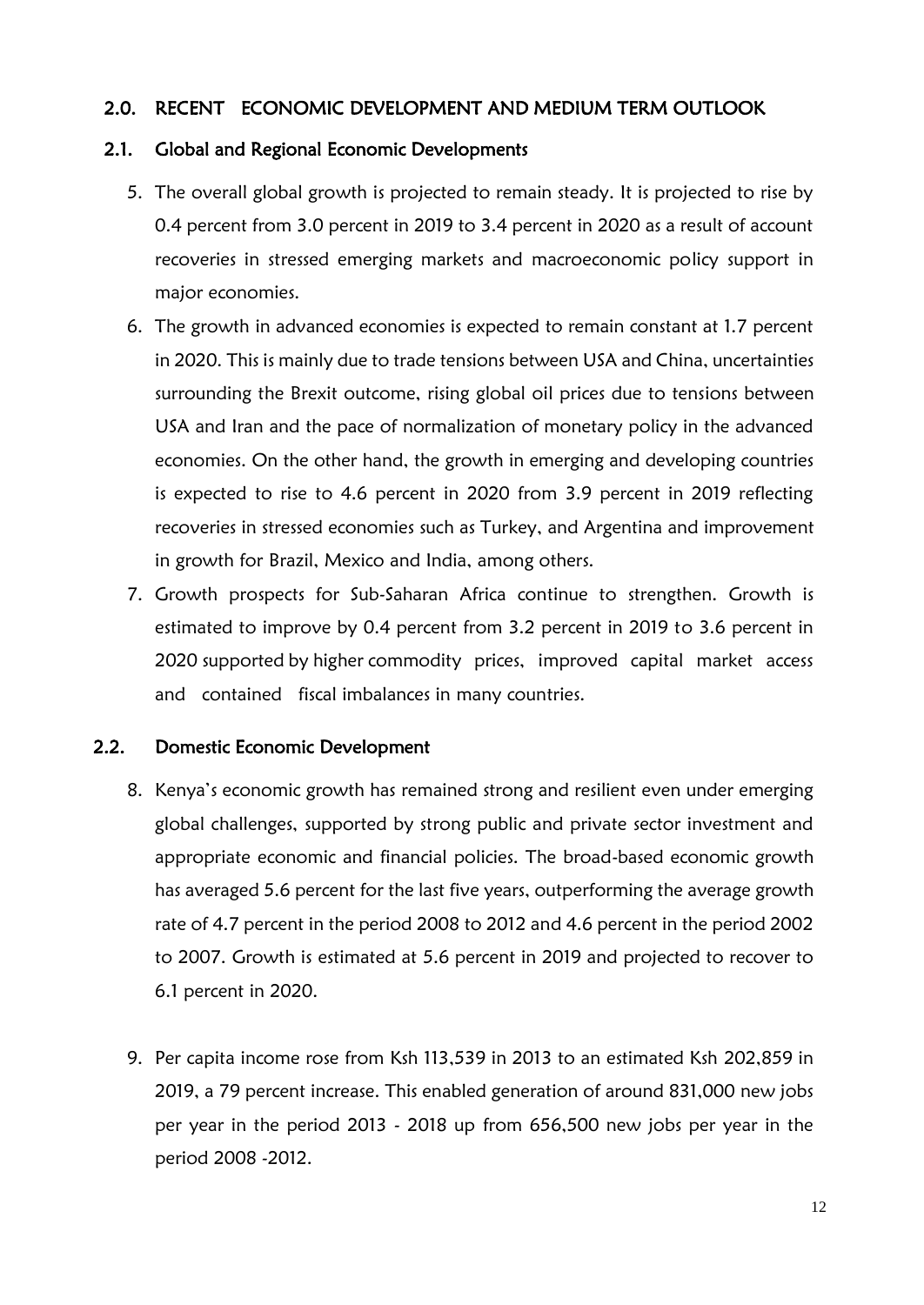## 2.0. RECENT ECONOMIC DEVELOPMENT AND MEDIUM TERM OUTLOOK

### 2.1. Global and Regional Economic Developments

5. The overall global growth is projected to remain steady. It is projected to rise by 0.4 percent from 3.0 percent in 2019 to 3.4 percent in 2020 as a result of account recoveries in stressed emerging markets and macroeconomic policy support in major economies.
6. The growth in advanced economies is expected to remain constant at 1.7 percent in 2020. This is mainly due to trade tensions between USA and China, uncertainties surrounding the Brexit outcome, rising global oil prices due to tensions between USA and Iran and the pace of normalization of monetary policy in the advanced economies. On the other hand, the growth in emerging and developing countries is expected to rise to 4.6 percent in 2020 from 3.9 percent in 2019 reflecting recoveries in stressed economies such as Turkey, and Argentina and improvement in growth for Brazil, Mexico and India, among others.
7. Growth prospects for Sub-Saharan Africa continue to strengthen. Growth is estimated to improve by 0.4 percent from 3.2 percent in 2019 to 3.6 percent in 2020 supported by higher commodity prices, improved capital market access and contained fiscal imbalances in many countries.

### 2.2. Domestic Economic Development

8. Kenya's economic growth has remained strong and resilient even under emerging global challenges, supported by strong public and private sector investment and appropriate economic and financial policies. The broad-based economic growth has averaged 5.6 percent for the last five years, outperforming the average growth rate of 4.7 percent in the period 2008 to 2012 and 4.6 percent in the period 2002 to 2007. Growth is estimated at 5.6 percent in 2019 and projected to recover to 6.1 percent in 2020.

9. Per capita income rose from Ksh 113,539 in 2013 to an estimated Ksh 202,859 in 2019, a 79 percent increase. This enabled generation of around 831,000 new jobs per year in the period 2013 - 2018 up from 656,500 new jobs per year in the period 2008 -2012.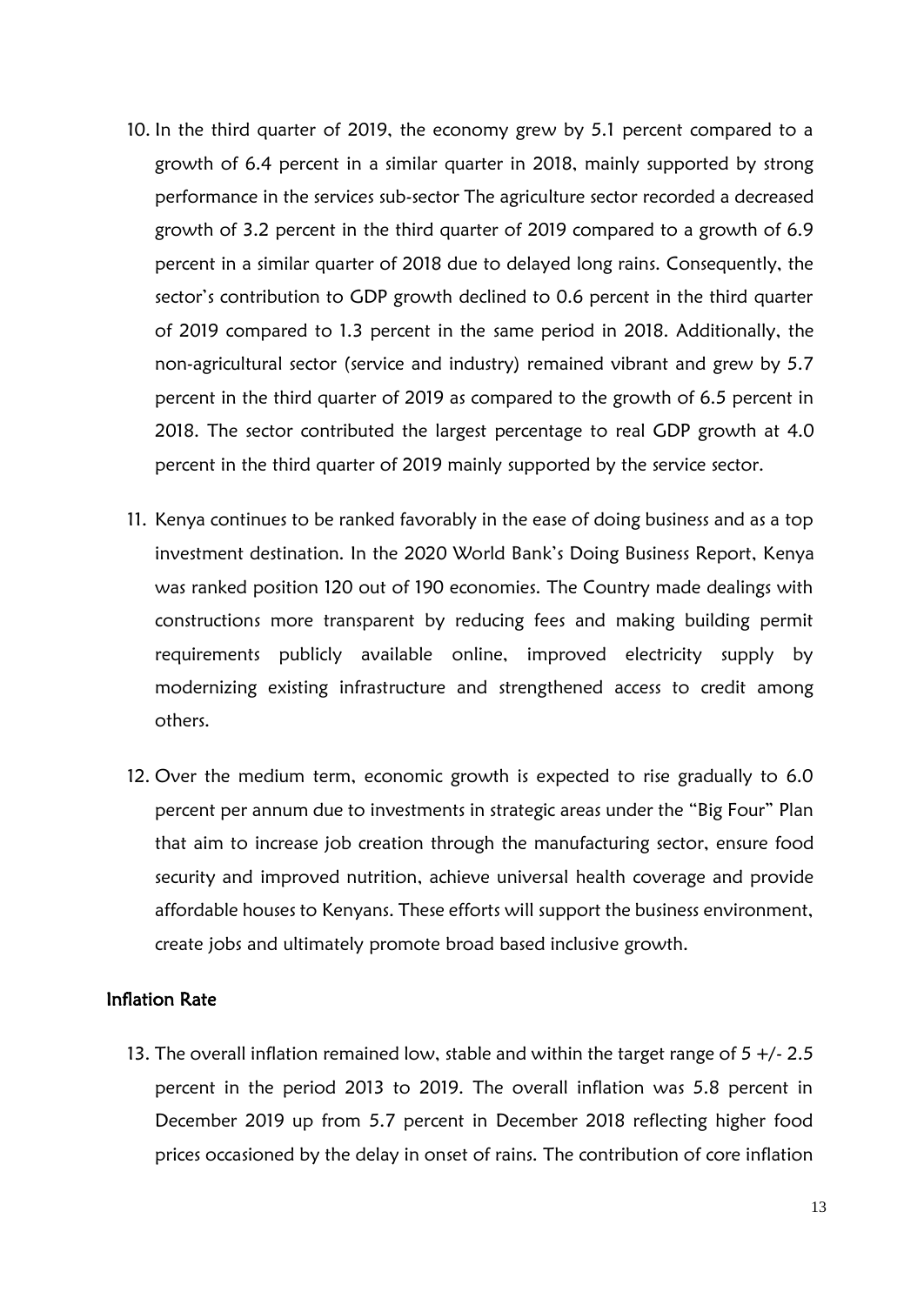10. In the third quarter of 2019, the economy grew by 5.1 percent compared to a growth of 6.4 percent in a similar quarter in 2018, mainly supported by strong performance in the services sub-sector The agriculture sector recorded a decreased growth of 3.2 percent in the third quarter of 2019 compared to a growth of 6.9 percent in a similar quarter of 2018 due to delayed long rains. Consequently, the sector's contribution to GDP growth declined to 0.6 percent in the third quarter of 2019 compared to 1.3 percent in the same period in 2018. Additionally, the non-agricultural sector (service and industry) remained vibrant and grew by 5.7 percent in the third quarter of 2019 as compared to the growth of 6.5 percent in 2018. The sector contributed the largest percentage to real GDP growth at 4.0 percent in the third quarter of 2019 mainly supported by the service sector.

11. Kenya continues to be ranked favorably in the ease of doing business and as a top investment destination. In the 2020 World Bank's Doing Business Report, Kenya was ranked position 120 out of 190 economies. The Country made dealings with constructions more transparent by reducing fees and making building permit requirements publicly available online, improved electricity supply by modernizing existing infrastructure and strengthened access to credit among others.

12. Over the medium term, economic growth is expected to rise gradually to 6.0 percent per annum due to investments in strategic areas under the "Big Four" Plan that aim to increase job creation through the manufacturing sector, ensure food security and improved nutrition, achieve universal health coverage and provide affordable houses to Kenyans. These efforts will support the business environment, create jobs and ultimately promote broad based inclusive growth.

## Inflation Rate

13. The overall inflation remained low, stable and within the target range of 5 +/- 2.5 percent in the period 2013 to 2019. The overall inflation was 5.8 percent in December 2019 up from 5.7 percent in December 2018 reflecting higher food prices occasioned by the delay in onset of rains. The contribution of core inflation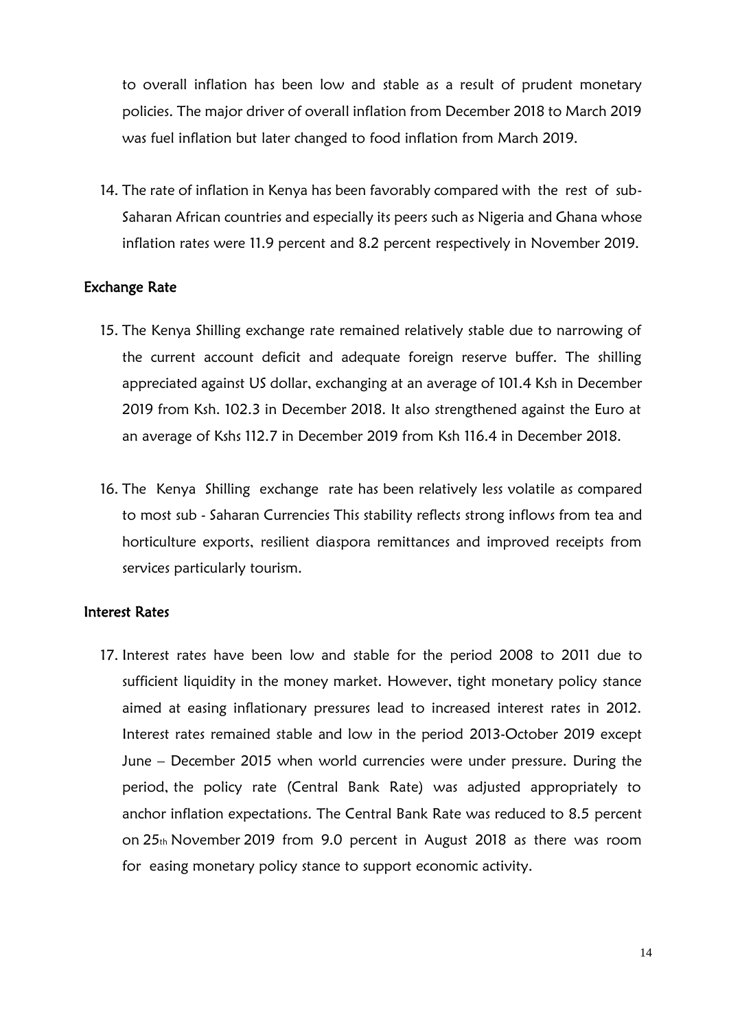to overall inflation has been low and stable as a result of prudent monetary policies. The major driver of overall inflation from December 2018 to March 2019 was fuel inflation but later changed to food inflation from March 2019.

14. The rate of inflation in Kenya has been favorably compared with the rest of sub-Saharan African countries and especially its peers such as Nigeria and Ghana whose inflation rates were 11.9 percent and 8.2 percent respectively in November 2019.

### Exchange Rate

15. The Kenya Shilling exchange rate remained relatively stable due to narrowing of the current account deficit and adequate foreign reserve buffer. The shilling appreciated against US dollar, exchanging at an average of 101.4 Ksh in December 2019 from Ksh. 102.3 in December 2018. It also strengthened against the Euro at an average of Kshs 112.7 in December 2019 from Ksh 116.4 in December 2018.

16. The Kenya Shilling exchange rate has been relatively less volatile as compared to most sub - Saharan Currencies This stability reflects strong inflows from tea and horticulture exports, resilient diaspora remittances and improved receipts from services particularly tourism.

### Interest Rates

17. Interest rates have been low and stable for the period 2008 to 2011 due to sufficient liquidity in the money market. However, tight monetary policy stance aimed at easing inflationary pressures lead to increased interest rates in 2012. Interest rates remained stable and low in the period 2013-October 2019 except June – December 2015 when world currencies were under pressure. During the period, the policy rate (Central Bank Rate) was adjusted appropriately to anchor inflation expectations. The Central Bank Rate was reduced to 8.5 percent on 25th November 2019 from 9.0 percent in August 2018 as there was room for easing monetary policy stance to support economic activity.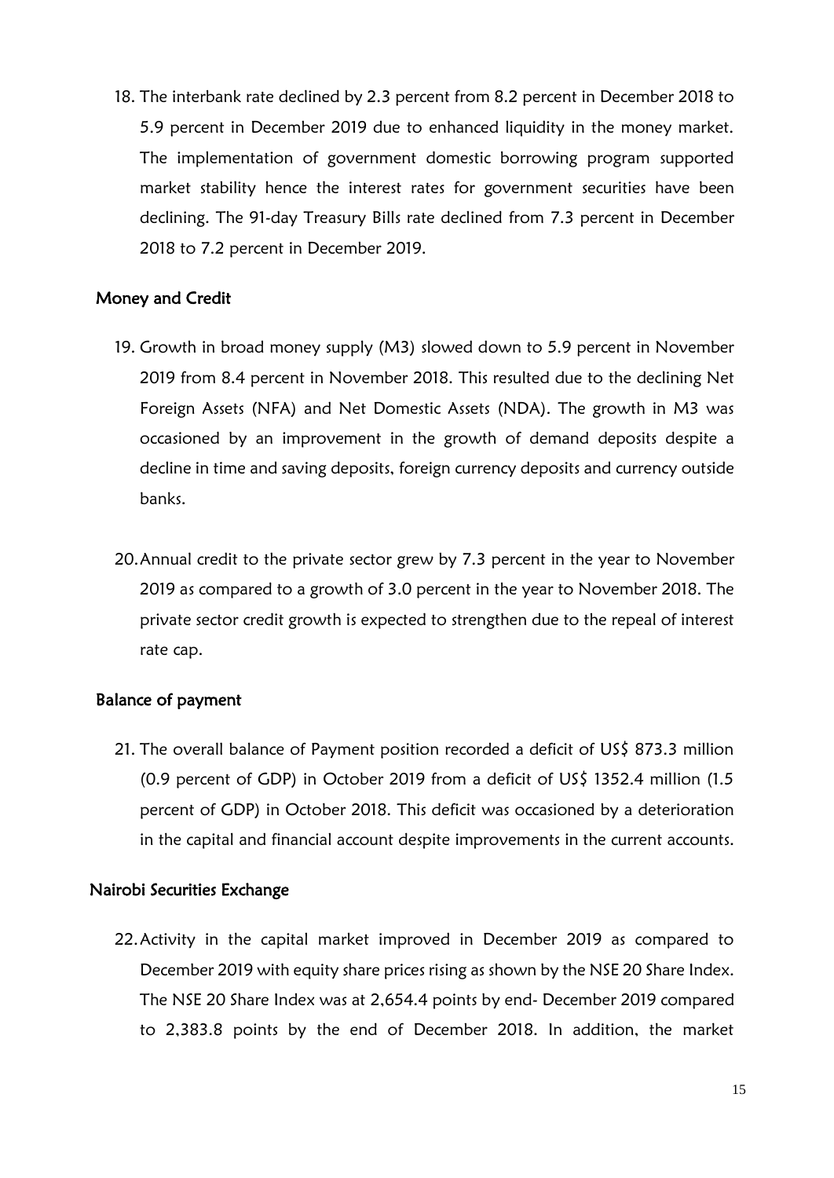18. The interbank rate declined by 2.3 percent from 8.2 percent in December 2018 to 5.9 percent in December 2019 due to enhanced liquidity in the money market. The implementation of government domestic borrowing program supported market stability hence the interest rates for government securities have been declining. The 91-day Treasury Bills rate declined from 7.3 percent in December 2018 to 7.2 percent in December 2019.

### Money and Credit

19. Growth in broad money supply (M3) slowed down to 5.9 percent in November 2019 from 8.4 percent in November 2018. This resulted due to the declining Net Foreign Assets (NFA) and Net Domestic Assets (NDA). The growth in M3 was occasioned by an improvement in the growth of demand deposits despite a decline in time and saving deposits, foreign currency deposits and currency outside banks.

20. Annual credit to the private sector grew by 7.3 percent in the year to November 2019 as compared to a growth of 3.0 percent in the year to November 2018. The private sector credit growth is expected to strengthen due to the repeal of interest rate cap.

### Balance of payment

21. The overall balance of Payment position recorded a deficit of US$ 873.3 million (0.9 percent of GDP) in October 2019 from a deficit of US$ 1352.4 million (1.5 percent of GDP) in October 2018. This deficit was occasioned by a deterioration in the capital and financial account despite improvements in the current accounts.

### Nairobi Securities Exchange

22. Activity in the capital market improved in December 2019 as compared to December 2019 with equity share prices rising as shown by the NSE 20 Share Index. The NSE 20 Share Index was at 2,654.4 points by end- December 2019 compared to 2,383.8 points by the end of December 2018. In addition, the market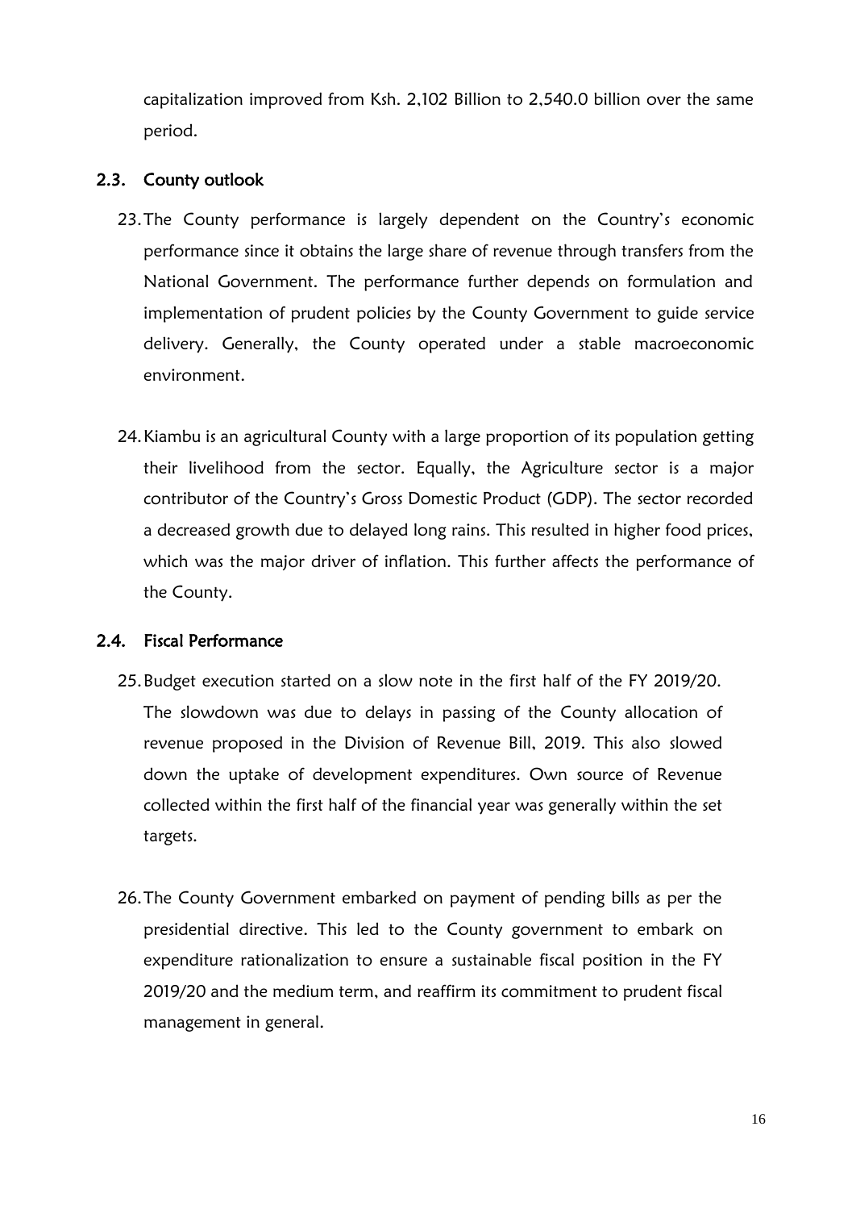capitalization improved from Ksh. 2,102 Billion to 2,540.0 billion over the same period.

### 2.3. County outlook

23. The County performance is largely dependent on the Country's economic performance since it obtains the large share of revenue through transfers from the National Government. The performance further depends on formulation and implementation of prudent policies by the County Government to guide service delivery. Generally, the County operated under a stable macroeconomic environment.

24. Kiambu is an agricultural County with a large proportion of its population getting their livelihood from the sector. Equally, the Agriculture sector is a major contributor of the Country's Gross Domestic Product (GDP). The sector recorded a decreased growth due to delayed long rains. This resulted in higher food prices, which was the major driver of inflation. This further affects the performance of the County.

### 2.4. Fiscal Performance

25. Budget execution started on a slow note in the first half of the FY 2019/20. The slowdown was due to delays in passing of the County allocation of revenue proposed in the Division of Revenue Bill, 2019. This also slowed down the uptake of development expenditures. Own source of Revenue collected within the first half of the financial year was generally within the set targets.

26. The County Government embarked on payment of pending bills as per the presidential directive. This led to the County government to embark on expenditure rationalization to ensure a sustainable fiscal position in the FY 2019/20 and the medium term, and reaffirm its commitment to prudent fiscal management in general.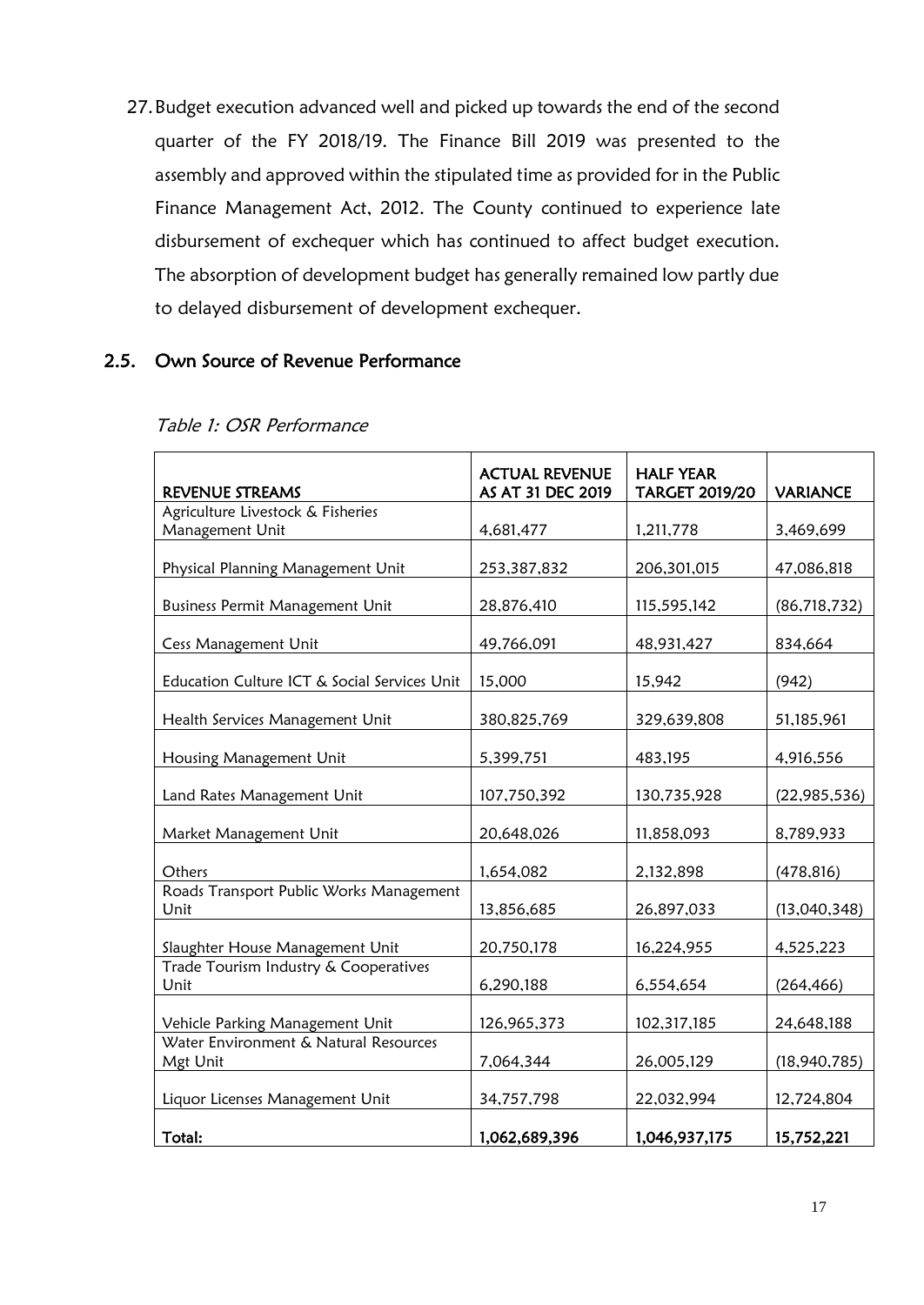27. Budget execution advanced well and picked up towards the end of the second quarter of the FY 2018/19. The Finance Bill 2019 was presented to the assembly and approved within the stipulated time as provided for in the Public Finance Management Act, 2012. The County continued to experience late disbursement of exchequer which has continued to affect budget execution. The absorption of development budget has generally remained low partly due to delayed disbursement of development exchequer.

## 2.5. Own Source of Revenue Performance

*Table 1: OSR Performance*

| REVENUE STREAMS | ACTUAL REVENUE AS AT 31 DEC 2019 | HALF YEAR TARGET 2019/20 | VARIANCE |
|---|---|---|---|
| Agriculture Livestock & Fisheries Management Unit | 4,681,477 | 1,211,778 | 3,469,699 |
| Physical Planning Management Unit | 253,387,832 | 206,301,015 | 47,086,818 |
| Business Permit Management Unit | 28,876,410 | 115,595,142 | (86,718,732) |
| Cess Management Unit | 49,766,091 | 48,931,427 | 834,664 |
| Education Culture ICT & Social Services Unit | 15,000 | 15,942 | (942) |
| Health Services Management Unit | 380,825,769 | 329,639,808 | 51,185,961 |
| Housing Management Unit | 5,399,751 | 483,195 | 4,916,556 |
| Land Rates Management Unit | 107,750,392 | 130,735,928 | (22,985,536) |
| Market Management Unit | 20,648,026 | 11,858,093 | 8,789,933 |
| Others | 1,654,082 | 2,132,898 | (478,816) |
| Roads Transport Public Works Management Unit | 13,856,685 | 26,897,033 | (13,040,348) |
| Slaughter House Management Unit | 20,750,178 | 16,224,955 | 4,525,223 |
| Trade Tourism Industry & Cooperatives Unit | 6,290,188 | 6,554,654 | (264,466) |
| Vehicle Parking Management Unit | 126,965,373 | 102,317,185 | 24,648,188 |
| Water Environment & Natural Resources Mgt Unit | 7,064,344 | 26,005,129 | (18,940,785) |
| Liquor Licenses Management Unit | 34,757,798 | 22,032,994 | 12,724,804 |
| **Total:** | **1,062,689,396** | **1,046,937,175** | **15,752,221** |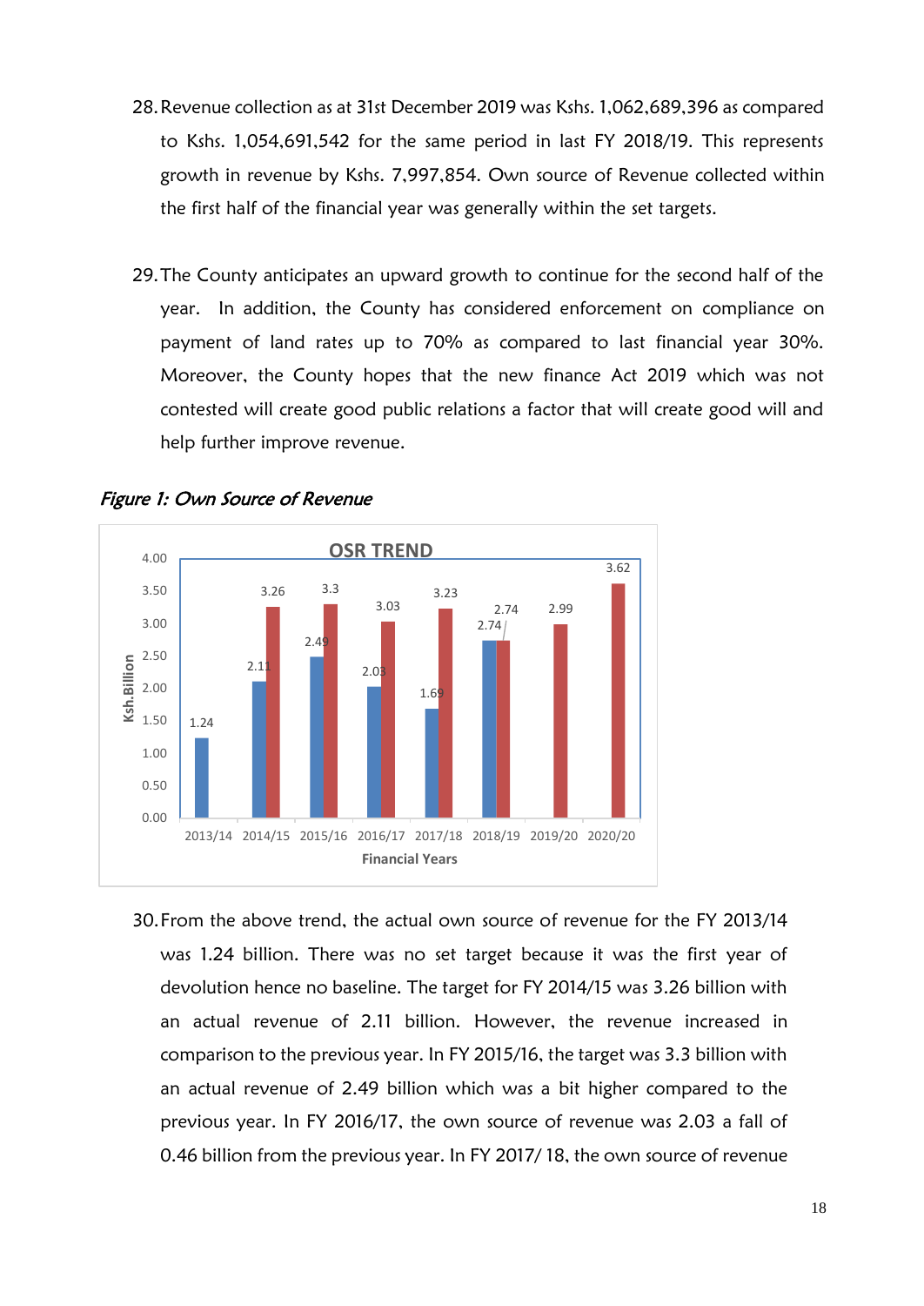28. Revenue collection as at 31st December 2019 was Kshs. 1,062,689,396 as compared to Kshs. 1,054,691,542 for the same period in last FY 2018/19. This represents growth in revenue by Kshs. 7,997,854. Own source of Revenue collected within the first half of the financial year was generally within the set targets.

29. The County anticipates an upward growth to continue for the second half of the year. In addition, the County has considered enforcement on compliance on payment of land rates up to 70% as compared to last financial year 30%. Moreover, the County hopes that the new finance Act 2019 which was not contested will create good public relations a factor that will create good will and help further improve revenue.

*Figure 1: Own Source of Revenue*

OSR TREND

| Financial Years | Actual (Ksh. Billion) | Target (Ksh. Billion) |
|---|---|---|
| 2013/14 | 1.24 | |
| 2014/15 | 2.11 | 3.26 |
| 2015/16 | 2.49 | 3.3 |
| 2016/17 | 2.03 | 3.03 |
| 2017/18 | 1.69 | 3.23 |
| 2018/19 | 2.74 | 2.74 |
| 2019/20 | | 2.99 |
| 2020/20 | | 3.62 |

30. From the above trend, the actual own source of revenue for the FY 2013/14 was 1.24 billion. There was no set target because it was the first year of devolution hence no baseline. The target for FY 2014/15 was 3.26 billion with an actual revenue of 2.11 billion. However, the revenue increased in comparison to the previous year. In FY 2015/16, the target was 3.3 billion with an actual revenue of 2.49 billion which was a bit higher compared to the previous year. In FY 2016/17, the own source of revenue was 2.03 a fall of 0.46 billion from the previous year. In FY 2017/ 18, the own source of revenue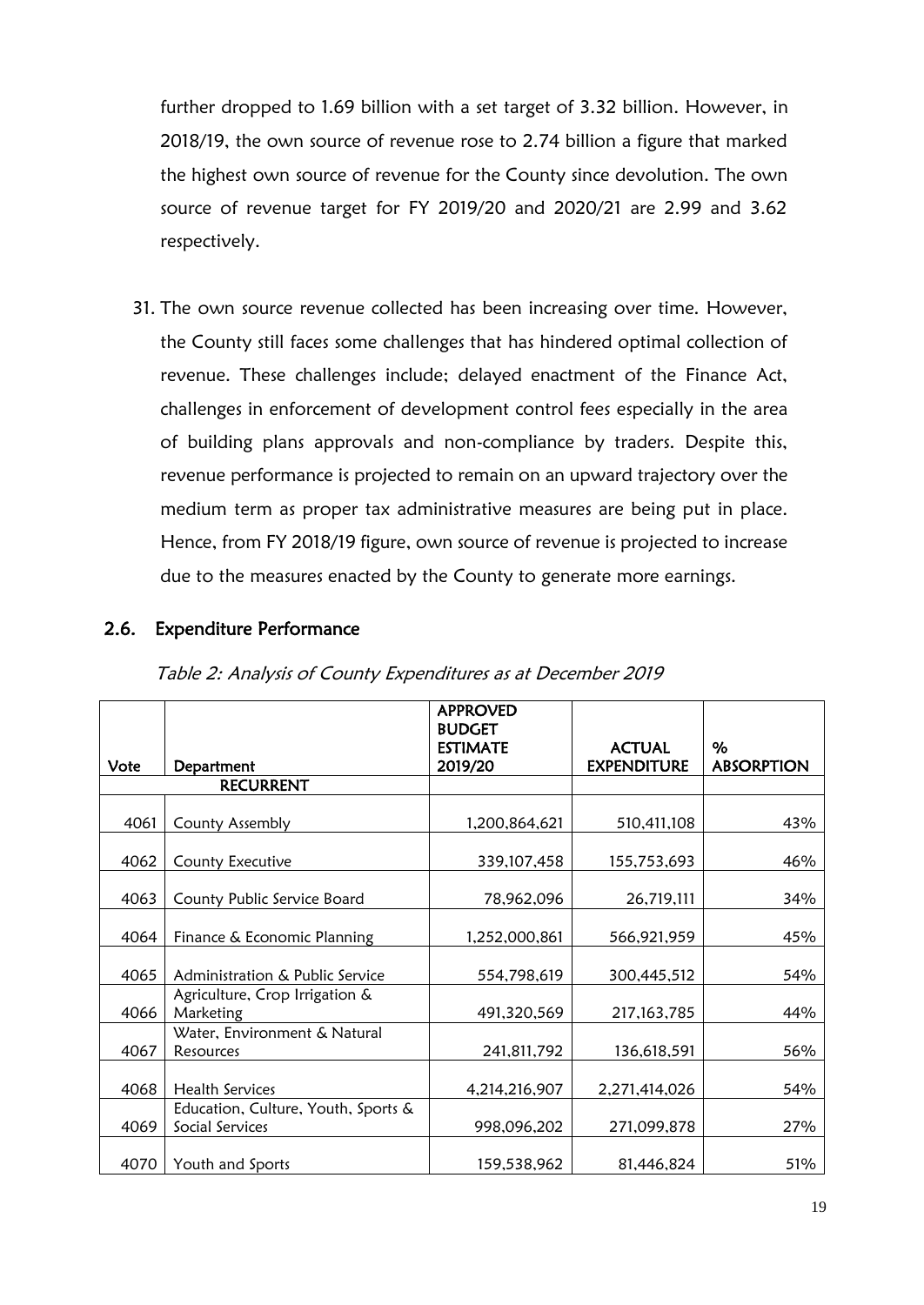further dropped to 1.69 billion with a set target of 3.32 billion. However, in 2018/19, the own source of revenue rose to 2.74 billion a figure that marked the highest own source of revenue for the County since devolution. The own source of revenue target for FY 2019/20 and 2020/21 are 2.99 and 3.62 respectively.

31. The own source revenue collected has been increasing over time. However, the County still faces some challenges that has hindered optimal collection of revenue. These challenges include; delayed enactment of the Finance Act, challenges in enforcement of development control fees especially in the area of building plans approvals and non-compliance by traders. Despite this, revenue performance is projected to remain on an upward trajectory over the medium term as proper tax administrative measures are being put in place. Hence, from FY 2018/19 figure, own source of revenue is projected to increase due to the measures enacted by the County to generate more earnings.

## 2.6. Expenditure Performance

*Table 2: Analysis of County Expenditures as at December 2019*

| Vote | Department | APPROVED BUDGET ESTIMATE 2019/20 | ACTUAL EXPENDITURE | % ABSORPTION |
|---|---|---|---|---|
| | **RECURRENT** | | | |
| 4061 | County Assembly | 1,200,864,621 | 510,411,108 | 43% |
| 4062 | County Executive | 339,107,458 | 155,753,693 | 46% |
| 4063 | County Public Service Board | 78,962,096 | 26,719,111 | 34% |
| 4064 | Finance & Economic Planning | 1,252,000,861 | 566,921,959 | 45% |
| 4065 | Administration & Public Service | 554,798,619 | 300,445,512 | 54% |
| 4066 | Agriculture, Crop Irrigation & Marketing | 491,320,569 | 217,163,785 | 44% |
| 4067 | Water, Environment & Natural Resources | 241,811,792 | 136,618,591 | 56% |
| 4068 | Health Services | 4,214,216,907 | 2,271,414,026 | 54% |
| 4069 | Education, Culture, Youth, Sports & Social Services | 998,096,202 | 271,099,878 | 27% |
| 4070 | Youth and Sports | 159,538,962 | 81,446,824 | 51% |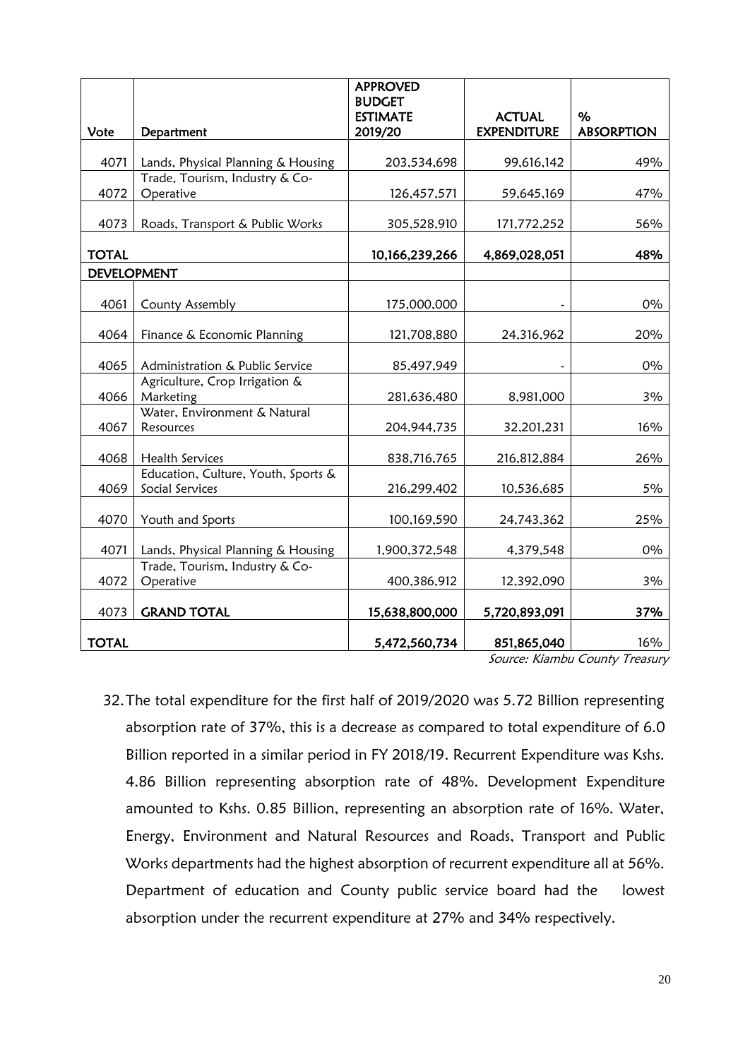| Vote | Department | APPROVED BUDGET ESTIMATE 2019/20 | ACTUAL EXPENDITURE | % ABSORPTION |
|---|---|---|---|---|
| 4071 | Lands, Physical Planning & Housing | 203,534,698 | 99,616,142 | 49% |
| 4072 | Trade, Tourism, Industry & Co-Operative | 126,457,571 | 59,645,169 | 47% |
| 4073 | Roads, Transport & Public Works | 305,528,910 | 171,772,252 | 56% |
| **TOTAL** | | **10,166,239,266** | **4,869,028,051** | **48%** |
| **DEVELOPMENT** | | | | |
| 4061 | County Assembly | 175,000,000 | - | 0% |
| 4064 | Finance & Economic Planning | 121,708,880 | 24,316,962 | 20% |
| 4065 | Administration & Public Service | 85,497,949 | - | 0% |
| 4066 | Agriculture, Crop Irrigation & Marketing | 281,636,480 | 8,981,000 | 3% |
| 4067 | Water, Environment & Natural Resources | 204,944,735 | 32,201,231 | 16% |
| 4068 | Health Services | 838,716,765 | 216,812,884 | 26% |
| 4069 | Education, Culture, Youth, Sports & Social Services | 216,299,402 | 10,536,685 | 5% |
| 4070 | Youth and Sports | 100,169,590 | 24,743,362 | 25% |
| 4071 | Lands, Physical Planning & Housing | 1,900,372,548 | 4,379,548 | 0% |
| 4072 | Trade, Tourism, Industry & Co-Operative | 400,386,912 | 12,392,090 | 3% |
| 4073 | **GRAND TOTAL** | **15,638,800,000** | **5,720,893,091** | **37%** |
| **TOTAL** | | **5,472,560,734** | **851,865,040** | 16% |

*Source: Kiambu County Treasury*

32. The total expenditure for the first half of 2019/2020 was 5.72 Billion representing absorption rate of 37%, this is a decrease as compared to total expenditure of 6.0 Billion reported in a similar period in FY 2018/19. Recurrent Expenditure was Kshs. 4.86 Billion representing absorption rate of 48%. Development Expenditure amounted to Kshs. 0.85 Billion, representing an absorption rate of 16%. Water, Energy, Environment and Natural Resources and Roads, Transport and Public Works departments had the highest absorption of recurrent expenditure all at 56%. Department of education and County public service board had the lowest absorption under the recurrent expenditure at 27% and 34% respectively.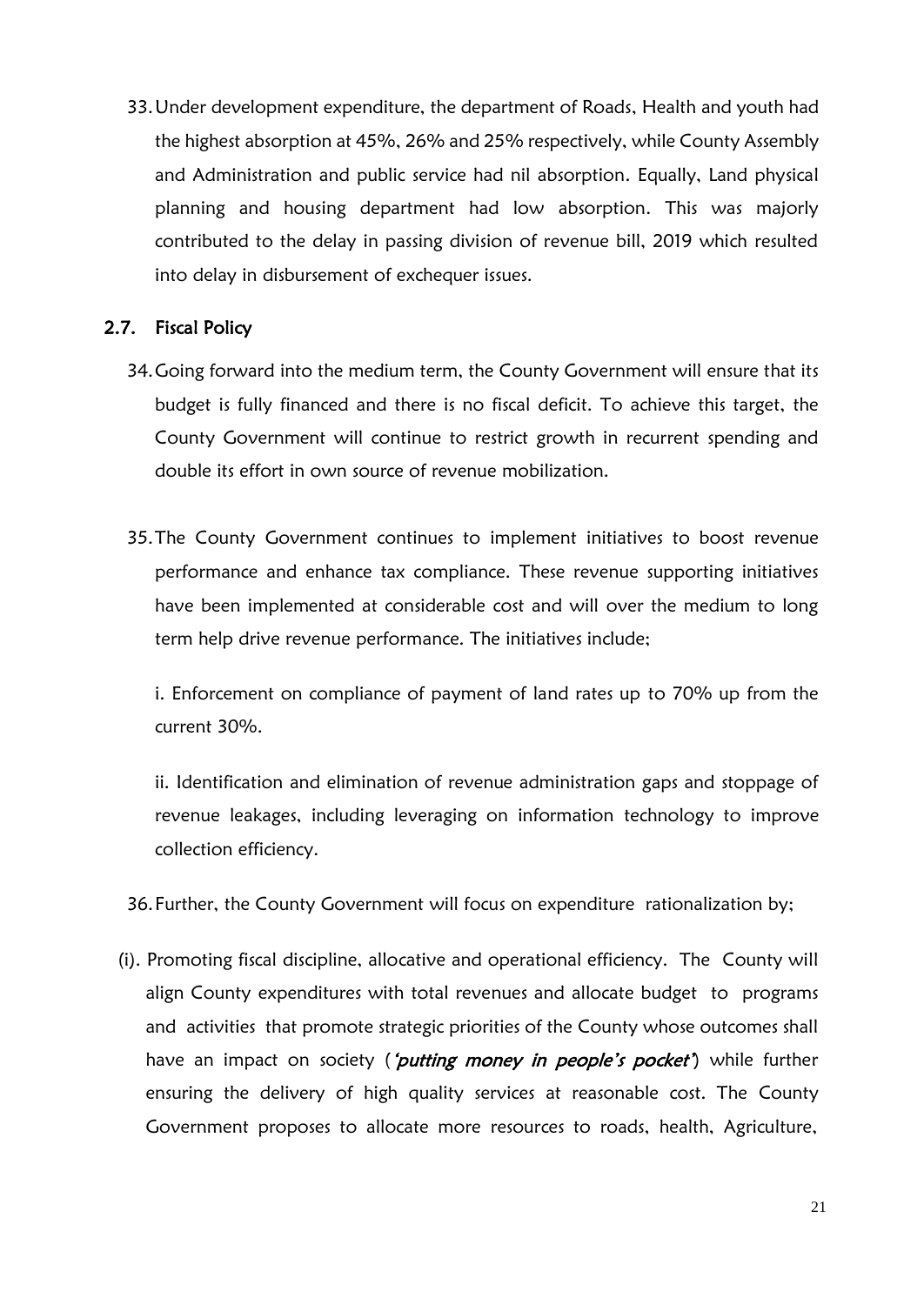33. Under development expenditure, the department of Roads, Health and youth had the highest absorption at 45%, 26% and 25% respectively, while County Assembly and Administration and public service had nil absorption. Equally, Land physical planning and housing department had low absorption. This was majorly contributed to the delay in passing division of revenue bill, 2019 which resulted into delay in disbursement of exchequer issues.

## 2.7. Fiscal Policy

34. Going forward into the medium term, the County Government will ensure that its budget is fully financed and there is no fiscal deficit. To achieve this target, the County Government will continue to restrict growth in recurrent spending and double its effort in own source of revenue mobilization.

35. The County Government continues to implement initiatives to boost revenue performance and enhance tax compliance. These revenue supporting initiatives have been implemented at considerable cost and will over the medium to long term help drive revenue performance. The initiatives include;

    i. Enforcement on compliance of payment of land rates up to 70% up from the current 30%.

    ii. Identification and elimination of revenue administration gaps and stoppage of revenue leakages, including leveraging on information technology to improve collection efficiency.

36. Further, the County Government will focus on expenditure rationalization by;

(i). Promoting fiscal discipline, allocative and operational efficiency. The County will align County expenditures with total revenues and allocate budget to programs and activities that promote strategic priorities of the County whose outcomes shall have an impact on society (***'putting money in people's pocket'***) while further ensuring the delivery of high quality services at reasonable cost. The County Government proposes to allocate more resources to roads, health, Agriculture,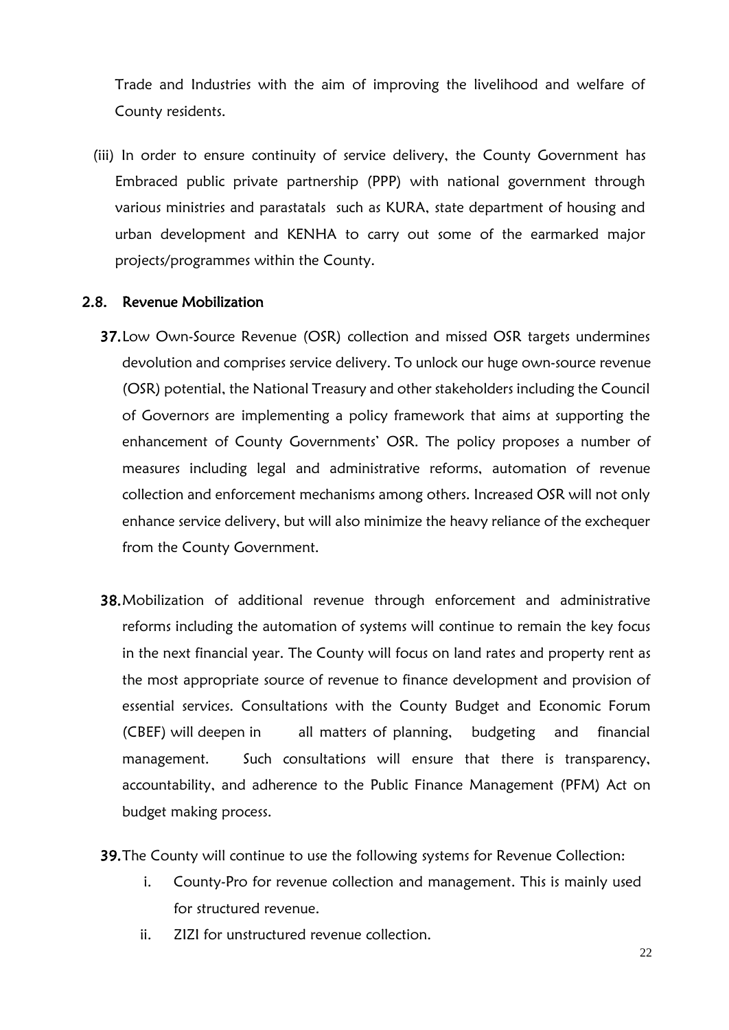Trade and Industries with the aim of improving the livelihood and welfare of County residents.

(iii) In order to ensure continuity of service delivery, the County Government has Embraced public private partnership (PPP) with national government through various ministries and parastatals such as KURA, state department of housing and urban development and KENHA to carry out some of the earmarked major projects/programmes within the County.

## 2.8. Revenue Mobilization

**37.** Low Own-Source Revenue (OSR) collection and missed OSR targets undermines devolution and comprises service delivery. To unlock our huge own-source revenue (OSR) potential, the National Treasury and other stakeholders including the Council of Governors are implementing a policy framework that aims at supporting the enhancement of County Governments' OSR. The policy proposes a number of measures including legal and administrative reforms, automation of revenue collection and enforcement mechanisms among others. Increased OSR will not only enhance service delivery, but will also minimize the heavy reliance of the exchequer from the County Government.

**38.** Mobilization of additional revenue through enforcement and administrative reforms including the automation of systems will continue to remain the key focus in the next financial year. The County will focus on land rates and property rent as the most appropriate source of revenue to finance development and provision of essential services. Consultations with the County Budget and Economic Forum (CBEF) will deepen in all matters of planning, budgeting and financial management. Such consultations will ensure that there is transparency, accountability, and adherence to the Public Finance Management (PFM) Act on budget making process.

**39.** The County will continue to use the following systems for Revenue Collection:

i. County-Pro for revenue collection and management. This is mainly used for structured revenue.

ii. ZIZI for unstructured revenue collection.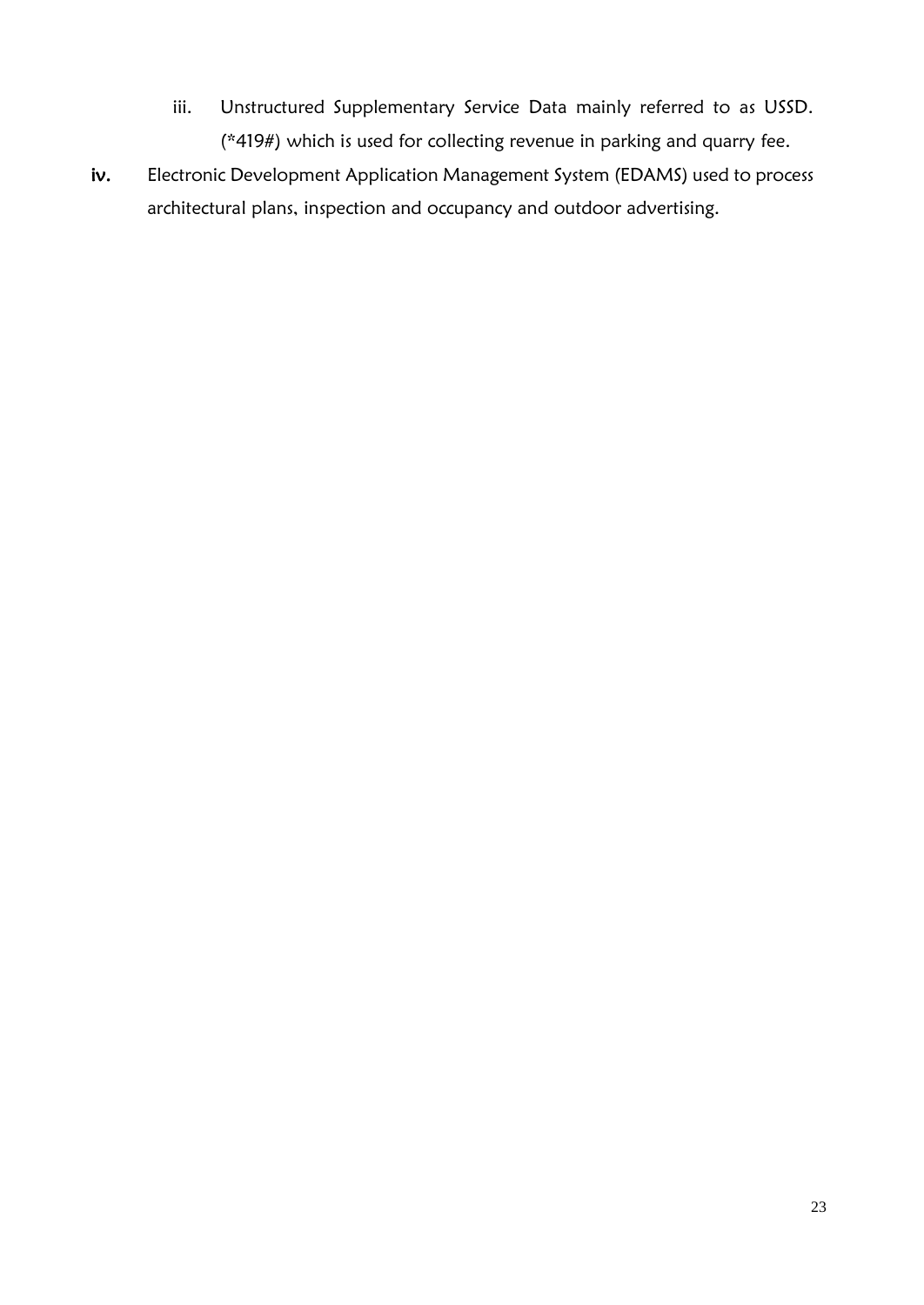iii. Unstructured Supplementary Service Data mainly referred to as USSD. (*419#) which is used for collecting revenue in parking and quarry fee.

**iv.** Electronic Development Application Management System (EDAMS) used to process architectural plans, inspection and occupancy and outdoor advertising.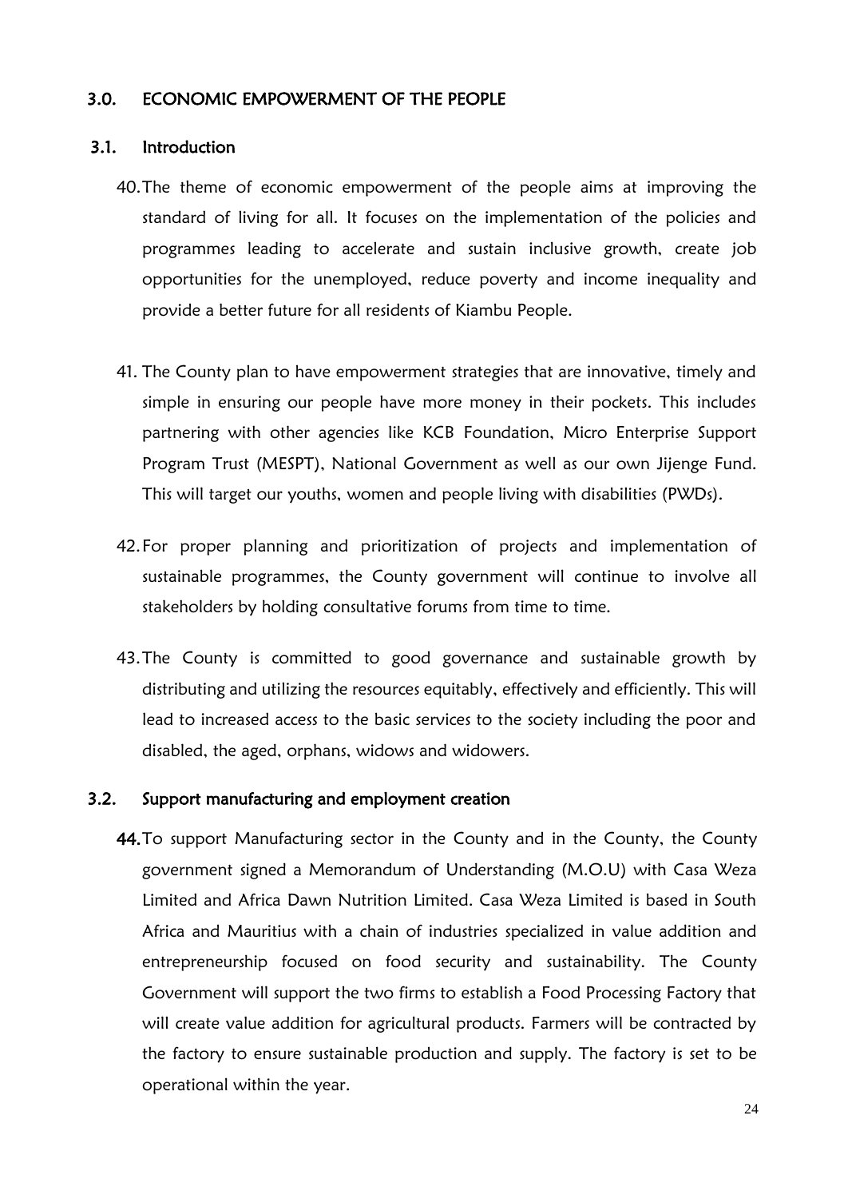## 3.0. ECONOMIC EMPOWERMENT OF THE PEOPLE

### 3.1. Introduction

40. The theme of economic empowerment of the people aims at improving the standard of living for all. It focuses on the implementation of the policies and programmes leading to accelerate and sustain inclusive growth, create job opportunities for the unemployed, reduce poverty and income inequality and provide a better future for all residents of Kiambu People.

41. The County plan to have empowerment strategies that are innovative, timely and simple in ensuring our people have more money in their pockets. This includes partnering with other agencies like KCB Foundation, Micro Enterprise Support Program Trust (MESPT), National Government as well as our own Jijenge Fund. This will target our youths, women and people living with disabilities (PWDs).

42. For proper planning and prioritization of projects and implementation of sustainable programmes, the County government will continue to involve all stakeholders by holding consultative forums from time to time.

43. The County is committed to good governance and sustainable growth by distributing and utilizing the resources equitably, effectively and efficiently. This will lead to increased access to the basic services to the society including the poor and disabled, the aged, orphans, widows and widowers.

### 3.2. Support manufacturing and employment creation

44. To support Manufacturing sector in the County and in the County, the County government signed a Memorandum of Understanding (M.O.U) with Casa Weza Limited and Africa Dawn Nutrition Limited. Casa Weza Limited is based in South Africa and Mauritius with a chain of industries specialized in value addition and entrepreneurship focused on food security and sustainability. The County Government will support the two firms to establish a Food Processing Factory that will create value addition for agricultural products. Farmers will be contracted by the factory to ensure sustainable production and supply. The factory is set to be operational within the year.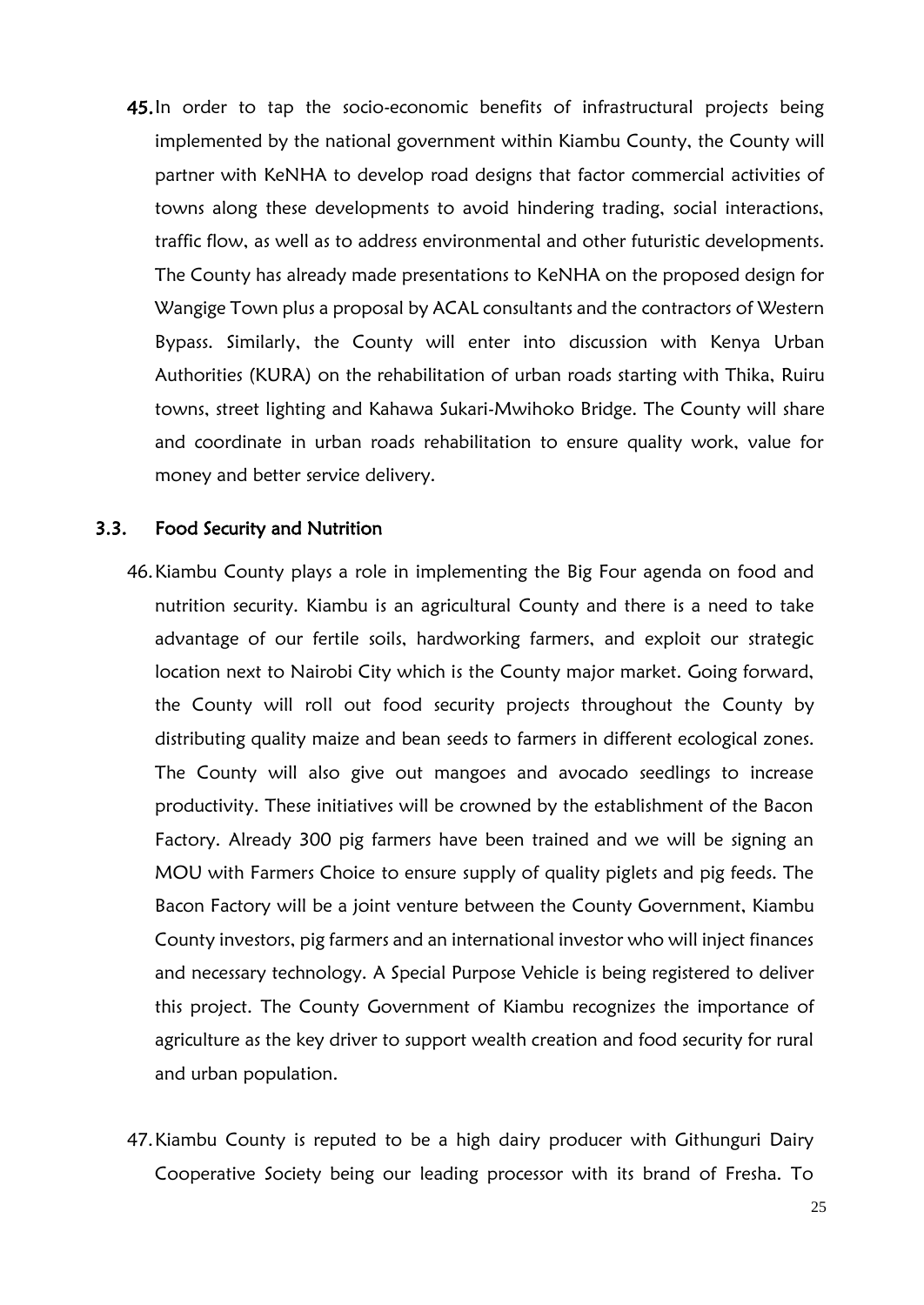45. In order to tap the socio-economic benefits of infrastructural projects being implemented by the national government within Kiambu County, the County will partner with KeNHA to develop road designs that factor commercial activities of towns along these developments to avoid hindering trading, social interactions, traffic flow, as well as to address environmental and other futuristic developments. The County has already made presentations to KeNHA on the proposed design for Wangige Town plus a proposal by ACAL consultants and the contractors of Western Bypass. Similarly, the County will enter into discussion with Kenya Urban Authorities (KURA) on the rehabilitation of urban roads starting with Thika, Ruiru towns, street lighting and Kahawa Sukari-Mwihoko Bridge. The County will share and coordinate in urban roads rehabilitation to ensure quality work, value for money and better service delivery.

## 3.3. Food Security and Nutrition

46. Kiambu County plays a role in implementing the Big Four agenda on food and nutrition security. Kiambu is an agricultural County and there is a need to take advantage of our fertile soils, hardworking farmers, and exploit our strategic location next to Nairobi City which is the County major market. Going forward, the County will roll out food security projects throughout the County by distributing quality maize and bean seeds to farmers in different ecological zones. The County will also give out mangoes and avocado seedlings to increase productivity. These initiatives will be crowned by the establishment of the Bacon Factory. Already 300 pig farmers have been trained and we will be signing an MOU with Farmers Choice to ensure supply of quality piglets and pig feeds. The Bacon Factory will be a joint venture between the County Government, Kiambu County investors, pig farmers and an international investor who will inject finances and necessary technology. A Special Purpose Vehicle is being registered to deliver this project. The County Government of Kiambu recognizes the importance of agriculture as the key driver to support wealth creation and food security for rural and urban population.

47. Kiambu County is reputed to be a high dairy producer with Githunguri Dairy Cooperative Society being our leading processor with its brand of Fresha. To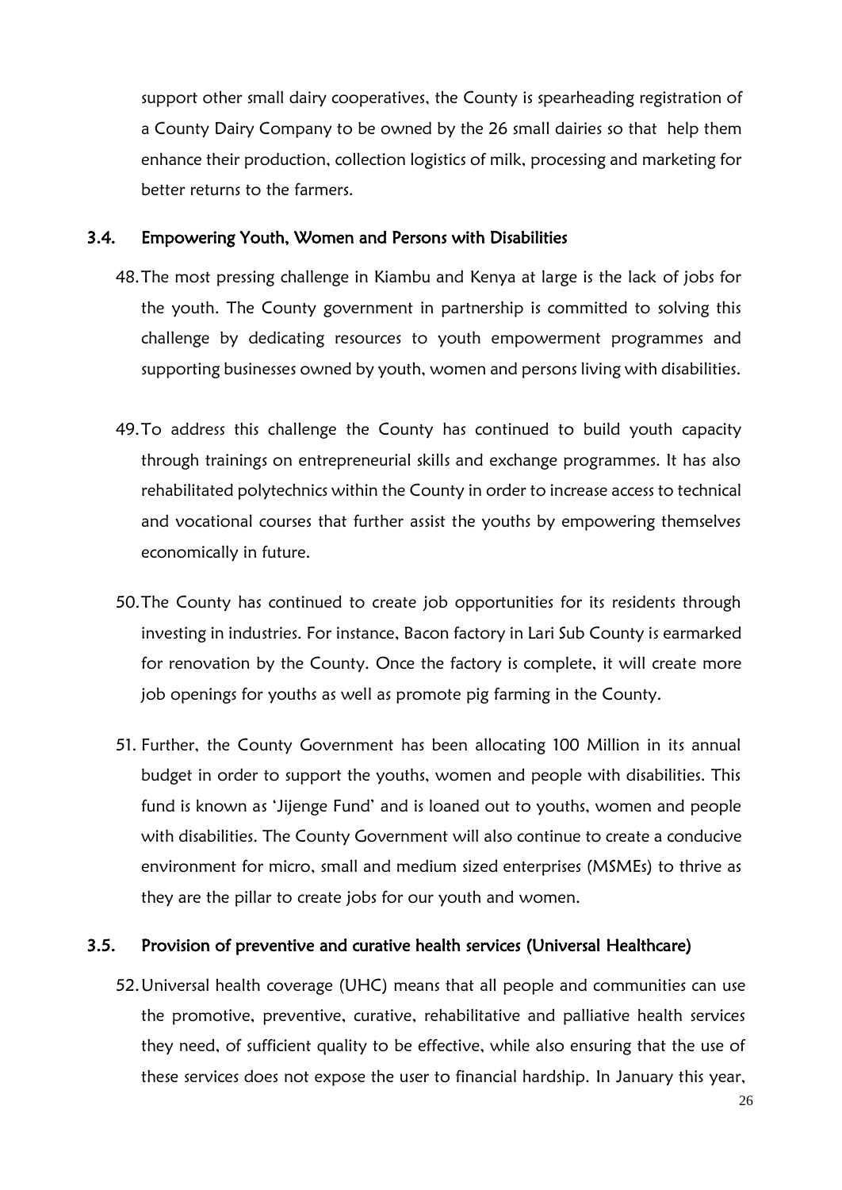support other small dairy cooperatives, the County is spearheading registration of a County Dairy Company to be owned by the 26 small dairies so that help them enhance their production, collection logistics of milk, processing and marketing for better returns to the farmers.

### 3.4. Empowering Youth, Women and Persons with Disabilities

48. The most pressing challenge in Kiambu and Kenya at large is the lack of jobs for the youth. The County government in partnership is committed to solving this challenge by dedicating resources to youth empowerment programmes and supporting businesses owned by youth, women and persons living with disabilities.

49. To address this challenge the County has continued to build youth capacity through trainings on entrepreneurial skills and exchange programmes. It has also rehabilitated polytechnics within the County in order to increase access to technical and vocational courses that further assist the youths by empowering themselves economically in future.

50. The County has continued to create job opportunities for its residents through investing in industries. For instance, Bacon factory in Lari Sub County is earmarked for renovation by the County. Once the factory is complete, it will create more job openings for youths as well as promote pig farming in the County.

51. Further, the County Government has been allocating 100 Million in its annual budget in order to support the youths, women and people with disabilities. This fund is known as 'Jijenge Fund' and is loaned out to youths, women and people with disabilities. The County Government will also continue to create a conducive environment for micro, small and medium sized enterprises (MSMEs) to thrive as they are the pillar to create jobs for our youth and women.

### 3.5. Provision of preventive and curative health services (Universal Healthcare)

52. Universal health coverage (UHC) means that all people and communities can use the promotive, preventive, curative, rehabilitative and palliative health services they need, of sufficient quality to be effective, while also ensuring that the use of these services does not expose the user to financial hardship. In January this year,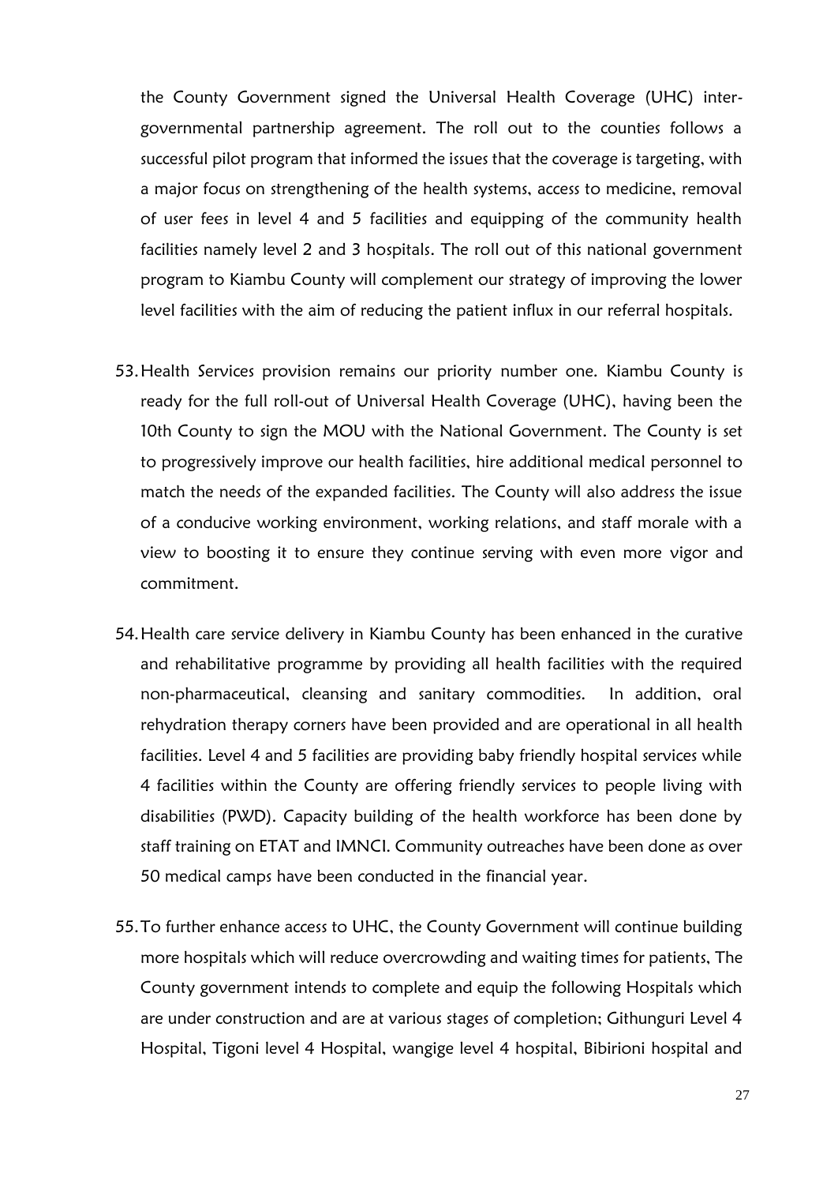the County Government signed the Universal Health Coverage (UHC) inter-governmental partnership agreement. The roll out to the counties follows a successful pilot program that informed the issues that the coverage is targeting, with a major focus on strengthening of the health systems, access to medicine, removal of user fees in level 4 and 5 facilities and equipping of the community health facilities namely level 2 and 3 hospitals. The roll out of this national government program to Kiambu County will complement our strategy of improving the lower level facilities with the aim of reducing the patient influx in our referral hospitals.

53. Health Services provision remains our priority number one. Kiambu County is ready for the full roll-out of Universal Health Coverage (UHC), having been the 10th County to sign the MOU with the National Government. The County is set to progressively improve our health facilities, hire additional medical personnel to match the needs of the expanded facilities. The County will also address the issue of a conducive working environment, working relations, and staff morale with a view to boosting it to ensure they continue serving with even more vigor and commitment.

54. Health care service delivery in Kiambu County has been enhanced in the curative and rehabilitative programme by providing all health facilities with the required non-pharmaceutical, cleansing and sanitary commodities. In addition, oral rehydration therapy corners have been provided and are operational in all health facilities. Level 4 and 5 facilities are providing baby friendly hospital services while 4 facilities within the County are offering friendly services to people living with disabilities (PWD). Capacity building of the health workforce has been done by staff training on ETAT and IMNCI. Community outreaches have been done as over 50 medical camps have been conducted in the financial year.

55. To further enhance access to UHC, the County Government will continue building more hospitals which will reduce overcrowding and waiting times for patients, The County government intends to complete and equip the following Hospitals which are under construction and are at various stages of completion; Githunguri Level 4 Hospital, Tigoni level 4 Hospital, wangige level 4 hospital, Bibirioni hospital and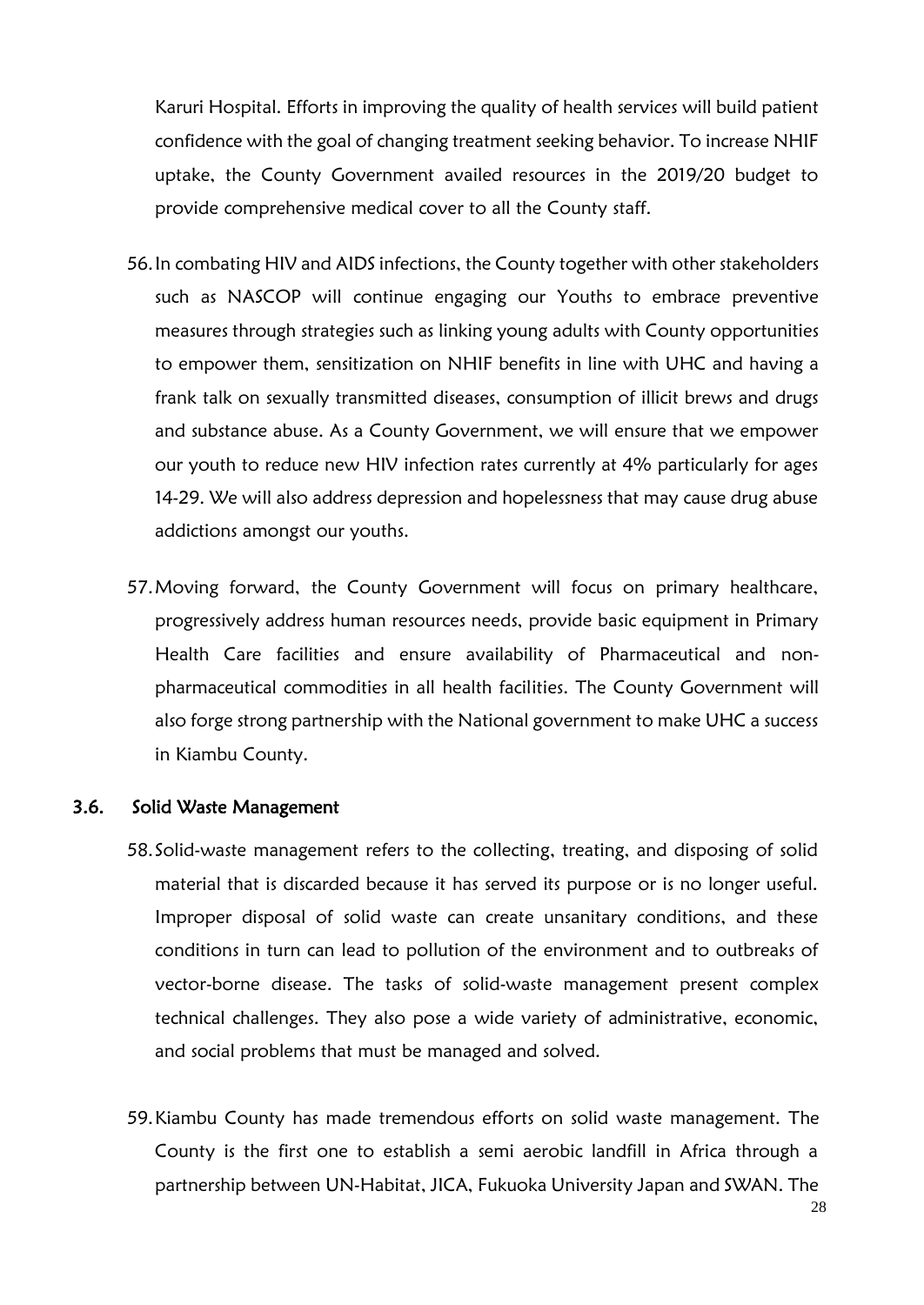Karuri Hospital. Efforts in improving the quality of health services will build patient confidence with the goal of changing treatment seeking behavior. To increase NHIF uptake, the County Government availed resources in the 2019/20 budget to provide comprehensive medical cover to all the County staff.

56. In combating HIV and AIDS infections, the County together with other stakeholders such as NASCOP will continue engaging our Youths to embrace preventive measures through strategies such as linking young adults with County opportunities to empower them, sensitization on NHIF benefits in line with UHC and having a frank talk on sexually transmitted diseases, consumption of illicit brews and drugs and substance abuse. As a County Government, we will ensure that we empower our youth to reduce new HIV infection rates currently at 4% particularly for ages 14-29. We will also address depression and hopelessness that may cause drug abuse addictions amongst our youths.

57. Moving forward, the County Government will focus on primary healthcare, progressively address human resources needs, provide basic equipment in Primary Health Care facilities and ensure availability of Pharmaceutical and non-pharmaceutical commodities in all health facilities. The County Government will also forge strong partnership with the National government to make UHC a success in Kiambu County.

### 3.6. Solid Waste Management

58. Solid-waste management refers to the collecting, treating, and disposing of solid material that is discarded because it has served its purpose or is no longer useful. Improper disposal of solid waste can create unsanitary conditions, and these conditions in turn can lead to pollution of the environment and to outbreaks of vector-borne disease. The tasks of solid-waste management present complex technical challenges. They also pose a wide variety of administrative, economic, and social problems that must be managed and solved.

59. Kiambu County has made tremendous efforts on solid waste management. The County is the first one to establish a semi aerobic landfill in Africa through a partnership between UN-Habitat, JICA, Fukuoka University Japan and SWAN. The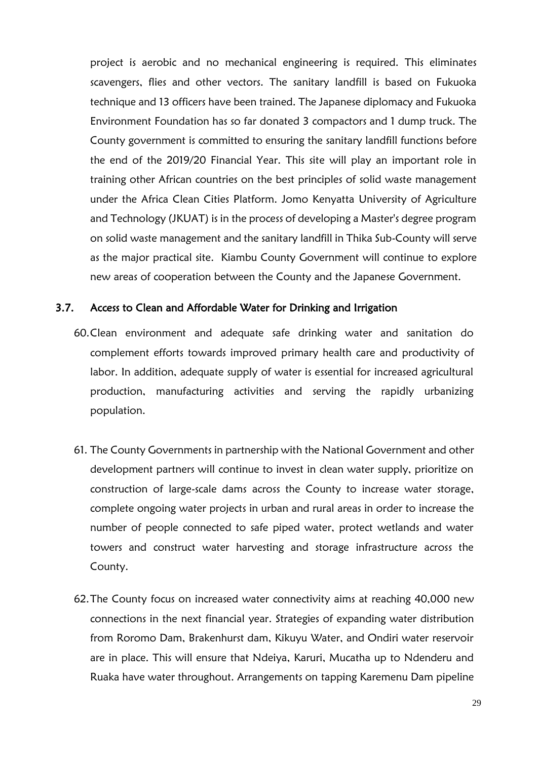project is aerobic and no mechanical engineering is required. This eliminates scavengers, flies and other vectors. The sanitary landfill is based on Fukuoka technique and 13 officers have been trained. The Japanese diplomacy and Fukuoka Environment Foundation has so far donated 3 compactors and 1 dump truck. The County government is committed to ensuring the sanitary landfill functions before the end of the 2019/20 Financial Year. This site will play an important role in training other African countries on the best principles of solid waste management under the Africa Clean Cities Platform. Jomo Kenyatta University of Agriculture and Technology (JKUAT) is in the process of developing a Master's degree program on solid waste management and the sanitary landfill in Thika Sub-County will serve as the major practical site. Kiambu County Government will continue to explore new areas of cooperation between the County and the Japanese Government.

### 3.7. Access to Clean and Affordable Water for Drinking and Irrigation

60. Clean environment and adequate safe drinking water and sanitation do complement efforts towards improved primary health care and productivity of labor. In addition, adequate supply of water is essential for increased agricultural production, manufacturing activities and serving the rapidly urbanizing population.

61. The County Governments in partnership with the National Government and other development partners will continue to invest in clean water supply, prioritize on construction of large-scale dams across the County to increase water storage, complete ongoing water projects in urban and rural areas in order to increase the number of people connected to safe piped water, protect wetlands and water towers and construct water harvesting and storage infrastructure across the County.

62. The County focus on increased water connectivity aims at reaching 40,000 new connections in the next financial year. Strategies of expanding water distribution from Roromo Dam, Brakenhurst dam, Kikuyu Water, and Ondiri water reservoir are in place. This will ensure that Ndeiya, Karuri, Mucatha up to Ndenderu and Ruaka have water throughout. Arrangements on tapping Karemenu Dam pipeline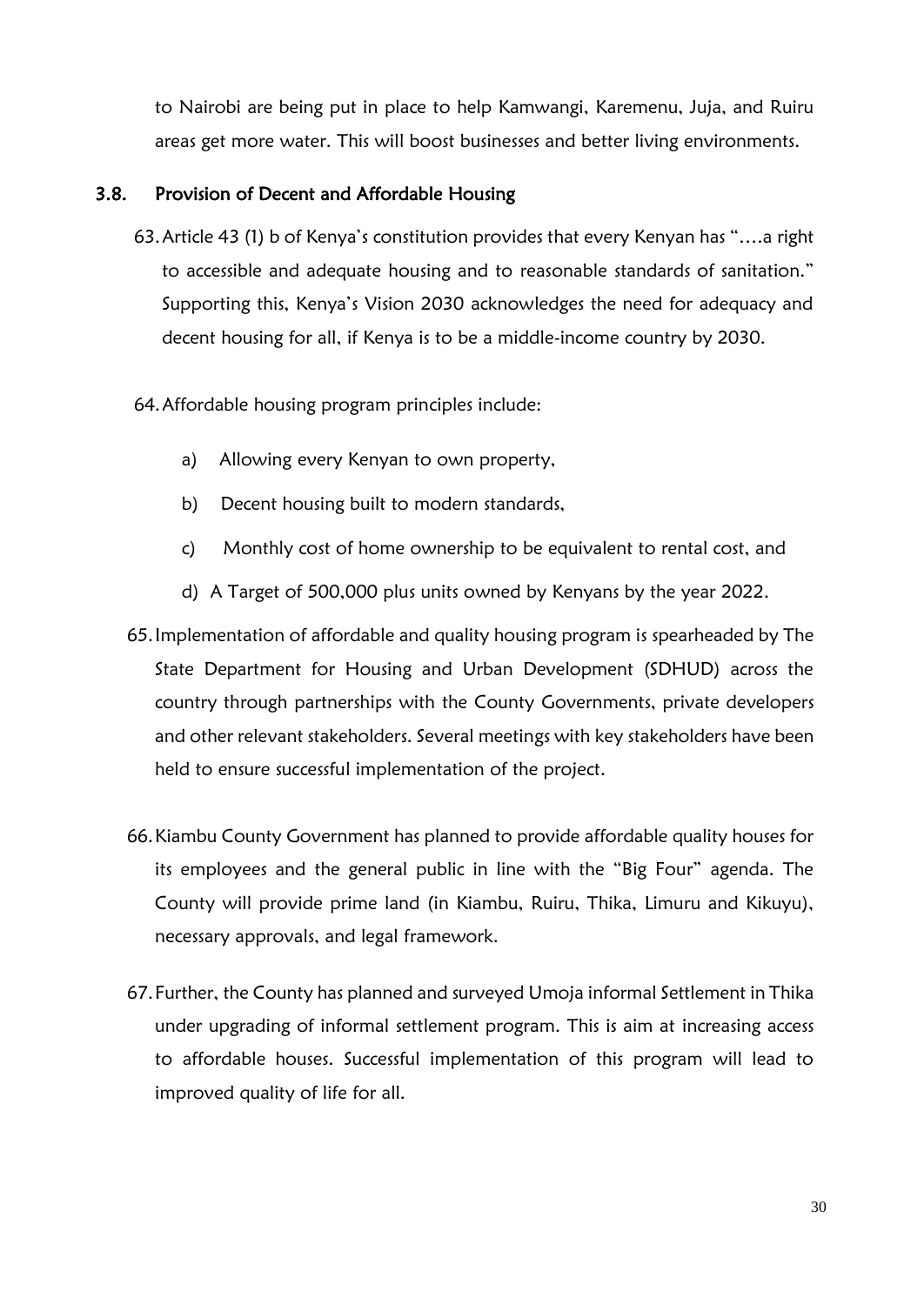to Nairobi are being put in place to help Kamwangi, Karemenu, Juja, and Ruiru areas get more water. This will boost businesses and better living environments.

### 3.8. Provision of Decent and Affordable Housing

63. Article 43 (1) b of Kenya's constitution provides that every Kenyan has "….a right to accessible and adequate housing and to reasonable standards of sanitation." Supporting this, Kenya's Vision 2030 acknowledges the need for adequacy and decent housing for all, if Kenya is to be a middle-income country by 2030.

64. Affordable housing program principles include:

    a) Allowing every Kenyan to own property,

    b) Decent housing built to modern standards,

    c) Monthly cost of home ownership to be equivalent to rental cost, and

    d) A Target of 500,000 plus units owned by Kenyans by the year 2022.

65. Implementation of affordable and quality housing program is spearheaded by The State Department for Housing and Urban Development (SDHUD) across the country through partnerships with the County Governments, private developers and other relevant stakeholders. Several meetings with key stakeholders have been held to ensure successful implementation of the project.

66. Kiambu County Government has planned to provide affordable quality houses for its employees and the general public in line with the "Big Four" agenda. The County will provide prime land (in Kiambu, Ruiru, Thika, Limuru and Kikuyu), necessary approvals, and legal framework.

67. Further, the County has planned and surveyed Umoja informal Settlement in Thika under upgrading of informal settlement program. This is aim at increasing access to affordable houses. Successful implementation of this program will lead to improved quality of life for all.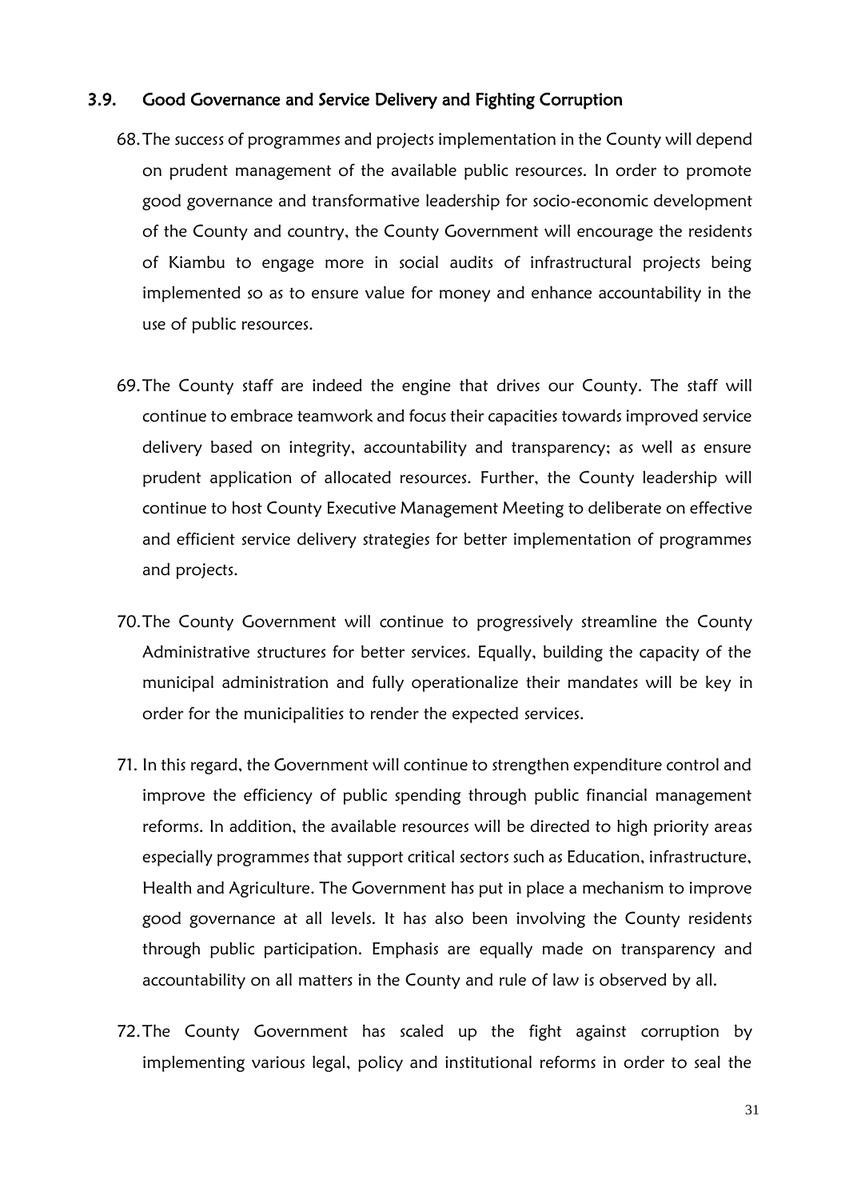### 3.9. Good Governance and Service Delivery and Fighting Corruption

68. The success of programmes and projects implementation in the County will depend on prudent management of the available public resources. In order to promote good governance and transformative leadership for socio-economic development of the County and country, the County Government will encourage the residents of Kiambu to engage more in social audits of infrastructural projects being implemented so as to ensure value for money and enhance accountability in the use of public resources.

69. The County staff are indeed the engine that drives our County. The staff will continue to embrace teamwork and focus their capacities towards improved service delivery based on integrity, accountability and transparency; as well as ensure prudent application of allocated resources. Further, the County leadership will continue to host County Executive Management Meeting to deliberate on effective and efficient service delivery strategies for better implementation of programmes and projects.

70. The County Government will continue to progressively streamline the County Administrative structures for better services. Equally, building the capacity of the municipal administration and fully operationalize their mandates will be key in order for the municipalities to render the expected services.

71. In this regard, the Government will continue to strengthen expenditure control and improve the efficiency of public spending through public financial management reforms. In addition, the available resources will be directed to high priority areas especially programmes that support critical sectors such as Education, infrastructure, Health and Agriculture. The Government has put in place a mechanism to improve good governance at all levels. It has also been involving the County residents through public participation. Emphasis are equally made on transparency and accountability on all matters in the County and rule of law is observed by all.

72. The County Government has scaled up the fight against corruption by implementing various legal, policy and institutional reforms in order to seal the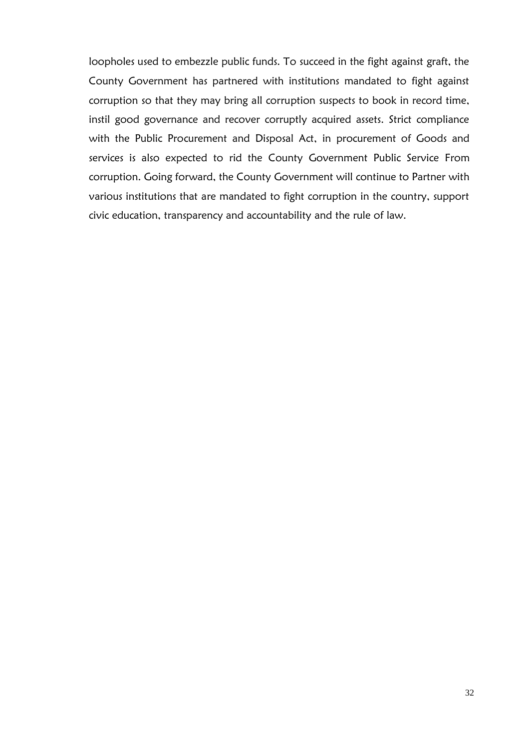loopholes used to embezzle public funds. To succeed in the fight against graft, the County Government has partnered with institutions mandated to fight against corruption so that they may bring all corruption suspects to book in record time, instil good governance and recover corruptly acquired assets. Strict compliance with the Public Procurement and Disposal Act, in procurement of Goods and services is also expected to rid the County Government Public Service From corruption. Going forward, the County Government will continue to Partner with various institutions that are mandated to fight corruption in the country, support civic education, transparency and accountability and the rule of law.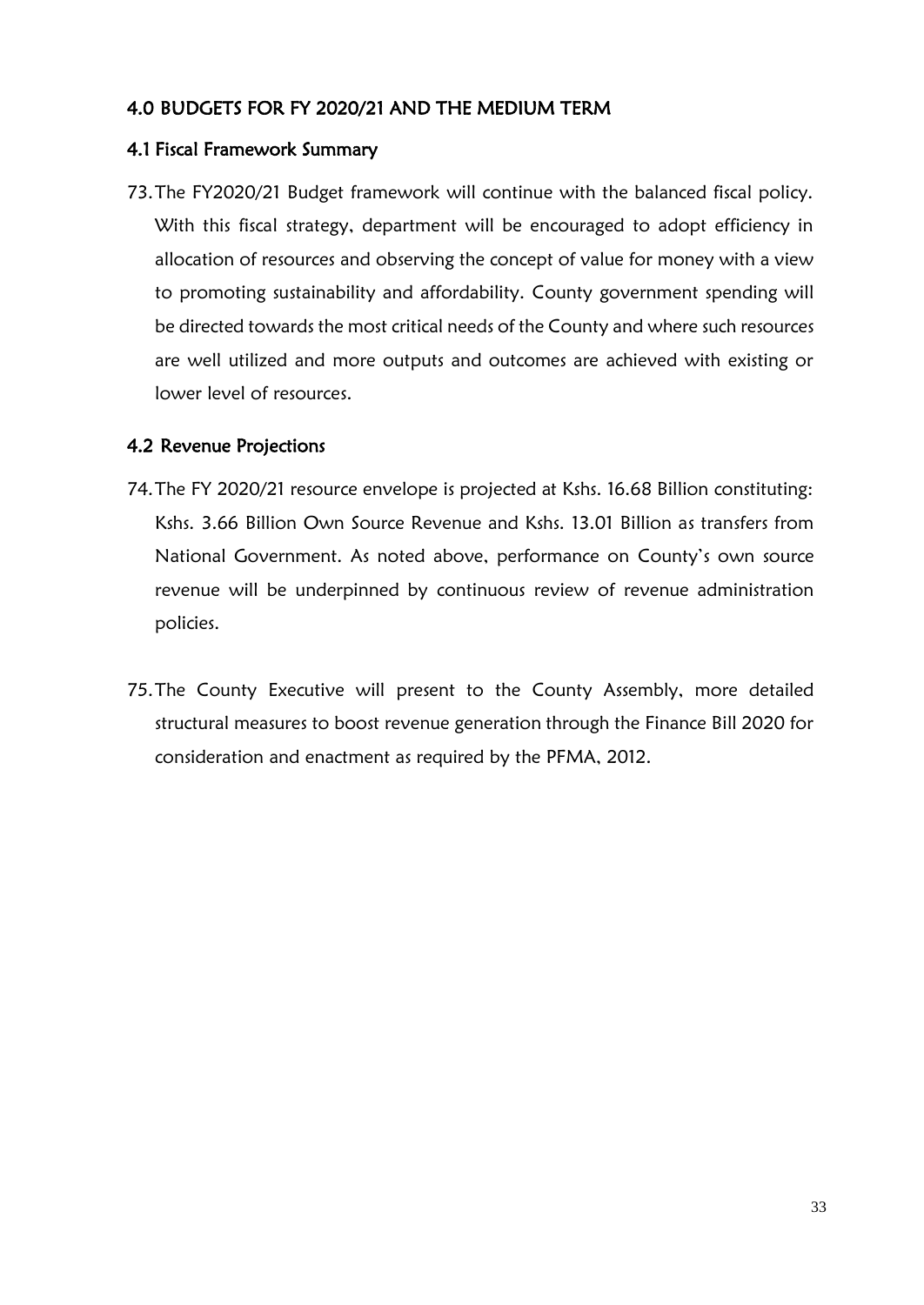## 4.0 BUDGETS FOR FY 2020/21 AND THE MEDIUM TERM

### 4.1 Fiscal Framework Summary

73. The FY2020/21 Budget framework will continue with the balanced fiscal policy. With this fiscal strategy, department will be encouraged to adopt efficiency in allocation of resources and observing the concept of value for money with a view to promoting sustainability and affordability. County government spending will be directed towards the most critical needs of the County and where such resources are well utilized and more outputs and outcomes are achieved with existing or lower level of resources.

### 4.2 Revenue Projections

74. The FY 2020/21 resource envelope is projected at Kshs. 16.68 Billion constituting: Kshs. 3.66 Billion Own Source Revenue and Kshs. 13.01 Billion as transfers from National Government. As noted above, performance on County's own source revenue will be underpinned by continuous review of revenue administration policies.

75. The County Executive will present to the County Assembly, more detailed structural measures to boost revenue generation through the Finance Bill 2020 for consideration and enactment as required by the PFMA, 2012.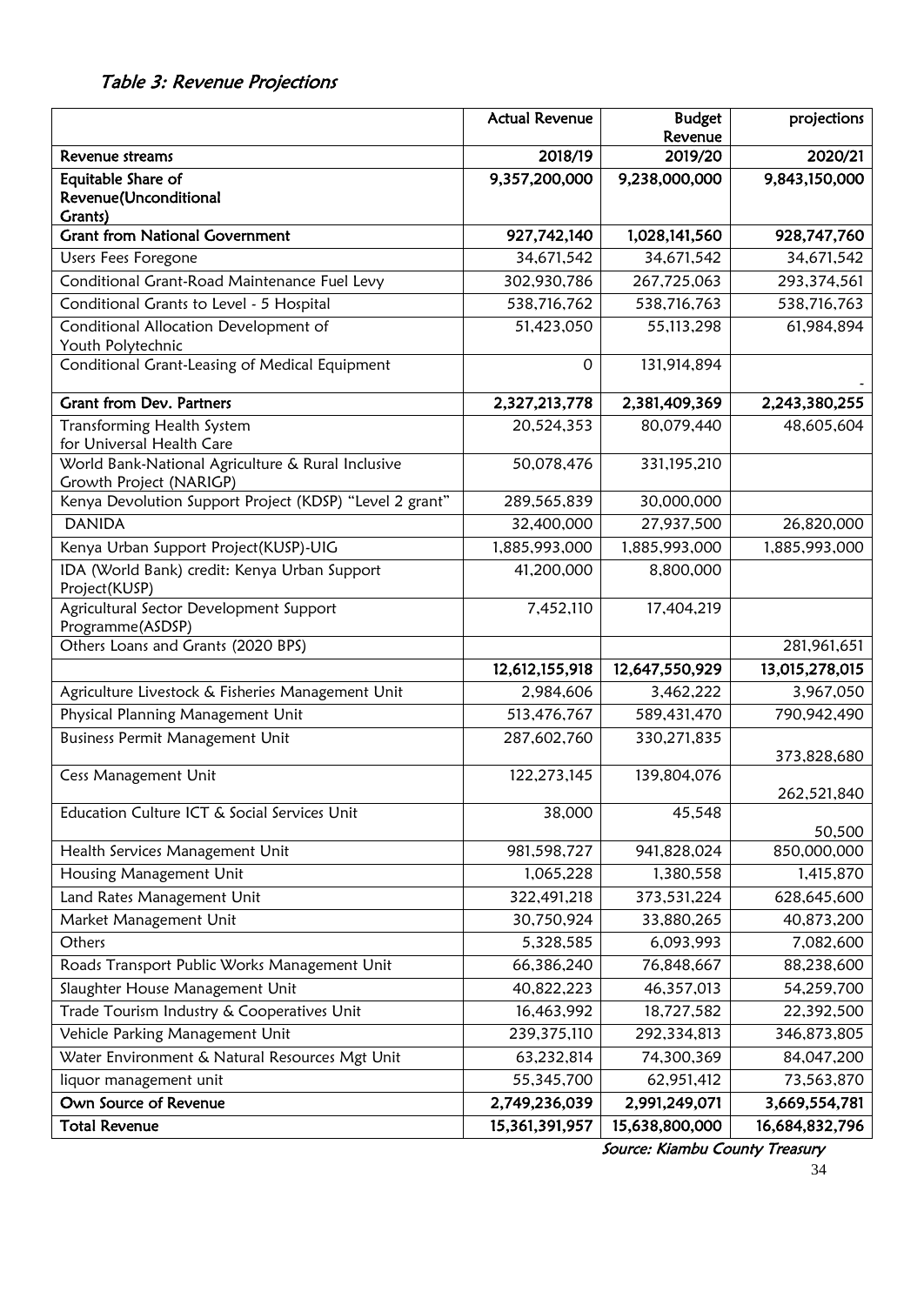### *Table 3: Revenue Projections*

| | Actual Revenue | Budget Revenue | projections |
|---|---|---|---|
| **Revenue streams** | **2018/19** | **2019/20** | **2020/21** |
| **Equitable Share of Revenue(Unconditional Grants)** | **9,357,200,000** | **9,238,000,000** | **9,843,150,000** |
| **Grant from National Government** | **927,742,140** | **1,028,141,560** | **928,747,760** |
| Users Fees Foregone | 34,671,542 | 34,671,542 | 34,671,542 |
| Conditional Grant-Road Maintenance Fuel Levy | 302,930,786 | 267,725,063 | 293,374,561 |
| Conditional Grants to Level - 5 Hospital | 538,716,762 | 538,716,763 | 538,716,763 |
| Conditional Allocation Development of Youth Polytechnic | 51,423,050 | 55,113,298 | 61,984,894 |
| Conditional Grant-Leasing of Medical Equipment | 0 | 131,914,894 | - |
| **Grant from Dev. Partners** | **2,327,213,778** | **2,381,409,369** | **2,243,380,255** |
| Transforming Health System for Universal Health Care | 20,524,353 | 80,079,440 | 48,605,604 |
| World Bank-National Agriculture & Rural Inclusive Growth Project (NARIGP) | 50,078,476 | 331,195,210 | |
| Kenya Devolution Support Project (KDSP) "Level 2 grant" | 289,565,839 | 30,000,000 | |
| DANIDA | 32,400,000 | 27,937,500 | 26,820,000 |
| Kenya Urban Support Project(KUSP)-UIG | 1,885,993,000 | 1,885,993,000 | 1,885,993,000 |
| IDA (World Bank) credit: Kenya Urban Support Project(KUSP) | 41,200,000 | 8,800,000 | |
| Agricultural Sector Development Support Programme(ASDSP) | 7,452,110 | 17,404,219 | |
| Others Loans and Grants (2020 BPS) | | | 281,961,651 |
| | **12,612,155,918** | **12,647,550,929** | **13,015,278,015** |
| Agriculture Livestock & Fisheries Management Unit | 2,984,606 | 3,462,222 | 3,967,050 |
| Physical Planning Management Unit | 513,476,767 | 589,431,470 | 790,942,490 |
| Business Permit Management Unit | 287,602,760 | 330,271,835 | 373,828,680 |
| Cess Management Unit | 122,273,145 | 139,804,076 | 262,521,840 |
| Education Culture ICT & Social Services Unit | 38,000 | 45,548 | 50,500 |
| Health Services Management Unit | 981,598,727 | 941,828,024 | 850,000,000 |
| Housing Management Unit | 1,065,228 | 1,380,558 | 1,415,870 |
| Land Rates Management Unit | 322,491,218 | 373,531,224 | 628,645,600 |
| Market Management Unit | 30,750,924 | 33,880,265 | 40,873,200 |
| Others | 5,328,585 | 6,093,993 | 7,082,600 |
| Roads Transport Public Works Management Unit | 66,386,240 | 76,848,667 | 88,238,600 |
| Slaughter House Management Unit | 40,822,223 | 46,357,013 | 54,259,700 |
| Trade Tourism Industry & Cooperatives Unit | 16,463,992 | 18,727,582 | 22,392,500 |
| Vehicle Parking Management Unit | 239,375,110 | 292,334,813 | 346,873,805 |
| Water Environment & Natural Resources Mgt Unit | 63,232,814 | 74,300,369 | 84,047,200 |
| liquor management unit | 55,345,700 | 62,951,412 | 73,563,870 |
| **Own Source of Revenue** | **2,749,236,039** | **2,991,249,071** | **3,669,554,781** |
| **Total Revenue** | **15,361,391,957** | **15,638,800,000** | **16,684,832,796** |

*Source: Kiambu County Treasury*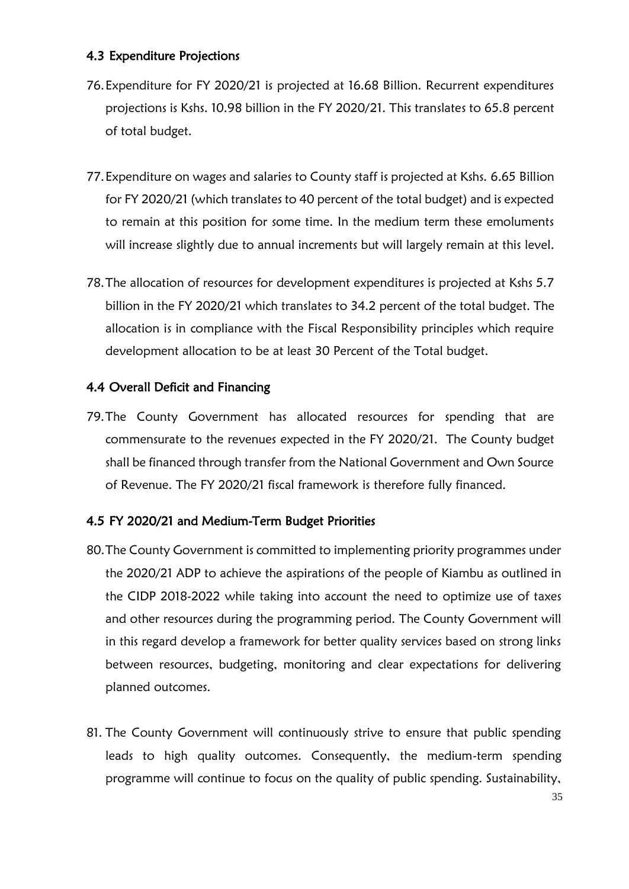### 4.3 Expenditure Projections

76. Expenditure for FY 2020/21 is projected at 16.68 Billion. Recurrent expenditures projections is Kshs. 10.98 billion in the FY 2020/21. This translates to 65.8 percent of total budget.

77. Expenditure on wages and salaries to County staff is projected at Kshs. 6.65 Billion for FY 2020/21 (which translates to 40 percent of the total budget) and is expected to remain at this position for some time. In the medium term these emoluments will increase slightly due to annual increments but will largely remain at this level.

78. The allocation of resources for development expenditures is projected at Kshs 5.7 billion in the FY 2020/21 which translates to 34.2 percent of the total budget. The allocation is in compliance with the Fiscal Responsibility principles which require development allocation to be at least 30 Percent of the Total budget.

### 4.4 Overall Deficit and Financing

79. The County Government has allocated resources for spending that are commensurate to the revenues expected in the FY 2020/21. The County budget shall be financed through transfer from the National Government and Own Source of Revenue. The FY 2020/21 fiscal framework is therefore fully financed.

### 4.5 FY 2020/21 and Medium-Term Budget Priorities

80. The County Government is committed to implementing priority programmes under the 2020/21 ADP to achieve the aspirations of the people of Kiambu as outlined in the CIDP 2018-2022 while taking into account the need to optimize use of taxes and other resources during the programming period. The County Government will in this regard develop a framework for better quality services based on strong links between resources, budgeting, monitoring and clear expectations for delivering planned outcomes.

81. The County Government will continuously strive to ensure that public spending leads to high quality outcomes. Consequently, the medium-term spending programme will continue to focus on the quality of public spending. Sustainability,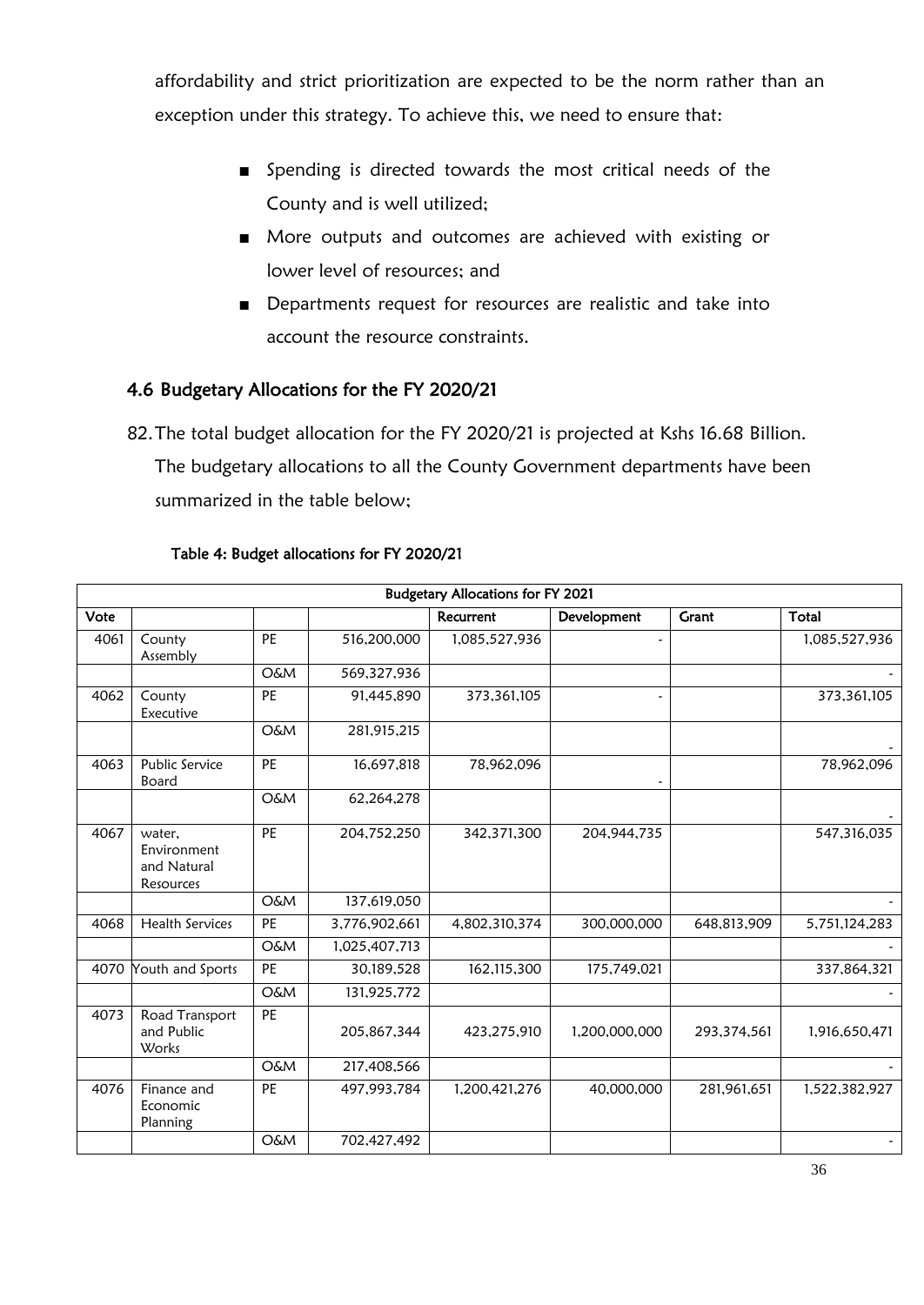affordability and strict prioritization are expected to be the norm rather than an exception under this strategy. To achieve this, we need to ensure that:

- Spending is directed towards the most critical needs of the County and is well utilized;
- More outputs and outcomes are achieved with existing or lower level of resources; and
- Departments request for resources are realistic and take into account the resource constraints.

## 4.6 Budgetary Allocations for the FY 2020/21

82. The total budget allocation for the FY 2020/21 is projected at Kshs 16.68 Billion. The budgetary allocations to all the County Government departments have been summarized in the table below;

**Table 4: Budget allocations for FY 2020/21**

| Budgetary Allocations for FY 2021 | | | | | | | |
|---|---|---|---|---|---|---|---|
| Vote | | | | Recurrent | Development | Grant | Total |
| 4061 | County Assembly | PE | 516,200,000 | 1,085,527,936 | - | | 1,085,527,936 |
| | | O&M | 569,327,936 | | | | - |
| 4062 | County Executive | PE | 91,445,890 | 373,361,105 | - | | 373,361,105 |
| | | O&M | 281,915,215 | | | | - |
| 4063 | Public Service Board | PE | 16,697,818 | 78,962,096 | - | | 78,962,096 |
| | | O&M | 62,264,278 | | | | - |
| 4067 | water, Environment and Natural Resources | PE | 204,752,250 | 342,371,300 | 204,944,735 | | 547,316,035 |
| | | O&M | 137,619,050 | | | | - |
| 4068 | Health Services | PE | 3,776,902,661 | 4,802,310,374 | 300,000,000 | 648,813,909 | 5,751,124,283 |
| | | O&M | 1,025,407,713 | | | | - |
| 4070 | Youth and Sports | PE | 30,189,528 | 162,115,300 | 175,749,021 | | 337,864,321 |
| | | O&M | 131,925,772 | | | | - |
| 4073 | Road Transport and Public Works | PE | 205,867,344 | 423,275,910 | 1,200,000,000 | 293,374,561 | 1,916,650,471 |
| | | O&M | 217,408,566 | | | | - |
| 4076 | Finance and Economic Planning | PE | 497,993,784 | 1,200,421,276 | 40,000,000 | 281,961,651 | 1,522,382,927 |
| | | O&M | 702,427,492 | | | | - |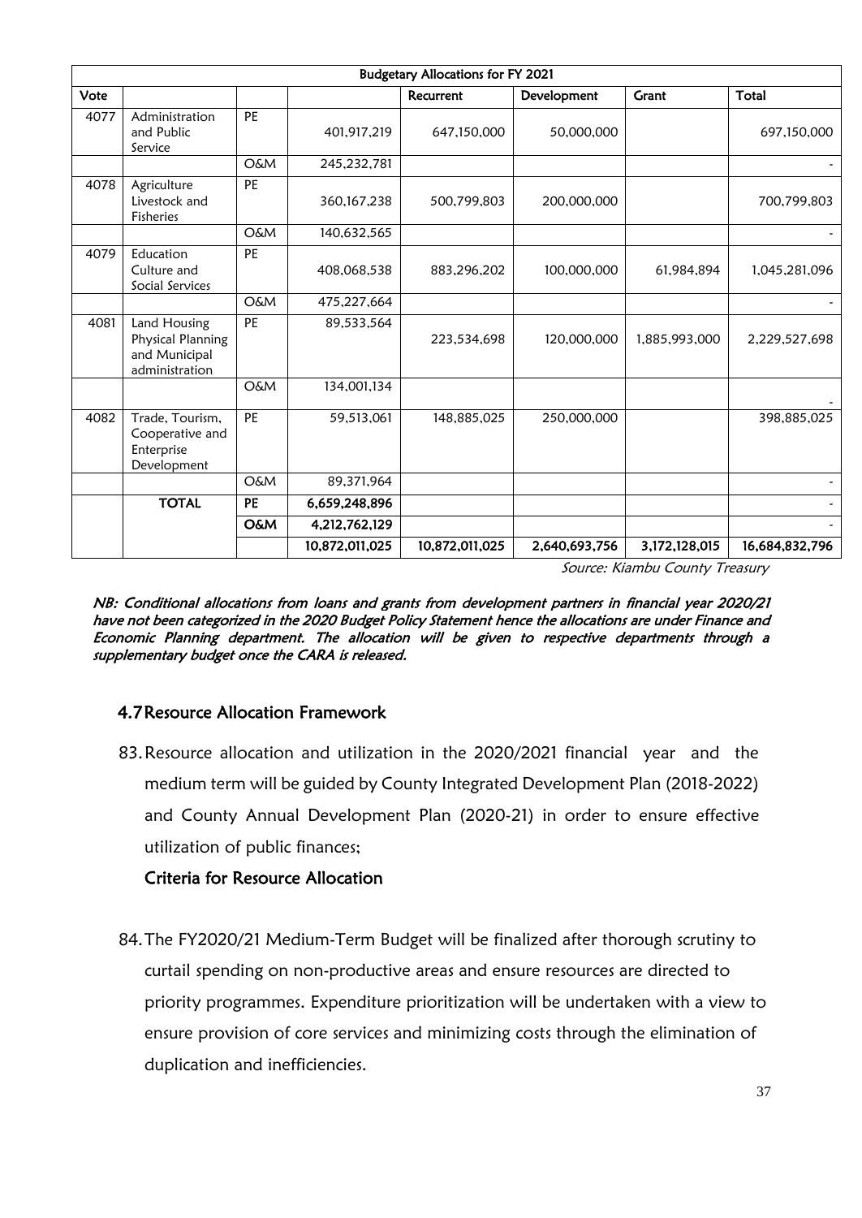| Budgetary Allocations for FY 2021 | | | | | | | |
|---|---|---|---|---|---|---|---|
| Vote | | | | Recurrent | Development | Grant | Total |
| 4077 | Administration and Public Service | PE | 401,917,219 | 647,150,000 | 50,000,000 | | 697,150,000 |
| | | O&M | 245,232,781 | | | | - |
| 4078 | Agriculture Livestock and Fisheries | PE | 360,167,238 | 500,799,803 | 200,000,000 | | 700,799,803 |
| | | O&M | 140,632,565 | | | | - |
| 4079 | Education Culture and Social Services | PE | 408,068,538 | 883,296,202 | 100,000,000 | 61,984,894 | 1,045,281,096 |
| | | O&M | 475,227,664 | | | | - |
| 4081 | Land Housing Physical Planning and Municipal administration | PE | 89,533,564 | 223,534,698 | 120,000,000 | 1,885,993,000 | 2,229,527,698 |
| | | O&M | 134,001,134 | | | | - |
| 4082 | Trade, Tourism, Cooperative and Enterprise Development | PE | 59,513,061 | 148,885,025 | 250,000,000 | | 398,885,025 |
| | | O&M | 89,371,964 | | | | - |
| | **TOTAL** | **PE** | **6,659,248,896** | | | | - |
| | | **O&M** | **4,212,762,129** | | | | - |
| | | | **10,872,011,025** | **10,872,011,025** | **2,640,693,756** | **3,172,128,015** | **16,684,832,796** |

*Source: Kiambu County Treasury*

***NB: Conditional allocations from loans and grants from development partners in financial year 2020/21 have not been categorized in the 2020 Budget Policy Statement hence the allocations are under Finance and Economic Planning department. The allocation will be given to respective departments through a supplementary budget once the CARA is released.***

## 4.7 Resource Allocation Framework

83. Resource allocation and utilization in the 2020/2021 financial year and the medium term will be guided by County Integrated Development Plan (2018-2022) and County Annual Development Plan (2020-21) in order to ensure effective utilization of public finances;

### Criteria for Resource Allocation

84. The FY2020/21 Medium-Term Budget will be finalized after thorough scrutiny to curtail spending on non-productive areas and ensure resources are directed to priority programmes. Expenditure prioritization will be undertaken with a view to ensure provision of core services and minimizing costs through the elimination of duplication and inefficiencies.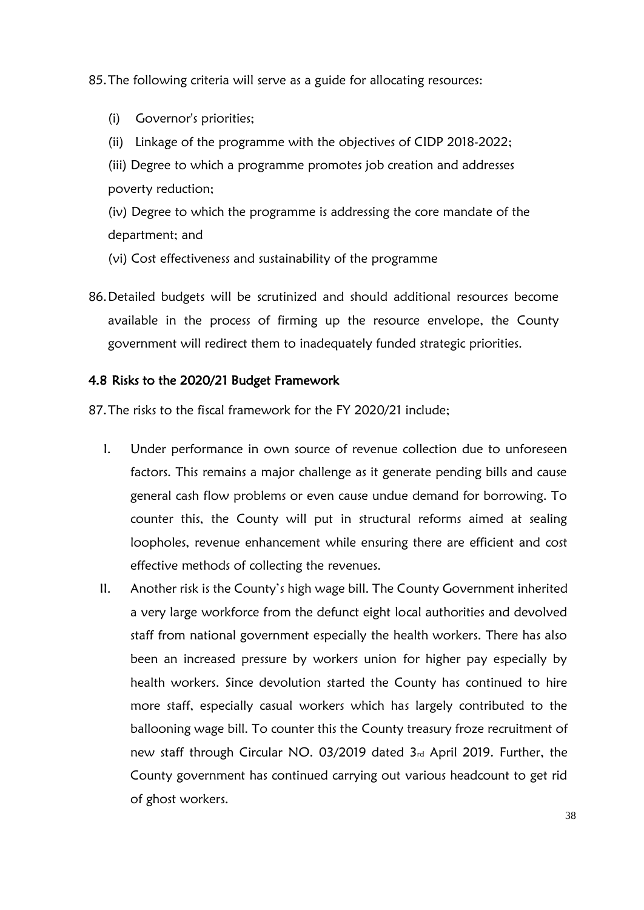85. The following criteria will serve as a guide for allocating resources:

    (i) Governor's priorities;

    (ii) Linkage of the programme with the objectives of CIDP 2018-2022;

    (iii) Degree to which a programme promotes job creation and addresses poverty reduction;

    (iv) Degree to which the programme is addressing the core mandate of the department; and

    (vi) Cost effectiveness and sustainability of the programme

86. Detailed budgets will be scrutinized and should additional resources become available in the process of firming up the resource envelope, the County government will redirect them to inadequately funded strategic priorities.

### 4.8 Risks to the 2020/21 Budget Framework

87. The risks to the fiscal framework for the FY 2020/21 include;

    I. Under performance in own source of revenue collection due to unforeseen factors. This remains a major challenge as it generate pending bills and cause general cash flow problems or even cause undue demand for borrowing. To counter this, the County will put in structural reforms aimed at sealing loopholes, revenue enhancement while ensuring there are efficient and cost effective methods of collecting the revenues.

    II. Another risk is the County's high wage bill. The County Government inherited a very large workforce from the defunct eight local authorities and devolved staff from national government especially the health workers. There has also been an increased pressure by workers union for higher pay especially by health workers. Since devolution started the County has continued to hire more staff, especially casual workers which has largely contributed to the ballooning wage bill. To counter this the County treasury froze recruitment of new staff through Circular NO. 03/2019 dated 3rd April 2019. Further, the County government has continued carrying out various headcount to get rid of ghost workers.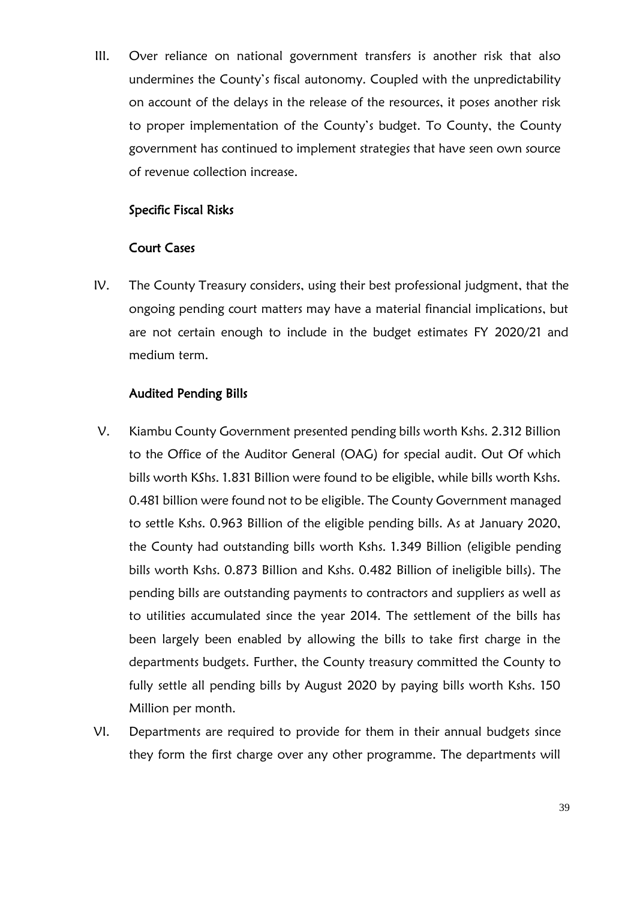III. Over reliance on national government transfers is another risk that also undermines the County's fiscal autonomy. Coupled with the unpredictability on account of the delays in the release of the resources, it poses another risk to proper implementation of the County's budget. To County, the County government has continued to implement strategies that have seen own source of revenue collection increase.

### Specific Fiscal Risks

#### Court Cases

IV. The County Treasury considers, using their best professional judgment, that the ongoing pending court matters may have a material financial implications, but are not certain enough to include in the budget estimates FY 2020/21 and medium term.

#### Audited Pending Bills

V. Kiambu County Government presented pending bills worth Kshs. 2.312 Billion to the Office of the Auditor General (OAG) for special audit. Out Of which bills worth KShs. 1.831 Billion were found to be eligible, while bills worth Kshs. 0.481 billion were found not to be eligible. The County Government managed to settle Kshs. 0.963 Billion of the eligible pending bills. As at January 2020, the County had outstanding bills worth Kshs. 1.349 Billion (eligible pending bills worth Kshs. 0.873 Billion and Kshs. 0.482 Billion of ineligible bills). The pending bills are outstanding payments to contractors and suppliers as well as to utilities accumulated since the year 2014. The settlement of the bills has been largely been enabled by allowing the bills to take first charge in the departments budgets. Further, the County treasury committed the County to fully settle all pending bills by August 2020 by paying bills worth Kshs. 150 Million per month.

VI. Departments are required to provide for them in their annual budgets since they form the first charge over any other programme. The departments will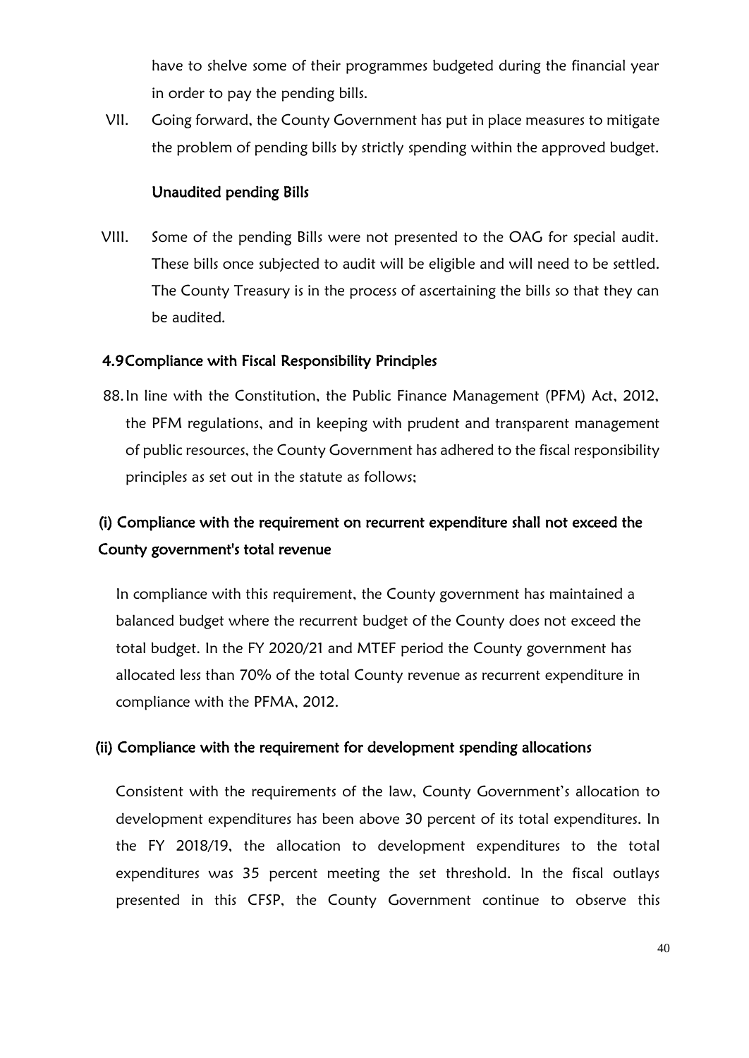have to shelve some of their programmes budgeted during the financial year in order to pay the pending bills.

VII. Going forward, the County Government has put in place measures to mitigate the problem of pending bills by strictly spending within the approved budget.

**Unaudited pending Bills**

VIII. Some of the pending Bills were not presented to the OAG for special audit. These bills once subjected to audit will be eligible and will need to be settled. The County Treasury is in the process of ascertaining the bills so that they can be audited.

## 4.9 Compliance with Fiscal Responsibility Principles

88. In line with the Constitution, the Public Finance Management (PFM) Act, 2012, the PFM regulations, and in keeping with prudent and transparent management of public resources, the County Government has adhered to the fiscal responsibility principles as set out in the statute as follows;

### (i) Compliance with the requirement on recurrent expenditure shall not exceed the County government's total revenue

In compliance with this requirement, the County government has maintained a balanced budget where the recurrent budget of the County does not exceed the total budget. In the FY 2020/21 and MTEF period the County government has allocated less than 70% of the total County revenue as recurrent expenditure in compliance with the PFMA, 2012.

### (ii) Compliance with the requirement for development spending allocations

Consistent with the requirements of the law, County Government's allocation to development expenditures has been above 30 percent of its total expenditures. In the FY 2018/19, the allocation to development expenditures to the total expenditures was 35 percent meeting the set threshold. In the fiscal outlays presented in this CFSP, the County Government continue to observe this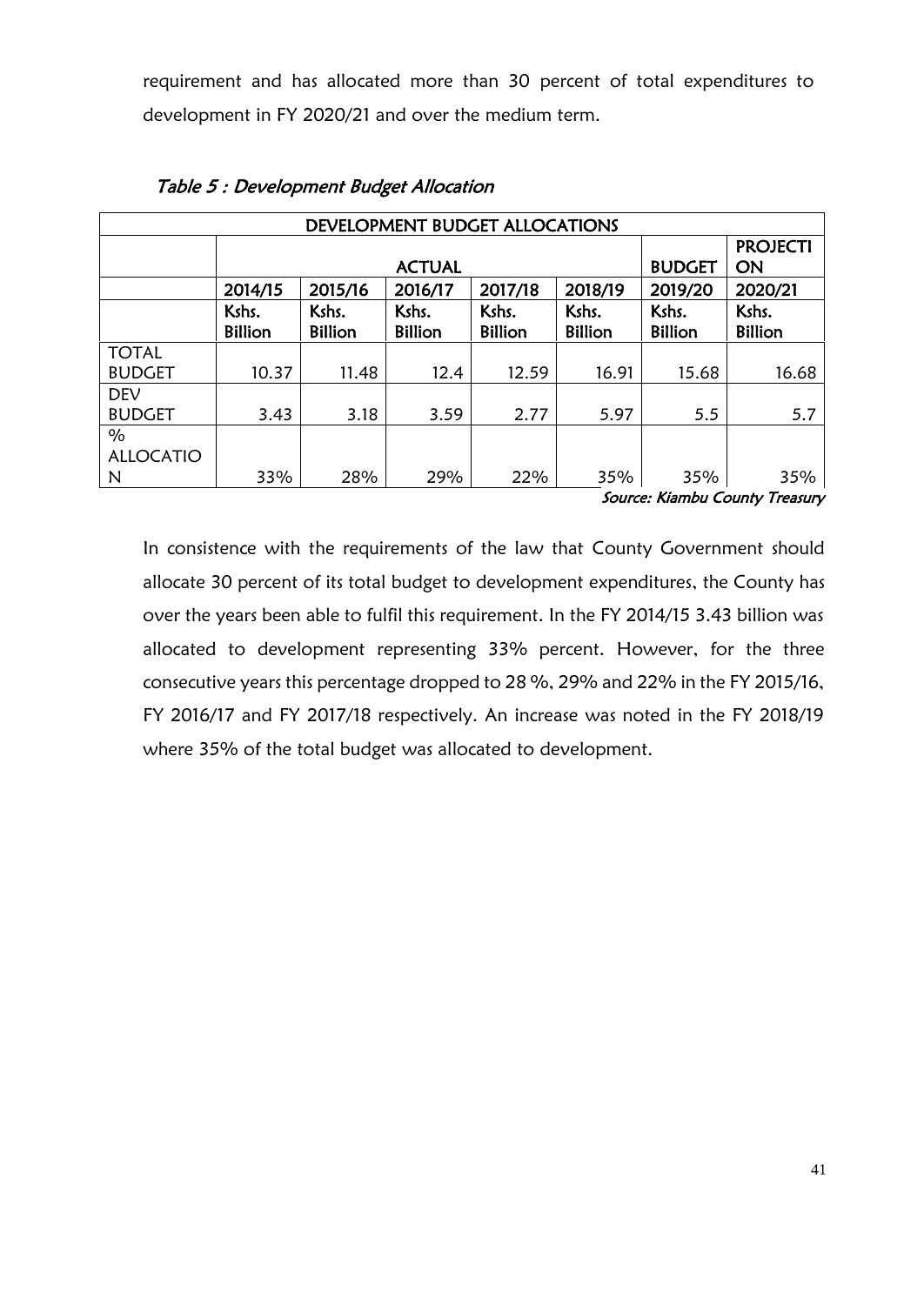requirement and has allocated more than 30 percent of total expenditures to development in FY 2020/21 and over the medium term.

*Table 5 : Development Budget Allocation*

| DEVELOPMENT BUDGET ALLOCATIONS | | | | | | | |
|---|---|---|---|---|---|---|---|
| | ACTUAL | | | | | BUDGET | PROJECTION |
| | 2014/15 | 2015/16 | 2016/17 | 2017/18 | 2018/19 | 2019/20 | 2020/21 |
| | Kshs. Billion | Kshs. Billion | Kshs. Billion | Kshs. Billion | Kshs. Billion | Kshs. Billion | Kshs. Billion |
| TOTAL BUDGET | 10.37 | 11.48 | 12.4 | 12.59 | 16.91 | 15.68 | 16.68 |
| DEV BUDGET | 3.43 | 3.18 | 3.59 | 2.77 | 5.97 | 5.5 | 5.7 |
| % ALLOCATION | 33% | 28% | 29% | 22% | 35% | 35% | 35% |

*Source: Kiambu County Treasury*

In consistence with the requirements of the law that County Government should allocate 30 percent of its total budget to development expenditures, the County has over the years been able to fulfil this requirement. In the FY 2014/15 3.43 billion was allocated to development representing 33% percent. However, for the three consecutive years this percentage dropped to 28 %, 29% and 22% in the FY 2015/16, FY 2016/17 and FY 2017/18 respectively. An increase was noted in the FY 2018/19 where 35% of the total budget was allocated to development.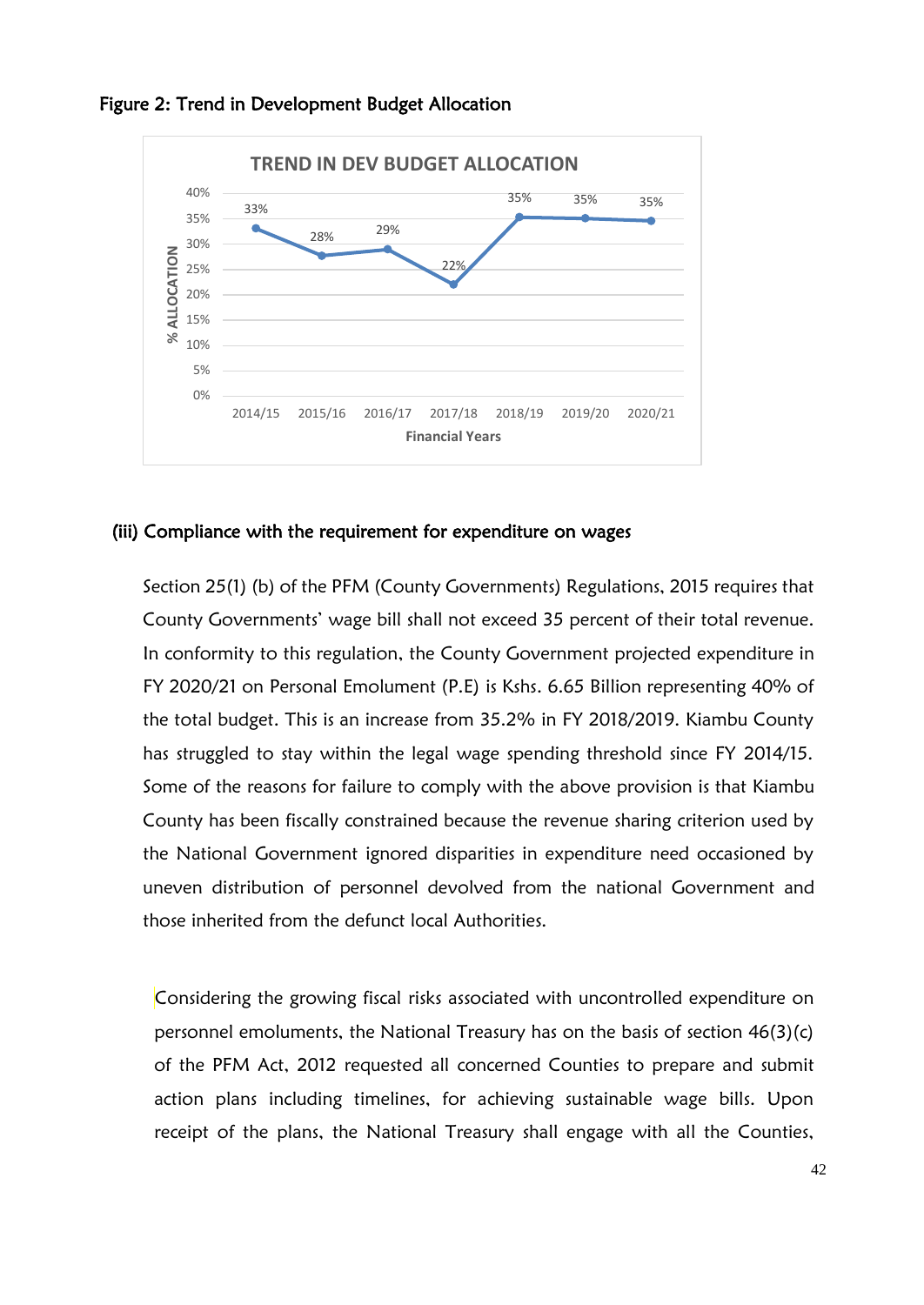Figure 2: Trend in Development Budget Allocation

### (iii) Compliance with the requirement for expenditure on wages

Section 25(1) (b) of the PFM (County Governments) Regulations, 2015 requires that County Governments' wage bill shall not exceed 35 percent of their total revenue. In conformity to this regulation, the County Government projected expenditure in FY 2020/21 on Personal Emolument (P.E) is Kshs. 6.65 Billion representing 40% of the total budget. This is an increase from 35.2% in FY 2018/2019. Kiambu County has struggled to stay within the legal wage spending threshold since FY 2014/15. Some of the reasons for failure to comply with the above provision is that Kiambu County has been fiscally constrained because the revenue sharing criterion used by the National Government ignored disparities in expenditure need occasioned by uneven distribution of personnel devolved from the national Government and those inherited from the defunct local Authorities.

Considering the growing fiscal risks associated with uncontrolled expenditure on personnel emoluments, the National Treasury has on the basis of section 46(3)(c) of the PFM Act, 2012 requested all concerned Counties to prepare and submit action plans including timelines, for achieving sustainable wage bills. Upon receipt of the plans, the National Treasury shall engage with all the Counties,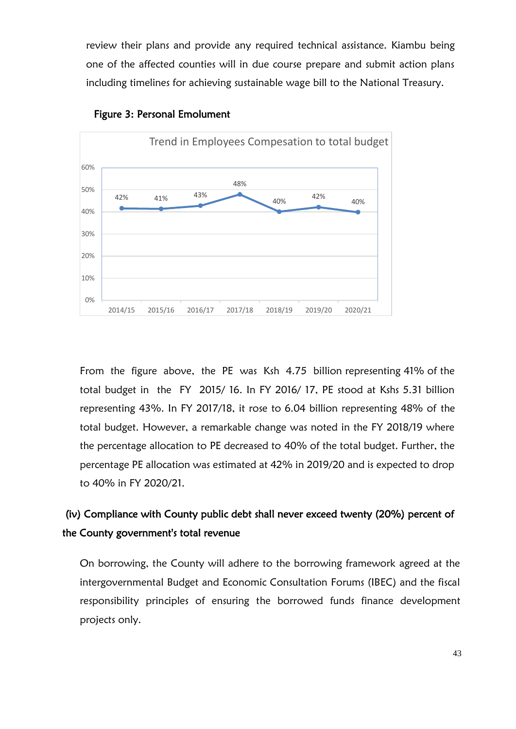review their plans and provide any required technical assistance. Kiambu being one of the affected counties will in due course prepare and submit action plans including timelines for achieving sustainable wage bill to the National Treasury.

**Figure 3: Personal Emolument**

Trend in Employees Compesation to total budget

| 2014/15 | 2015/16 | 2016/17 | 2017/18 | 2018/19 | 2019/20 | 2020/21 |
|---|---|---|---|---|---|---|
| 42% | 41% | 43% | 48% | 40% | 42% | 40% |

From the figure above, the PE was Ksh 4.75 billion representing 41% of the total budget in the FY 2015/ 16. In FY 2016/ 17, PE stood at Kshs 5.31 billion representing 43%. In FY 2017/18, it rose to 6.04 billion representing 48% of the total budget. However, a remarkable change was noted in the FY 2018/19 where the percentage allocation to PE decreased to 40% of the total budget. Further, the percentage PE allocation was estimated at 42% in 2019/20 and is expected to drop to 40% in FY 2020/21.

**(iv) Compliance with County public debt shall never exceed twenty (20%) percent of the County government's total revenue**

On borrowing, the County will adhere to the borrowing framework agreed at the intergovernmental Budget and Economic Consultation Forums (IBEC) and the fiscal responsibility principles of ensuring the borrowed funds finance development projects only.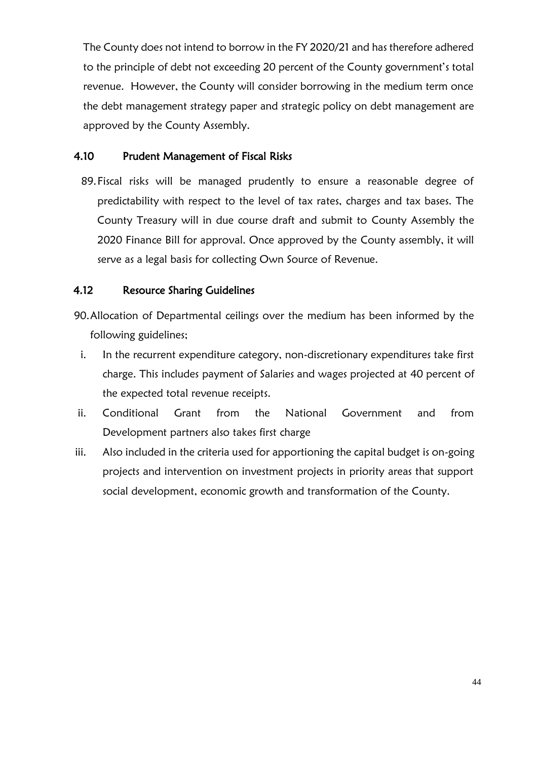The County does not intend to borrow in the FY 2020/21 and has therefore adhered to the principle of debt not exceeding 20 percent of the County government's total revenue. However, the County will consider borrowing in the medium term once the debt management strategy paper and strategic policy on debt management are approved by the County Assembly.

### 4.10 Prudent Management of Fiscal Risks

89. Fiscal risks will be managed prudently to ensure a reasonable degree of predictability with respect to the level of tax rates, charges and tax bases. The County Treasury will in due course draft and submit to County Assembly the 2020 Finance Bill for approval. Once approved by the County assembly, it will serve as a legal basis for collecting Own Source of Revenue.

### 4.12 Resource Sharing Guidelines

90. Allocation of Departmental ceilings over the medium has been informed by the following guidelines;

   i. In the recurrent expenditure category, non-discretionary expenditures take first charge. This includes payment of Salaries and wages projected at 40 percent of the expected total revenue receipts.
   ii. Conditional Grant from the National Government and from Development partners also takes first charge
   iii. Also included in the criteria used for apportioning the capital budget is on-going projects and intervention on investment projects in priority areas that support social development, economic growth and transformation of the County.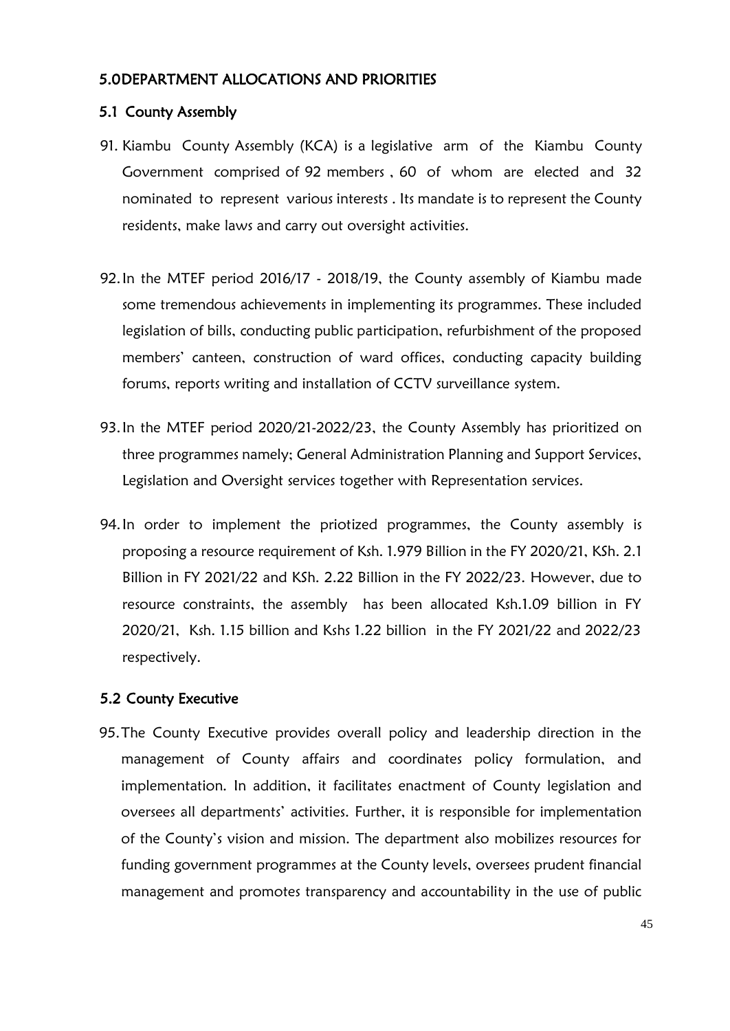## 5.0DEPARTMENT ALLOCATIONS AND PRIORITIES

### 5.1 County Assembly

91. Kiambu County Assembly (KCA) is a legislative arm of the Kiambu County Government comprised of 92 members , 60 of whom are elected and 32 nominated to represent various interests . Its mandate is to represent the County residents, make laws and carry out oversight activities.

92. In the MTEF period 2016/17 - 2018/19, the County assembly of Kiambu made some tremendous achievements in implementing its programmes. These included legislation of bills, conducting public participation, refurbishment of the proposed members' canteen, construction of ward offices, conducting capacity building forums, reports writing and installation of CCTV surveillance system.

93. In the MTEF period 2020/21-2022/23, the County Assembly has prioritized on three programmes namely; General Administration Planning and Support Services, Legislation and Oversight services together with Representation services.

94. In order to implement the priotized programmes, the County assembly is proposing a resource requirement of Ksh. 1.979 Billion in the FY 2020/21, KSh. 2.1 Billion in FY 2021/22 and KSh. 2.22 Billion in the FY 2022/23. However, due to resource constraints, the assembly has been allocated Ksh.1.09 billion in FY 2020/21, Ksh. 1.15 billion and Kshs 1.22 billion in the FY 2021/22 and 2022/23 respectively.

### 5.2 County Executive

95. The County Executive provides overall policy and leadership direction in the management of County affairs and coordinates policy formulation, and implementation. In addition, it facilitates enactment of County legislation and oversees all departments' activities. Further, it is responsible for implementation of the County's vision and mission. The department also mobilizes resources for funding government programmes at the County levels, oversees prudent financial management and promotes transparency and accountability in the use of public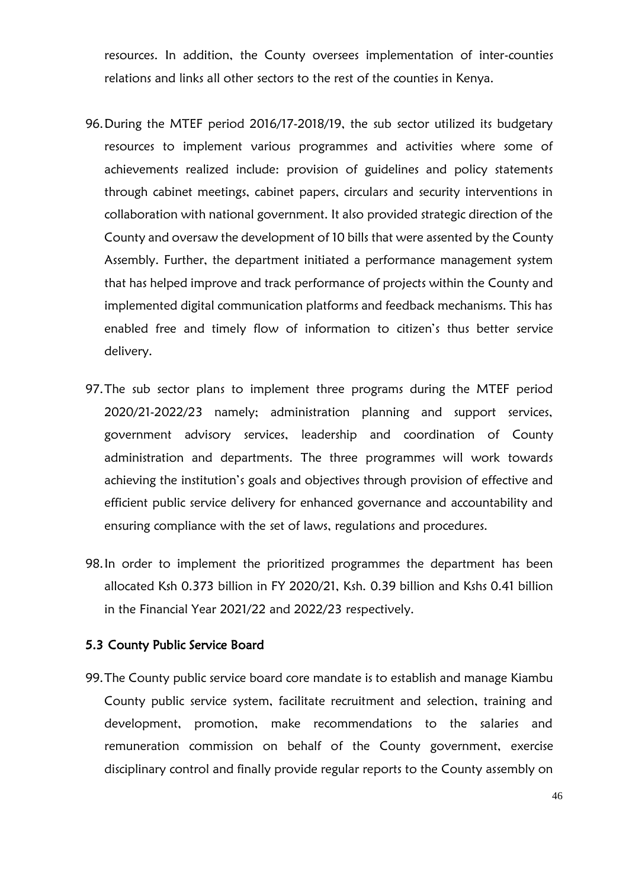resources. In addition, the County oversees implementation of inter-counties relations and links all other sectors to the rest of the counties in Kenya.

96. During the MTEF period 2016/17-2018/19, the sub sector utilized its budgetary resources to implement various programmes and activities where some of achievements realized include: provision of guidelines and policy statements through cabinet meetings, cabinet papers, circulars and security interventions in collaboration with national government. It also provided strategic direction of the County and oversaw the development of 10 bills that were assented by the County Assembly. Further, the department initiated a performance management system that has helped improve and track performance of projects within the County and implemented digital communication platforms and feedback mechanisms. This has enabled free and timely flow of information to citizen's thus better service delivery.

97. The sub sector plans to implement three programs during the MTEF period 2020/21-2022/23 namely; administration planning and support services, government advisory services, leadership and coordination of County administration and departments. The three programmes will work towards achieving the institution's goals and objectives through provision of effective and efficient public service delivery for enhanced governance and accountability and ensuring compliance with the set of laws, regulations and procedures.

98. In order to implement the prioritized programmes the department has been allocated Ksh 0.373 billion in FY 2020/21, Ksh. 0.39 billion and Kshs 0.41 billion in the Financial Year 2021/22 and 2022/23 respectively.

### 5.3 County Public Service Board

99. The County public service board core mandate is to establish and manage Kiambu County public service system, facilitate recruitment and selection, training and development, promotion, make recommendations to the salaries and remuneration commission on behalf of the County government, exercise disciplinary control and finally provide regular reports to the County assembly on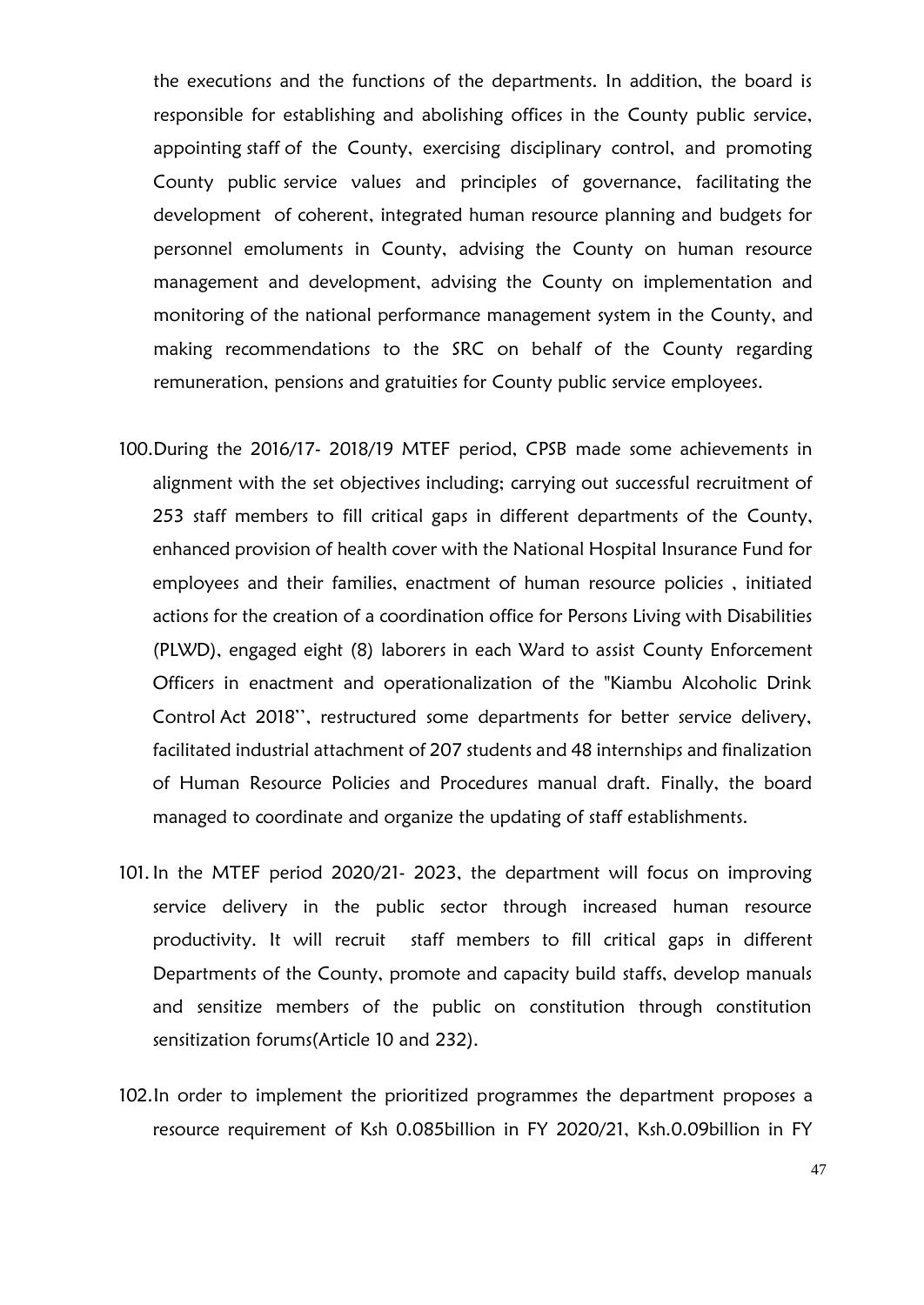the executions and the functions of the departments. In addition, the board is responsible for establishing and abolishing offices in the County public service, appointing staff of the County, exercising disciplinary control, and promoting County public service values and principles of governance, facilitating the development of coherent, integrated human resource planning and budgets for personnel emoluments in County, advising the County on human resource management and development, advising the County on implementation and monitoring of the national performance management system in the County, and making recommendations to the SRC on behalf of the County regarding remuneration, pensions and gratuities for County public service employees.

100. During the 2016/17- 2018/19 MTEF period, CPSB made some achievements in alignment with the set objectives including; carrying out successful recruitment of 253 staff members to fill critical gaps in different departments of the County, enhanced provision of health cover with the National Hospital Insurance Fund for employees and their families, enactment of human resource policies , initiated actions for the creation of a coordination office for Persons Living with Disabilities (PLWD), engaged eight (8) laborers in each Ward to assist County Enforcement Officers in enactment and operationalization of the "Kiambu Alcoholic Drink Control Act 2018'', restructured some departments for better service delivery, facilitated industrial attachment of 207 students and 48 internships and finalization of Human Resource Policies and Procedures manual draft. Finally, the board managed to coordinate and organize the updating of staff establishments.

101. In the MTEF period 2020/21- 2023, the department will focus on improving service delivery in the public sector through increased human resource productivity. It will recruit staff members to fill critical gaps in different Departments of the County, promote and capacity build staffs, develop manuals and sensitize members of the public on constitution through constitution sensitization forums(Article 10 and 232).

102. In order to implement the prioritized programmes the department proposes a resource requirement of Ksh 0.085billion in FY 2020/21, Ksh.0.09billion in FY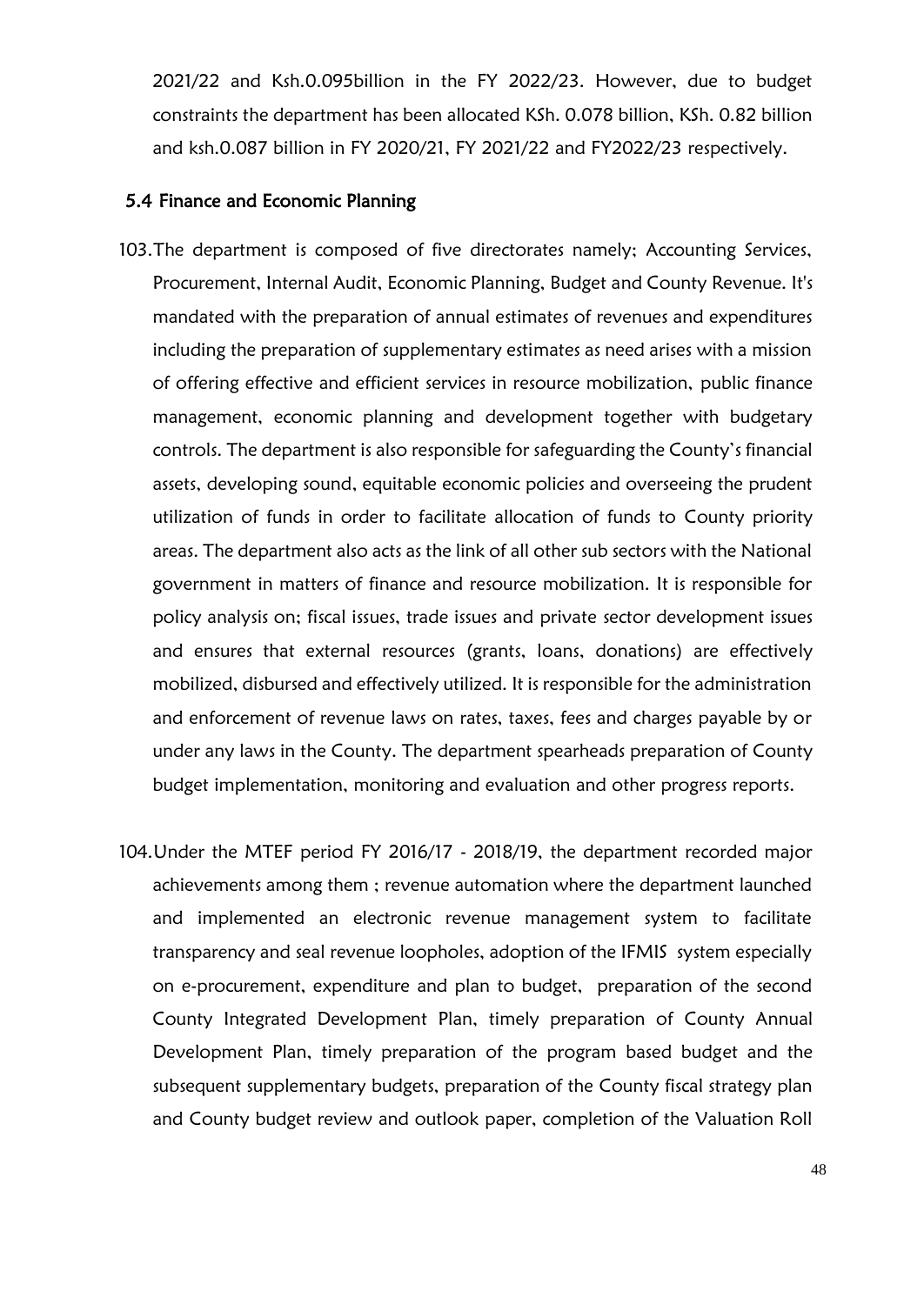2021/22 and Ksh.0.095billion in the FY 2022/23. However, due to budget constraints the department has been allocated KSh. 0.078 billion, KSh. 0.82 billion and ksh.0.087 billion in FY 2020/21, FY 2021/22 and FY2022/23 respectively.

### 5.4 Finance and Economic Planning

103. The department is composed of five directorates namely; Accounting Services, Procurement, Internal Audit, Economic Planning, Budget and County Revenue. It's mandated with the preparation of annual estimates of revenues and expenditures including the preparation of supplementary estimates as need arises with a mission of offering effective and efficient services in resource mobilization, public finance management, economic planning and development together with budgetary controls. The department is also responsible for safeguarding the County's financial assets, developing sound, equitable economic policies and overseeing the prudent utilization of funds in order to facilitate allocation of funds to County priority areas. The department also acts as the link of all other sub sectors with the National government in matters of finance and resource mobilization. It is responsible for policy analysis on; fiscal issues, trade issues and private sector development issues and ensures that external resources (grants, loans, donations) are effectively mobilized, disbursed and effectively utilized. It is responsible for the administration and enforcement of revenue laws on rates, taxes, fees and charges payable by or under any laws in the County. The department spearheads preparation of County budget implementation, monitoring and evaluation and other progress reports.

104. Under the MTEF period FY 2016/17 - 2018/19, the department recorded major achievements among them ; revenue automation where the department launched and implemented an electronic revenue management system to facilitate transparency and seal revenue loopholes, adoption of the IFMIS system especially on e-procurement, expenditure and plan to budget, preparation of the second County Integrated Development Plan, timely preparation of County Annual Development Plan, timely preparation of the program based budget and the subsequent supplementary budgets, preparation of the County fiscal strategy plan and County budget review and outlook paper, completion of the Valuation Roll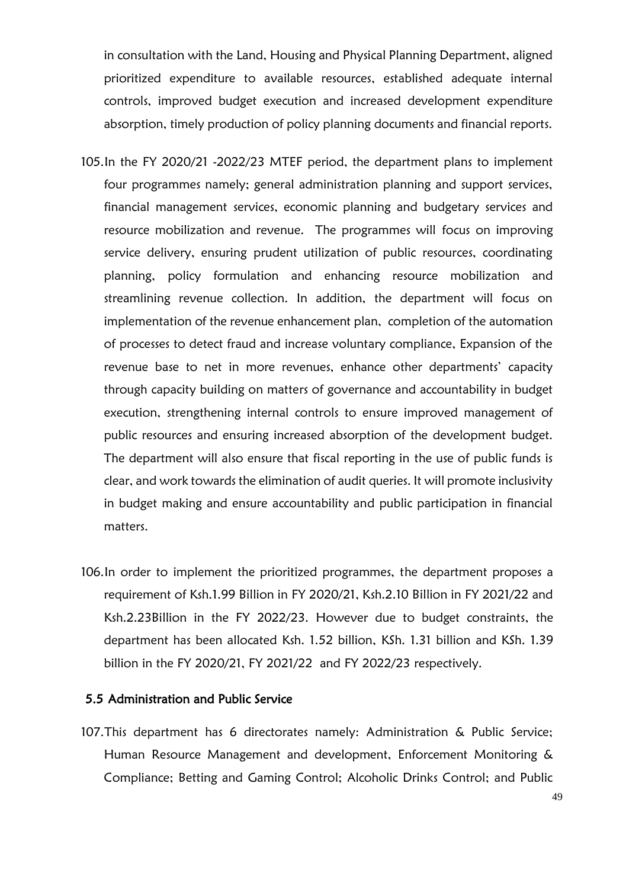in consultation with the Land, Housing and Physical Planning Department, aligned prioritized expenditure to available resources, established adequate internal controls, improved budget execution and increased development expenditure absorption, timely production of policy planning documents and financial reports.

105. In the FY 2020/21 -2022/23 MTEF period, the department plans to implement four programmes namely; general administration planning and support services, financial management services, economic planning and budgetary services and resource mobilization and revenue. The programmes will focus on improving service delivery, ensuring prudent utilization of public resources, coordinating planning, policy formulation and enhancing resource mobilization and streamlining revenue collection. In addition, the department will focus on implementation of the revenue enhancement plan, completion of the automation of processes to detect fraud and increase voluntary compliance, Expansion of the revenue base to net in more revenues, enhance other departments' capacity through capacity building on matters of governance and accountability in budget execution, strengthening internal controls to ensure improved management of public resources and ensuring increased absorption of the development budget. The department will also ensure that fiscal reporting in the use of public funds is clear, and work towards the elimination of audit queries. It will promote inclusivity in budget making and ensure accountability and public participation in financial matters.

106. In order to implement the prioritized programmes, the department proposes a requirement of Ksh.1.99 Billion in FY 2020/21, Ksh.2.10 Billion in FY 2021/22 and Ksh.2.23Billion in the FY 2022/23. However due to budget constraints, the department has been allocated Ksh. 1.52 billion, KSh. 1.31 billion and KSh. 1.39 billion in the FY 2020/21, FY 2021/22 and FY 2022/23 respectively.

### 5.5 Administration and Public Service

107. This department has 6 directorates namely: Administration & Public Service; Human Resource Management and development, Enforcement Monitoring & Compliance; Betting and Gaming Control; Alcoholic Drinks Control; and Public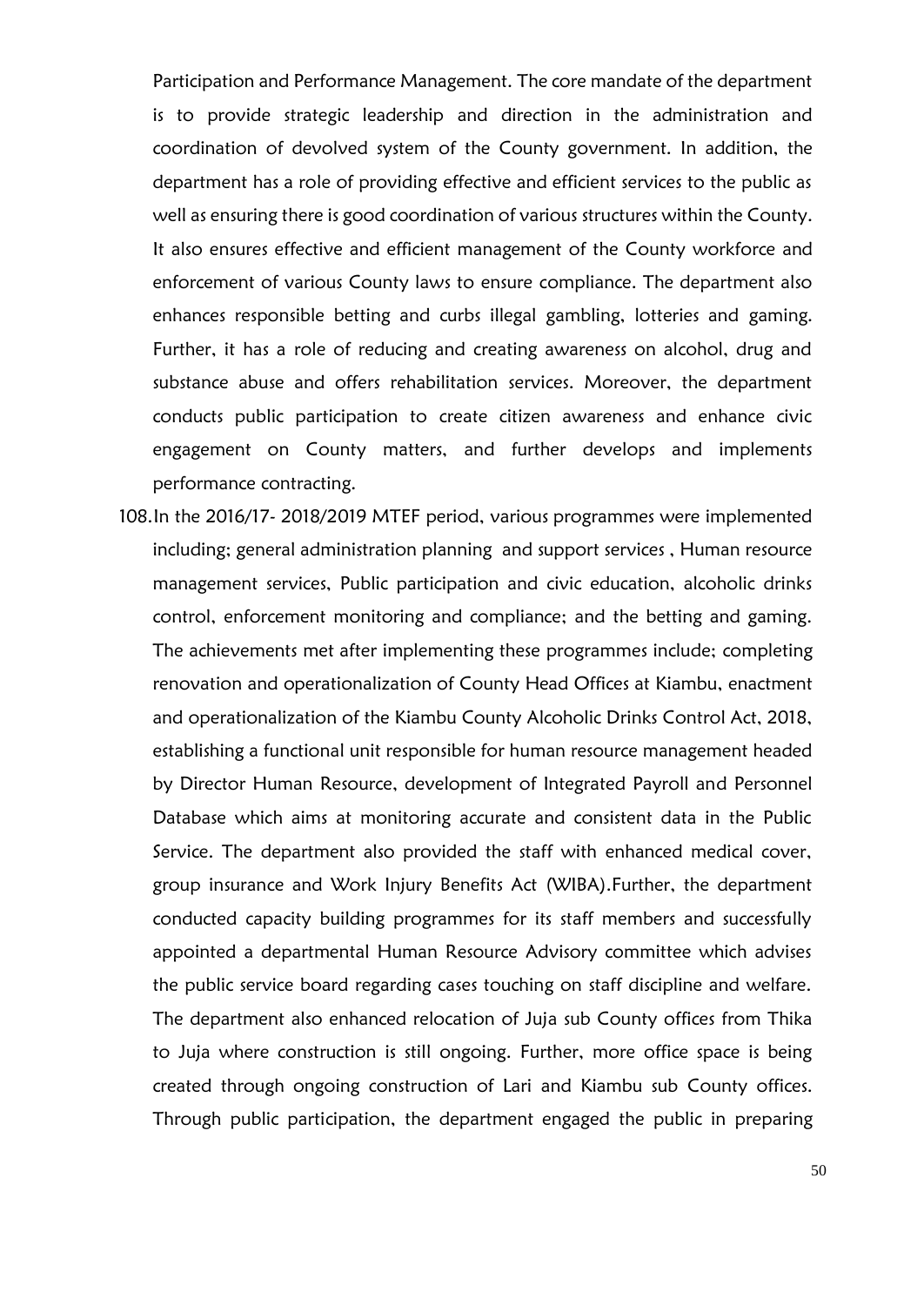Participation and Performance Management. The core mandate of the department is to provide strategic leadership and direction in the administration and coordination of devolved system of the County government. In addition, the department has a role of providing effective and efficient services to the public as well as ensuring there is good coordination of various structures within the County. It also ensures effective and efficient management of the County workforce and enforcement of various County laws to ensure compliance. The department also enhances responsible betting and curbs illegal gambling, lotteries and gaming. Further, it has a role of reducing and creating awareness on alcohol, drug and substance abuse and offers rehabilitation services. Moreover, the department conducts public participation to create citizen awareness and enhance civic engagement on County matters, and further develops and implements performance contracting.

108. In the 2016/17- 2018/2019 MTEF period, various programmes were implemented including; general administration planning and support services , Human resource management services, Public participation and civic education, alcoholic drinks control, enforcement monitoring and compliance; and the betting and gaming. The achievements met after implementing these programmes include; completing renovation and operationalization of County Head Offices at Kiambu, enactment and operationalization of the Kiambu County Alcoholic Drinks Control Act, 2018, establishing a functional unit responsible for human resource management headed by Director Human Resource, development of Integrated Payroll and Personnel Database which aims at monitoring accurate and consistent data in the Public Service. The department also provided the staff with enhanced medical cover, group insurance and Work Injury Benefits Act (WIBA).Further, the department conducted capacity building programmes for its staff members and successfully appointed a departmental Human Resource Advisory committee which advises the public service board regarding cases touching on staff discipline and welfare. The department also enhanced relocation of Juja sub County offices from Thika to Juja where construction is still ongoing. Further, more office space is being created through ongoing construction of Lari and Kiambu sub County offices. Through public participation, the department engaged the public in preparing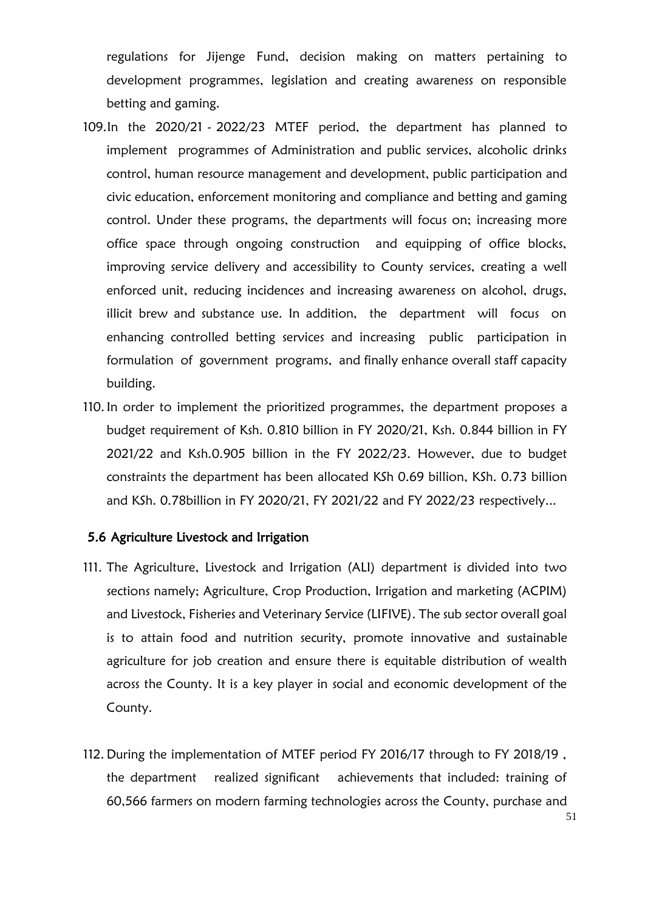regulations for Jijenge Fund, decision making on matters pertaining to development programmes, legislation and creating awareness on responsible betting and gaming.

109. In the 2020/21 - 2022/23 MTEF period, the department has planned to implement programmes of Administration and public services, alcoholic drinks control, human resource management and development, public participation and civic education, enforcement monitoring and compliance and betting and gaming control. Under these programs, the departments will focus on; increasing more office space through ongoing construction and equipping of office blocks, improving service delivery and accessibility to County services, creating a well enforced unit, reducing incidences and increasing awareness on alcohol, drugs, illicit brew and substance use. In addition, the department will focus on enhancing controlled betting services and increasing public participation in formulation of government programs, and finally enhance overall staff capacity building.

110. In order to implement the prioritized programmes, the department proposes a budget requirement of Ksh. 0.810 billion in FY 2020/21, Ksh. 0.844 billion in FY 2021/22 and Ksh.0.905 billion in the FY 2022/23. However, due to budget constraints the department has been allocated KSh 0.69 billion, KSh. 0.73 billion and KSh. 0.78billion in FY 2020/21, FY 2021/22 and FY 2022/23 respectively...

## 5.6 Agriculture Livestock and Irrigation

111. The Agriculture, Livestock and Irrigation (ALI) department is divided into two sections namely; Agriculture, Crop Production, Irrigation and marketing (ACPIM) and Livestock, Fisheries and Veterinary Service (LIFIVE). The sub sector overall goal is to attain food and nutrition security, promote innovative and sustainable agriculture for job creation and ensure there is equitable distribution of wealth across the County. It is a key player in social and economic development of the County.

112. During the implementation of MTEF period FY 2016/17 through to FY 2018/19 , the department realized significant achievements that included: training of 60,566 farmers on modern farming technologies across the County, purchase and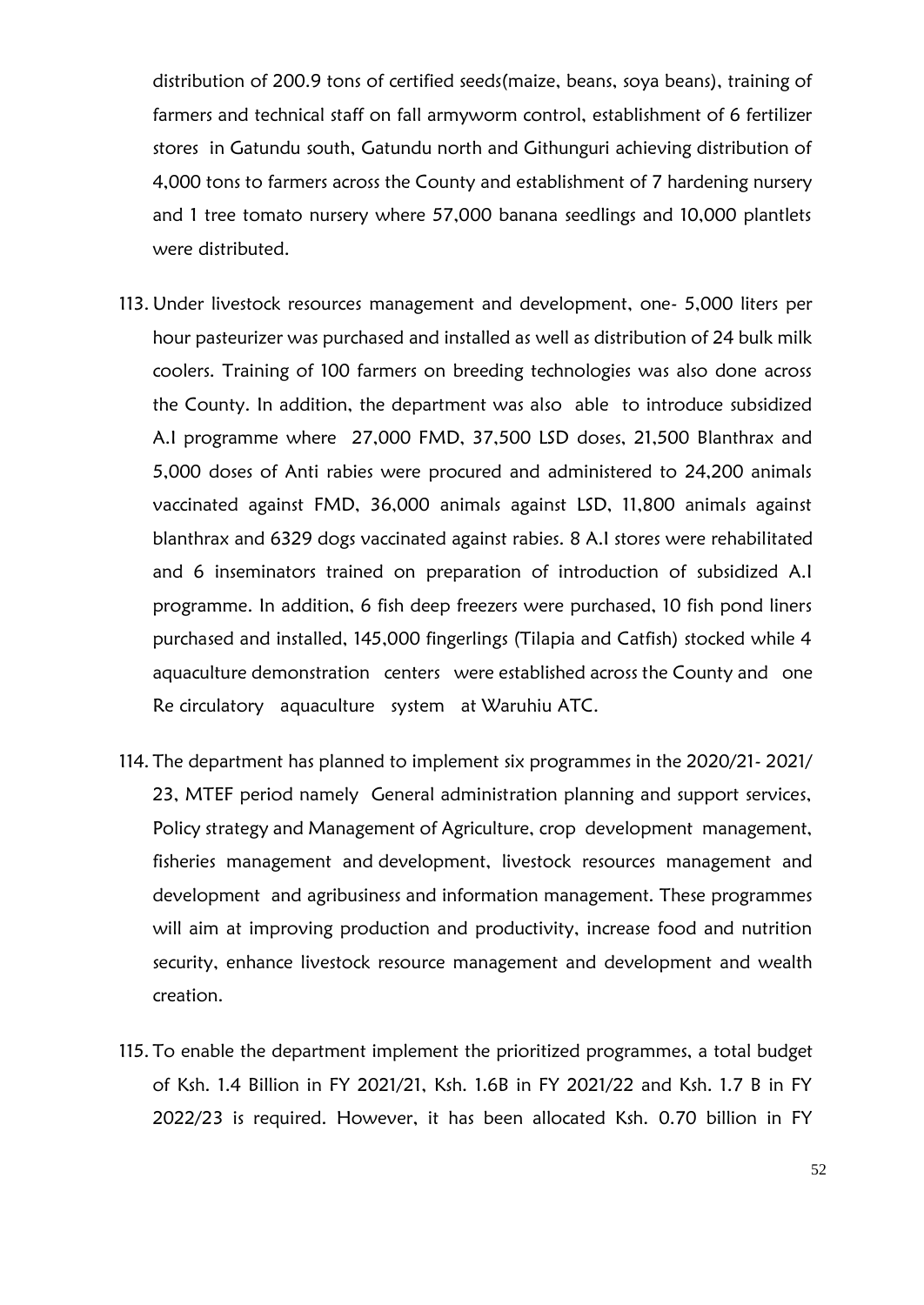distribution of 200.9 tons of certified seeds(maize, beans, soya beans), training of farmers and technical staff on fall armyworm control, establishment of 6 fertilizer stores in Gatundu south, Gatundu north and Githunguri achieving distribution of 4,000 tons to farmers across the County and establishment of 7 hardening nursery and 1 tree tomato nursery where 57,000 banana seedlings and 10,000 plantlets were distributed.

113. Under livestock resources management and development, one- 5,000 liters per hour pasteurizer was purchased and installed as well as distribution of 24 bulk milk coolers. Training of 100 farmers on breeding technologies was also done across the County. In addition, the department was also able to introduce subsidized A.I programme where 27,000 FMD, 37,500 LSD doses, 21,500 Blanthrax and 5,000 doses of Anti rabies were procured and administered to 24,200 animals vaccinated against FMD, 36,000 animals against LSD, 11,800 animals against blanthrax and 6329 dogs vaccinated against rabies. 8 A.I stores were rehabilitated and 6 inseminators trained on preparation of introduction of subsidized A.I programme. In addition, 6 fish deep freezers were purchased, 10 fish pond liners purchased and installed, 145,000 fingerlings (Tilapia and Catfish) stocked while 4 aquaculture demonstration centers were established across the County and one Re circulatory aquaculture system at Waruhiu ATC.

114. The department has planned to implement six programmes in the 2020/21- 2021/23, MTEF period namely General administration planning and support services, Policy strategy and Management of Agriculture, crop development management, fisheries management and development, livestock resources management and development and agribusiness and information management. These programmes will aim at improving production and productivity, increase food and nutrition security, enhance livestock resource management and development and wealth creation.

115. To enable the department implement the prioritized programmes, a total budget of Ksh. 1.4 Billion in FY 2021/21, Ksh. 1.6B in FY 2021/22 and Ksh. 1.7 B in FY 2022/23 is required. However, it has been allocated Ksh. 0.70 billion in FY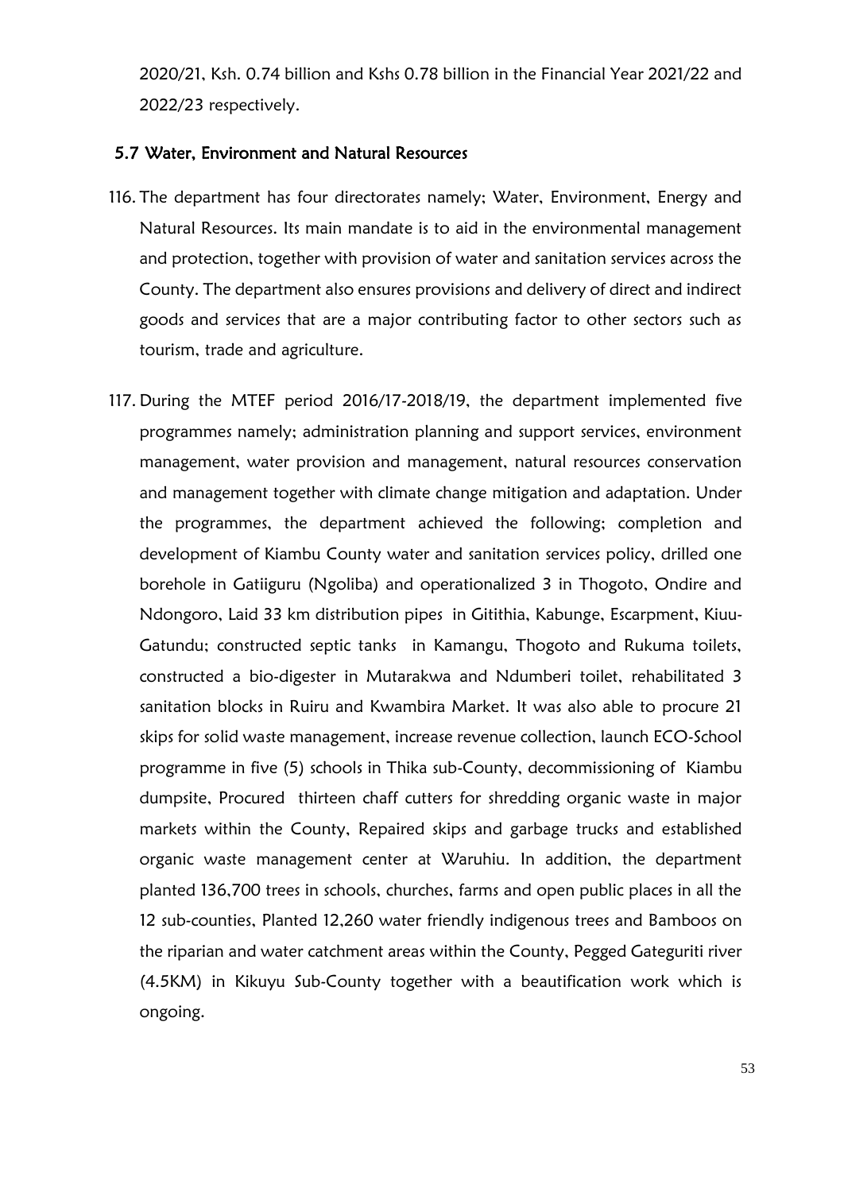2020/21, Ksh. 0.74 billion and Kshs 0.78 billion in the Financial Year 2021/22 and 2022/23 respectively.

### 5.7 Water, Environment and Natural Resources

116. The department has four directorates namely; Water, Environment, Energy and Natural Resources. Its main mandate is to aid in the environmental management and protection, together with provision of water and sanitation services across the County. The department also ensures provisions and delivery of direct and indirect goods and services that are a major contributing factor to other sectors such as tourism, trade and agriculture.

117. During the MTEF period 2016/17-2018/19, the department implemented five programmes namely; administration planning and support services, environment management, water provision and management, natural resources conservation and management together with climate change mitigation and adaptation. Under the programmes, the department achieved the following; completion and development of Kiambu County water and sanitation services policy, drilled one borehole in Gatiiguru (Ngoliba) and operationalized 3 in Thogoto, Ondire and Ndongoro, Laid 33 km distribution pipes in Gitithia, Kabunge, Escarpment, Kiuu-Gatundu; constructed septic tanks in Kamangu, Thogoto and Rukuma toilets, constructed a bio-digester in Mutarakwa and Ndumberi toilet, rehabilitated 3 sanitation blocks in Ruiru and Kwambira Market. It was also able to procure 21 skips for solid waste management, increase revenue collection, launch ECO-School programme in five (5) schools in Thika sub-County, decommissioning of Kiambu dumpsite, Procured thirteen chaff cutters for shredding organic waste in major markets within the County, Repaired skips and garbage trucks and established organic waste management center at Waruhiu. In addition, the department planted 136,700 trees in schools, churches, farms and open public places in all the 12 sub-counties, Planted 12,260 water friendly indigenous trees and Bamboos on the riparian and water catchment areas within the County, Pegged Gateguriti river (4.5KM) in Kikuyu Sub-County together with a beautification work which is ongoing.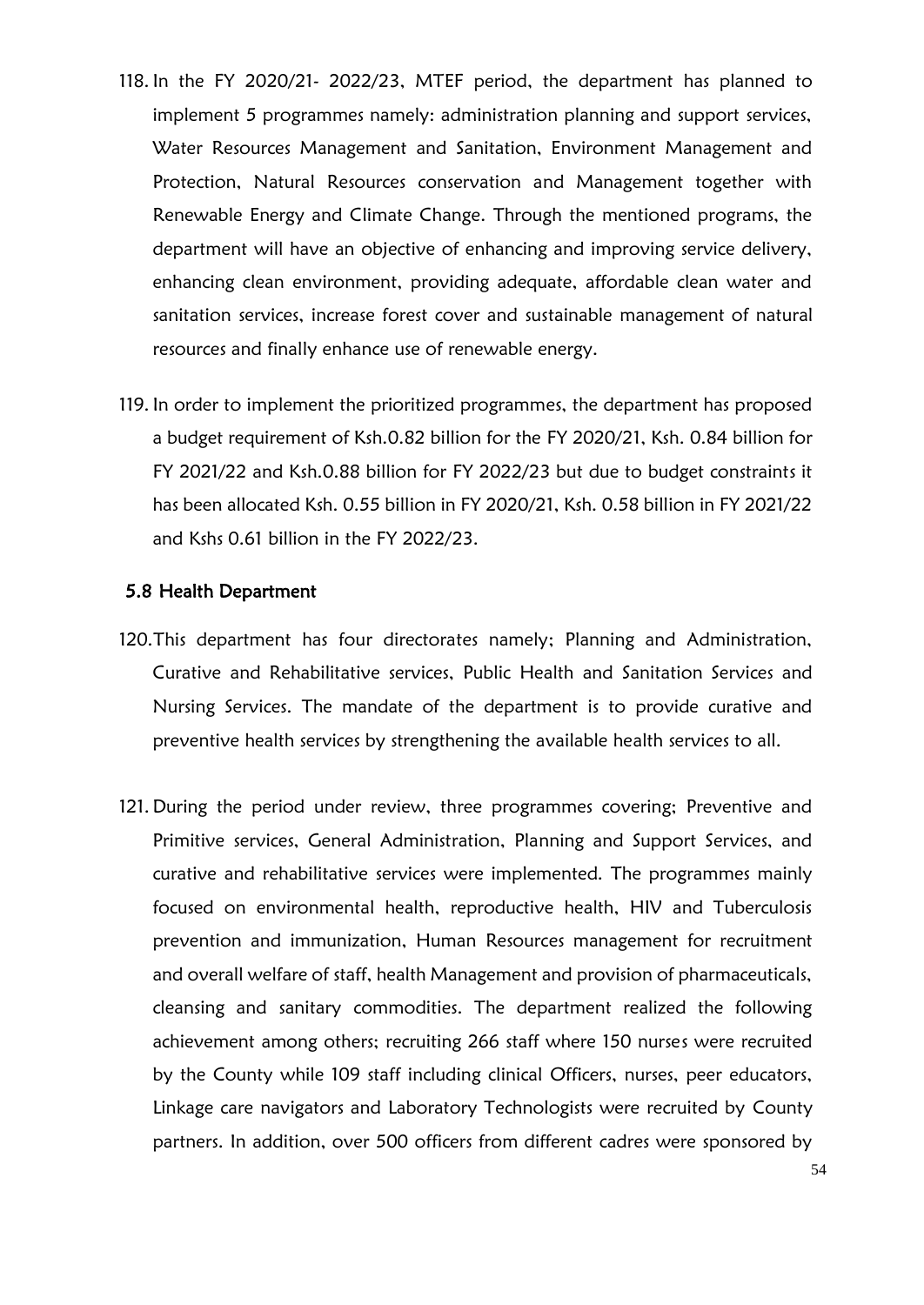118. In the FY 2020/21- 2022/23, MTEF period, the department has planned to implement 5 programmes namely: administration planning and support services, Water Resources Management and Sanitation, Environment Management and Protection, Natural Resources conservation and Management together with Renewable Energy and Climate Change. Through the mentioned programs, the department will have an objective of enhancing and improving service delivery, enhancing clean environment, providing adequate, affordable clean water and sanitation services, increase forest cover and sustainable management of natural resources and finally enhance use of renewable energy.

119. In order to implement the prioritized programmes, the department has proposed a budget requirement of Ksh.0.82 billion for the FY 2020/21, Ksh. 0.84 billion for FY 2021/22 and Ksh.0.88 billion for FY 2022/23 but due to budget constraints it has been allocated Ksh. 0.55 billion in FY 2020/21, Ksh. 0.58 billion in FY 2021/22 and Kshs 0.61 billion in the FY 2022/23.

### 5.8 Health Department

120. This department has four directorates namely; Planning and Administration, Curative and Rehabilitative services, Public Health and Sanitation Services and Nursing Services. The mandate of the department is to provide curative and preventive health services by strengthening the available health services to all.

121. During the period under review, three programmes covering; Preventive and Primitive services, General Administration, Planning and Support Services, and curative and rehabilitative services were implemented. The programmes mainly focused on environmental health, reproductive health, HIV and Tuberculosis prevention and immunization, Human Resources management for recruitment and overall welfare of staff, health Management and provision of pharmaceuticals, cleansing and sanitary commodities. The department realized the following achievement among others; recruiting 266 staff where 150 nurses were recruited by the County while 109 staff including clinical Officers, nurses, peer educators, Linkage care navigators and Laboratory Technologists were recruited by County partners. In addition, over 500 officers from different cadres were sponsored by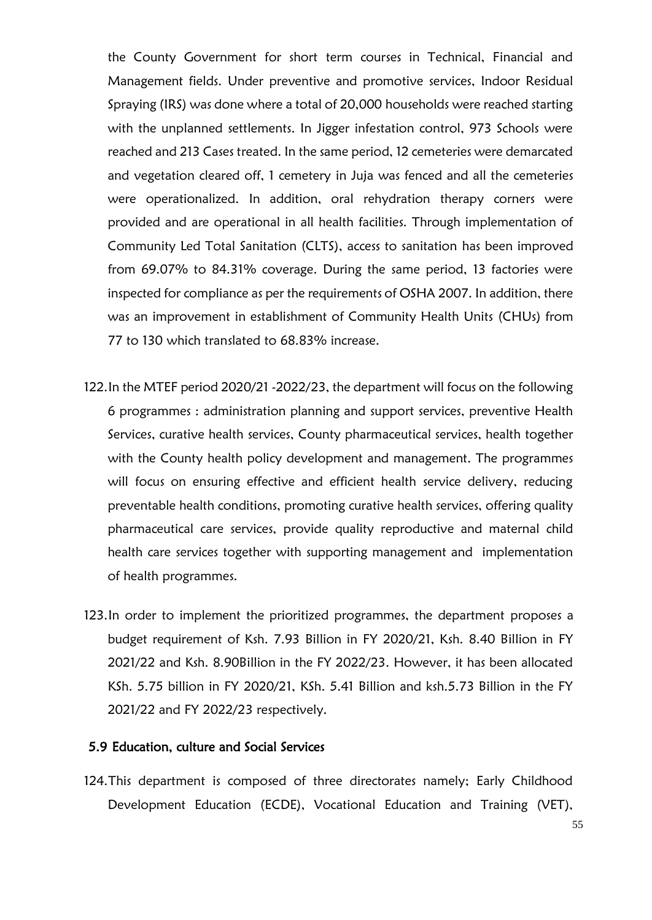the County Government for short term courses in Technical, Financial and Management fields. Under preventive and promotive services, Indoor Residual Spraying (IRS) was done where a total of 20,000 households were reached starting with the unplanned settlements. In Jigger infestation control, 973 Schools were reached and 213 Cases treated. In the same period, 12 cemeteries were demarcated and vegetation cleared off, 1 cemetery in Juja was fenced and all the cemeteries were operationalized. In addition, oral rehydration therapy corners were provided and are operational in all health facilities. Through implementation of Community Led Total Sanitation (CLTS), access to sanitation has been improved from 69.07% to 84.31% coverage. During the same period, 13 factories were inspected for compliance as per the requirements of OSHA 2007. In addition, there was an improvement in establishment of Community Health Units (CHUs) from 77 to 130 which translated to 68.83% increase.

122. In the MTEF period 2020/21 -2022/23, the department will focus on the following 6 programmes : administration planning and support services, preventive Health Services, curative health services, County pharmaceutical services, health together with the County health policy development and management. The programmes will focus on ensuring effective and efficient health service delivery, reducing preventable health conditions, promoting curative health services, offering quality pharmaceutical care services, provide quality reproductive and maternal child health care services together with supporting management and implementation of health programmes.

123. In order to implement the prioritized programmes, the department proposes a budget requirement of Ksh. 7.93 Billion in FY 2020/21, Ksh. 8.40 Billion in FY 2021/22 and Ksh. 8.90Billion in the FY 2022/23. However, it has been allocated KSh. 5.75 billion in FY 2020/21, KSh. 5.41 Billion and ksh.5.73 Billion in the FY 2021/22 and FY 2022/23 respectively.

### 5.9 Education, culture and Social Services

124. This department is composed of three directorates namely; Early Childhood Development Education (ECDE), Vocational Education and Training (VET),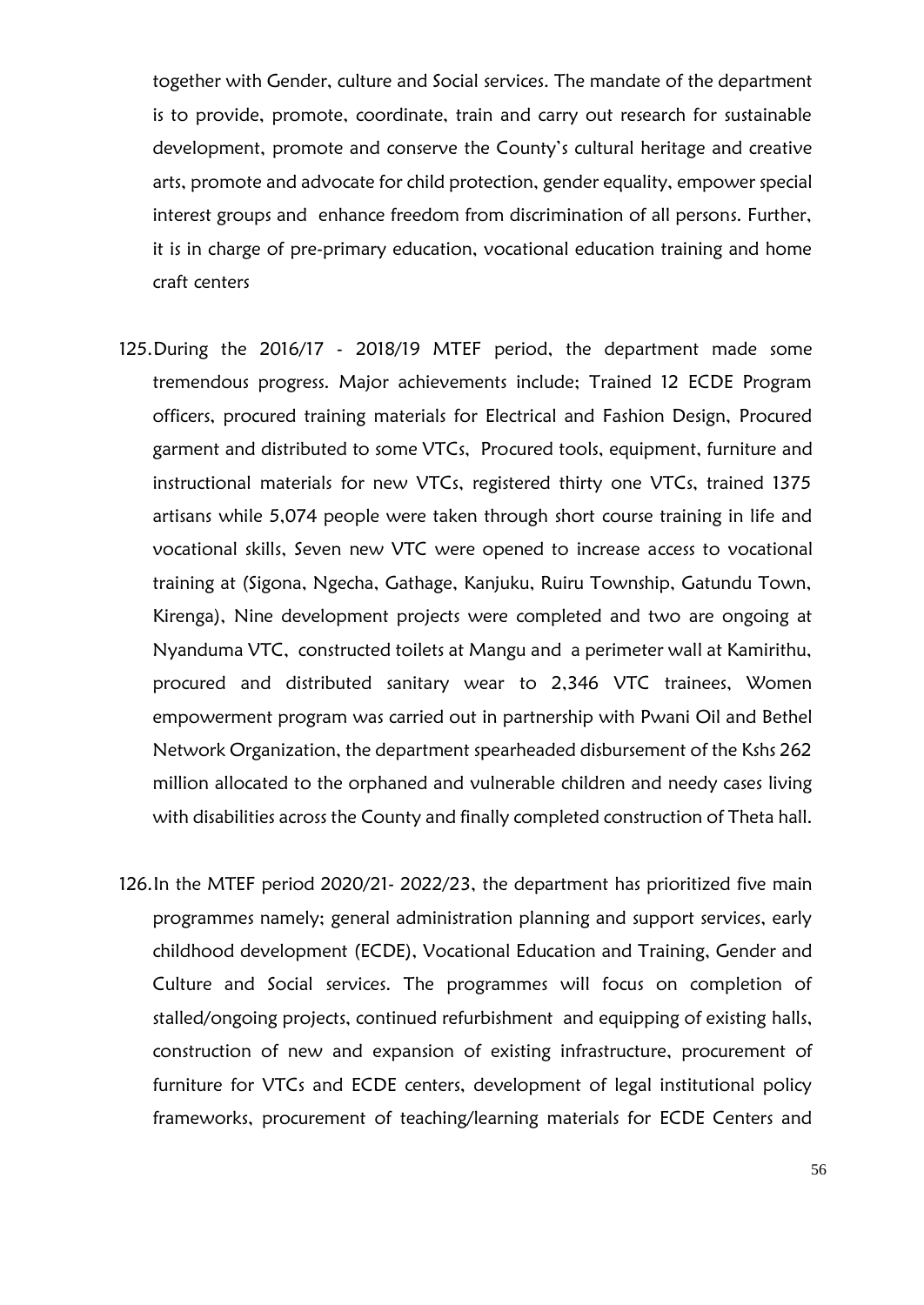together with Gender, culture and Social services. The mandate of the department is to provide, promote, coordinate, train and carry out research for sustainable development, promote and conserve the County's cultural heritage and creative arts, promote and advocate for child protection, gender equality, empower special interest groups and enhance freedom from discrimination of all persons. Further, it is in charge of pre-primary education, vocational education training and home craft centers

125. During the 2016/17 - 2018/19 MTEF period, the department made some tremendous progress. Major achievements include; Trained 12 ECDE Program officers, procured training materials for Electrical and Fashion Design, Procured garment and distributed to some VTCs, Procured tools, equipment, furniture and instructional materials for new VTCs, registered thirty one VTCs, trained 1375 artisans while 5,074 people were taken through short course training in life and vocational skills, Seven new VTC were opened to increase access to vocational training at (Sigona, Ngecha, Gathage, Kanjuku, Ruiru Township, Gatundu Town, Kirenga), Nine development projects were completed and two are ongoing at Nyanduma VTC, constructed toilets at Mangu and a perimeter wall at Kamirithu, procured and distributed sanitary wear to 2,346 VTC trainees, Women empowerment program was carried out in partnership with Pwani Oil and Bethel Network Organization, the department spearheaded disbursement of the Kshs 262 million allocated to the orphaned and vulnerable children and needy cases living with disabilities across the County and finally completed construction of Theta hall.

126. In the MTEF period 2020/21- 2022/23, the department has prioritized five main programmes namely; general administration planning and support services, early childhood development (ECDE), Vocational Education and Training, Gender and Culture and Social services. The programmes will focus on completion of stalled/ongoing projects, continued refurbishment and equipping of existing halls, construction of new and expansion of existing infrastructure, procurement of furniture for VTCs and ECDE centers, development of legal institutional policy frameworks, procurement of teaching/learning materials for ECDE Centers and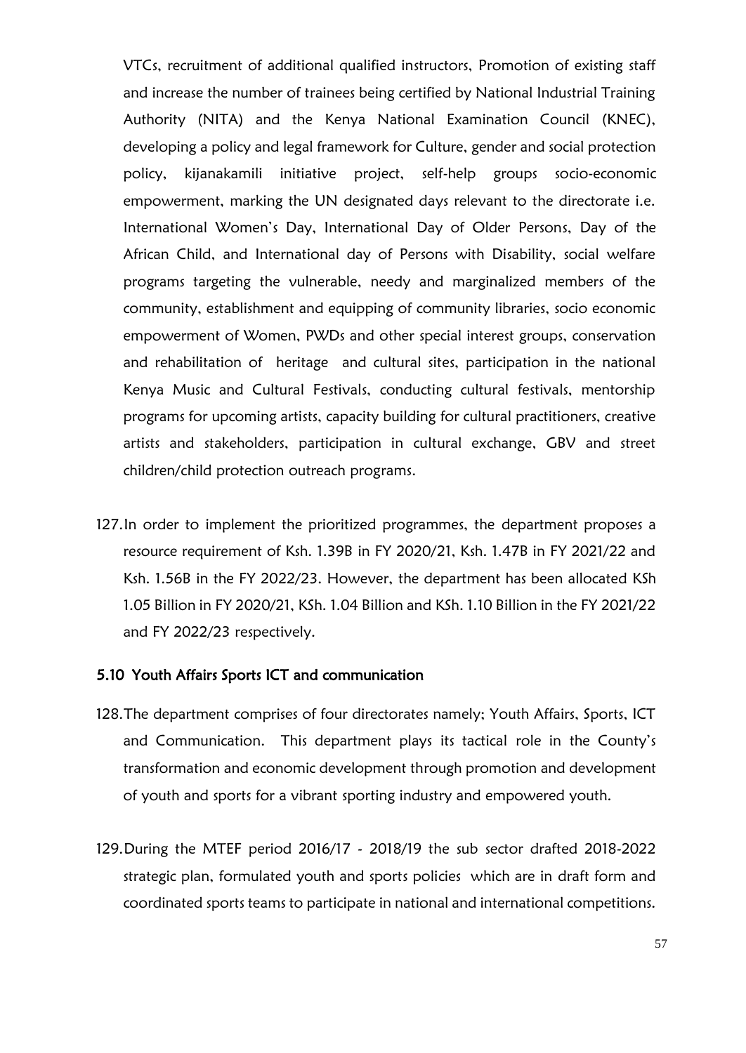VTCs, recruitment of additional qualified instructors, Promotion of existing staff and increase the number of trainees being certified by National Industrial Training Authority (NITA) and the Kenya National Examination Council (KNEC), developing a policy and legal framework for Culture, gender and social protection policy, kijanakamili initiative project, self-help groups socio-economic empowerment, marking the UN designated days relevant to the directorate i.e. International Women's Day, International Day of Older Persons, Day of the African Child, and International day of Persons with Disability, social welfare programs targeting the vulnerable, needy and marginalized members of the community, establishment and equipping of community libraries, socio economic empowerment of Women, PWDs and other special interest groups, conservation and rehabilitation of heritage and cultural sites, participation in the national Kenya Music and Cultural Festivals, conducting cultural festivals, mentorship programs for upcoming artists, capacity building for cultural practitioners, creative artists and stakeholders, participation in cultural exchange, GBV and street children/child protection outreach programs.

127. In order to implement the prioritized programmes, the department proposes a resource requirement of Ksh. 1.39B in FY 2020/21, Ksh. 1.47B in FY 2021/22 and Ksh. 1.56B in the FY 2022/23. However, the department has been allocated KSh 1.05 Billion in FY 2020/21, KSh. 1.04 Billion and KSh. 1.10 Billion in the FY 2021/22 and FY 2022/23 respectively.

### 5.10 Youth Affairs Sports ICT and communication

128. The department comprises of four directorates namely; Youth Affairs, Sports, ICT and Communication. This department plays its tactical role in the County's transformation and economic development through promotion and development of youth and sports for a vibrant sporting industry and empowered youth.

129. During the MTEF period 2016/17 - 2018/19 the sub sector drafted 2018-2022 strategic plan, formulated youth and sports policies which are in draft form and coordinated sports teams to participate in national and international competitions.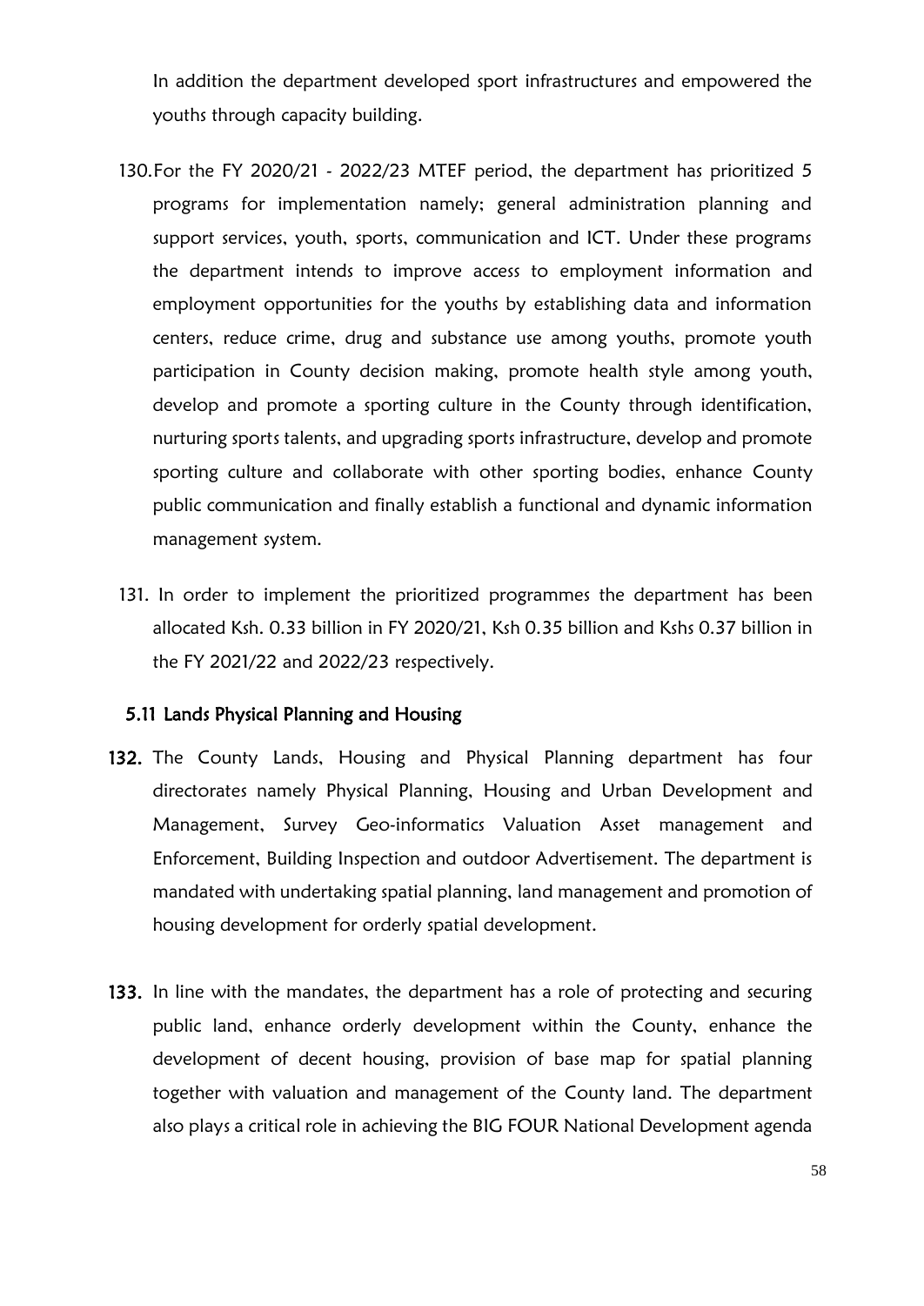In addition the department developed sport infrastructures and empowered the youths through capacity building.

130. For the FY 2020/21 - 2022/23 MTEF period, the department has prioritized 5 programs for implementation namely; general administration planning and support services, youth, sports, communication and ICT. Under these programs the department intends to improve access to employment information and employment opportunities for the youths by establishing data and information centers, reduce crime, drug and substance use among youths, promote youth participation in County decision making, promote health style among youth, develop and promote a sporting culture in the County through identification, nurturing sports talents, and upgrading sports infrastructure, develop and promote sporting culture and collaborate with other sporting bodies, enhance County public communication and finally establish a functional and dynamic information management system.

131. In order to implement the prioritized programmes the department has been allocated Ksh. 0.33 billion in FY 2020/21, Ksh 0.35 billion and Kshs 0.37 billion in the FY 2021/22 and 2022/23 respectively.

### 5.11 Lands Physical Planning and Housing

132. The County Lands, Housing and Physical Planning department has four directorates namely Physical Planning, Housing and Urban Development and Management, Survey Geo-informatics Valuation Asset management and Enforcement, Building Inspection and outdoor Advertisement. The department is mandated with undertaking spatial planning, land management and promotion of housing development for orderly spatial development.

133. In line with the mandates, the department has a role of protecting and securing public land, enhance orderly development within the County, enhance the development of decent housing, provision of base map for spatial planning together with valuation and management of the County land. The department also plays a critical role in achieving the BIG FOUR National Development agenda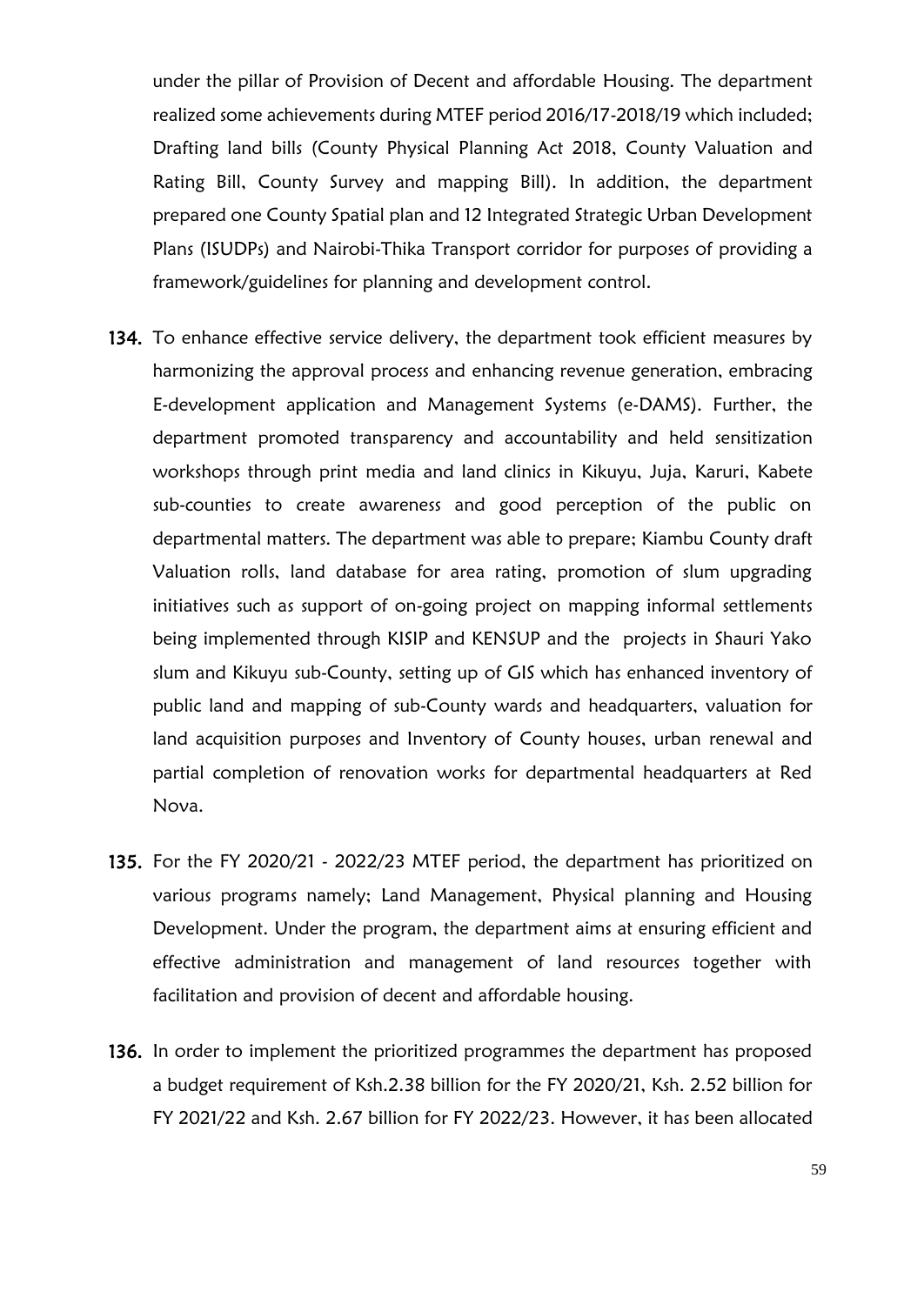under the pillar of Provision of Decent and affordable Housing. The department realized some achievements during MTEF period 2016/17-2018/19 which included; Drafting land bills (County Physical Planning Act 2018, County Valuation and Rating Bill, County Survey and mapping Bill). In addition, the department prepared one County Spatial plan and 12 Integrated Strategic Urban Development Plans (ISUDPs) and Nairobi-Thika Transport corridor for purposes of providing a framework/guidelines for planning and development control.

**134.** To enhance effective service delivery, the department took efficient measures by harmonizing the approval process and enhancing revenue generation, embracing E-development application and Management Systems (e-DAMS). Further, the department promoted transparency and accountability and held sensitization workshops through print media and land clinics in Kikuyu, Juja, Karuri, Kabete sub-counties to create awareness and good perception of the public on departmental matters. The department was able to prepare; Kiambu County draft Valuation rolls, land database for area rating, promotion of slum upgrading initiatives such as support of on-going project on mapping informal settlements being implemented through KISIP and KENSUP and the projects in Shauri Yako slum and Kikuyu sub-County, setting up of GIS which has enhanced inventory of public land and mapping of sub-County wards and headquarters, valuation for land acquisition purposes and Inventory of County houses, urban renewal and partial completion of renovation works for departmental headquarters at Red Nova.

**135.** For the FY 2020/21 - 2022/23 MTEF period, the department has prioritized on various programs namely; Land Management, Physical planning and Housing Development. Under the program, the department aims at ensuring efficient and effective administration and management of land resources together with facilitation and provision of decent and affordable housing.

**136.** In order to implement the prioritized programmes the department has proposed a budget requirement of Ksh.2.38 billion for the FY 2020/21, Ksh. 2.52 billion for FY 2021/22 and Ksh. 2.67 billion for FY 2022/23. However, it has been allocated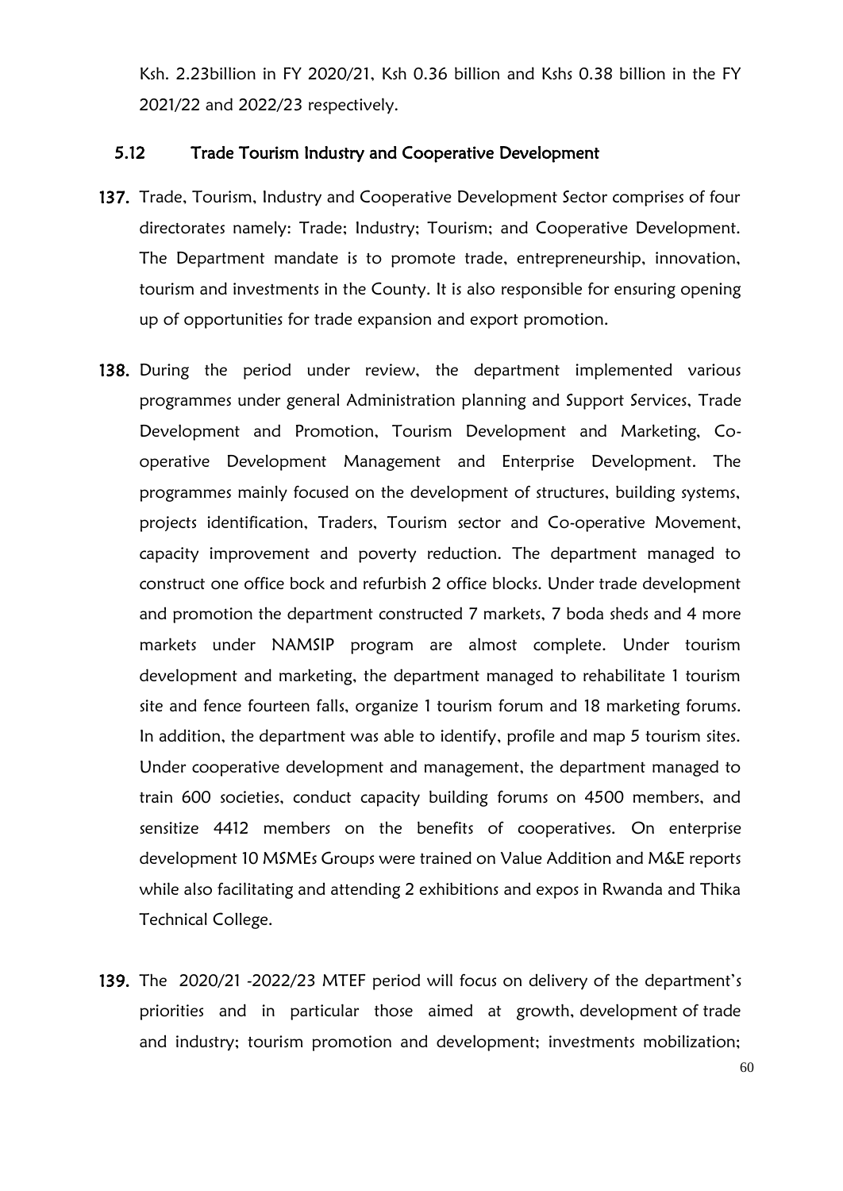Ksh. 2.23billion in FY 2020/21, Ksh 0.36 billion and Kshs 0.38 billion in the FY 2021/22 and 2022/23 respectively.

### 5.12 Trade Tourism Industry and Cooperative Development

**137.** Trade, Tourism, Industry and Cooperative Development Sector comprises of four directorates namely: Trade; Industry; Tourism; and Cooperative Development. The Department mandate is to promote trade, entrepreneurship, innovation, tourism and investments in the County. It is also responsible for ensuring opening up of opportunities for trade expansion and export promotion.

**138.** During the period under review, the department implemented various programmes under general Administration planning and Support Services, Trade Development and Promotion, Tourism Development and Marketing, Co-operative Development Management and Enterprise Development. The programmes mainly focused on the development of structures, building systems, projects identification, Traders, Tourism sector and Co-operative Movement, capacity improvement and poverty reduction. The department managed to construct one office bock and refurbish 2 office blocks. Under trade development and promotion the department constructed 7 markets, 7 boda sheds and 4 more markets under NAMSIP program are almost complete. Under tourism development and marketing, the department managed to rehabilitate 1 tourism site and fence fourteen falls, organize 1 tourism forum and 18 marketing forums. In addition, the department was able to identify, profile and map 5 tourism sites. Under cooperative development and management, the department managed to train 600 societies, conduct capacity building forums on 4500 members, and sensitize 4412 members on the benefits of cooperatives. On enterprise development 10 MSMEs Groups were trained on Value Addition and M&E reports while also facilitating and attending 2 exhibitions and expos in Rwanda and Thika Technical College.

**139.** The 2020/21 -2022/23 MTEF period will focus on delivery of the department's priorities and in particular those aimed at growth, development of trade and industry; tourism promotion and development; investments mobilization;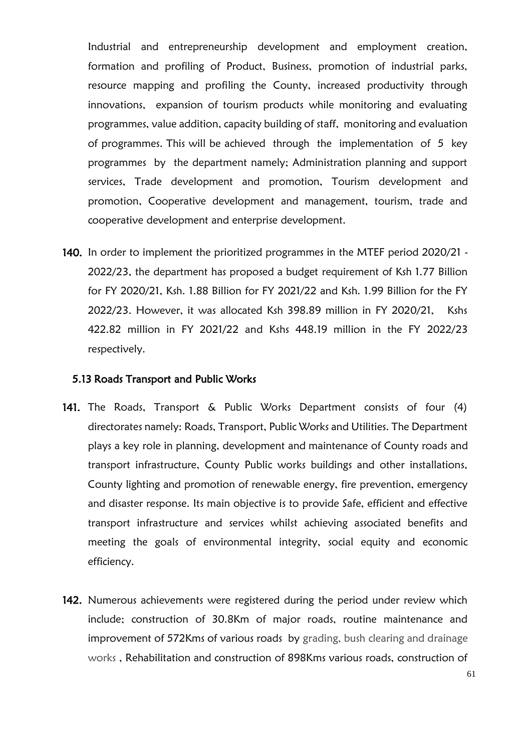Industrial and entrepreneurship development and employment creation, formation and profiling of Product, Business, promotion of industrial parks, resource mapping and profiling the County, increased productivity through innovations, expansion of tourism products while monitoring and evaluating programmes, value addition, capacity building of staff, monitoring and evaluation of programmes. This will be achieved through the implementation of 5 key programmes by the department namely; Administration planning and support services, Trade development and promotion, Tourism development and promotion, Cooperative development and management, tourism, trade and cooperative development and enterprise development.

**140.** In order to implement the prioritized programmes in the MTEF period 2020/21 - 2022/23, the department has proposed a budget requirement of Ksh 1.77 Billion for FY 2020/21, Ksh. 1.88 Billion for FY 2021/22 and Ksh. 1.99 Billion for the FY 2022/23. However, it was allocated Ksh 398.89 million in FY 2020/21, Kshs 422.82 million in FY 2021/22 and Kshs 448.19 million in the FY 2022/23 respectively.

### 5.13 Roads Transport and Public Works

**141.** The Roads, Transport & Public Works Department consists of four (4) directorates namely: Roads, Transport, Public Works and Utilities. The Department plays a key role in planning, development and maintenance of County roads and transport infrastructure, County Public works buildings and other installations, County lighting and promotion of renewable energy, fire prevention, emergency and disaster response. Its main objective is to provide Safe, efficient and effective transport infrastructure and services whilst achieving associated benefits and meeting the goals of environmental integrity, social equity and economic efficiency.

**142.** Numerous achievements were registered during the period under review which include; construction of 30.8Km of major roads, routine maintenance and improvement of 572Kms of various roads by grading, bush clearing and drainage works , Rehabilitation and construction of 898Kms various roads, construction of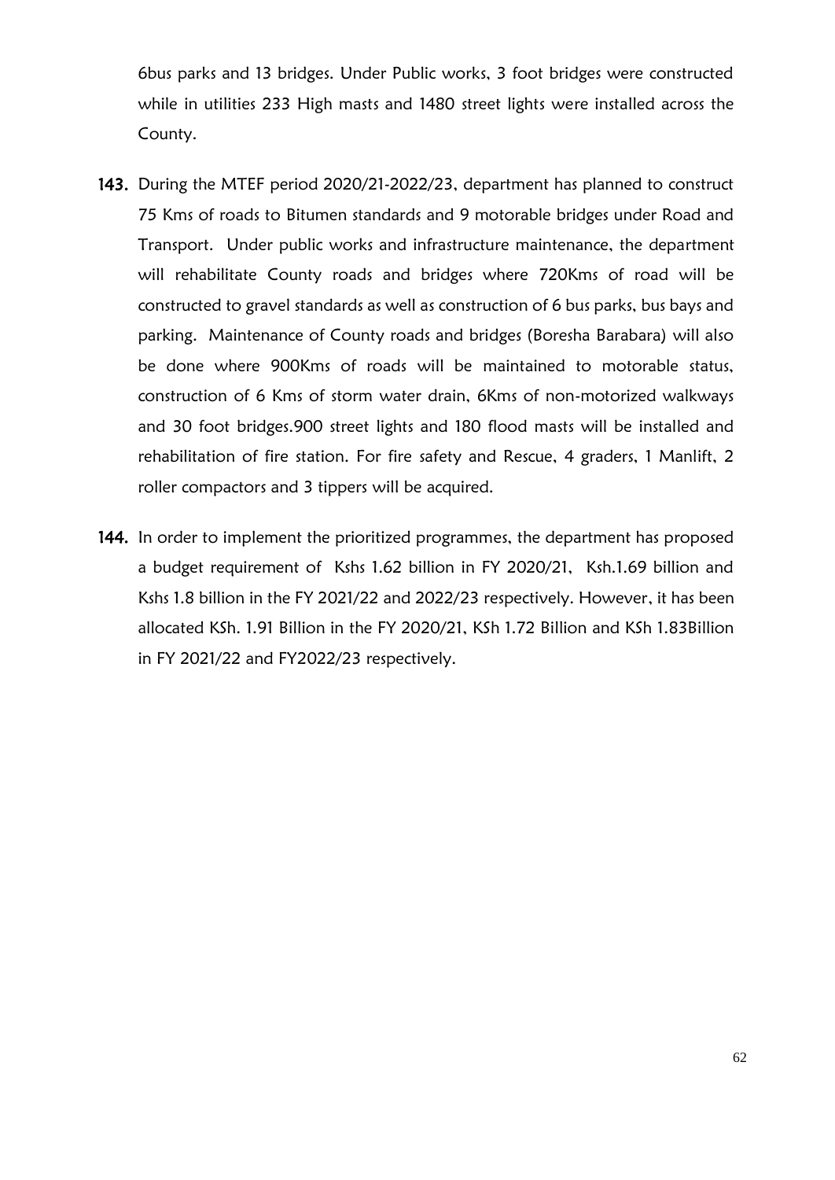6bus parks and 13 bridges. Under Public works, 3 foot bridges were constructed while in utilities 233 High masts and 1480 street lights were installed across the County.

**143.** During the MTEF period 2020/21-2022/23, department has planned to construct 75 Kms of roads to Bitumen standards and 9 motorable bridges under Road and Transport. Under public works and infrastructure maintenance, the department will rehabilitate County roads and bridges where 720Kms of road will be constructed to gravel standards as well as construction of 6 bus parks, bus bays and parking. Maintenance of County roads and bridges (Boresha Barabara) will also be done where 900Kms of roads will be maintained to motorable status, construction of 6 Kms of storm water drain, 6Kms of non-motorized walkways and 30 foot bridges.900 street lights and 180 flood masts will be installed and rehabilitation of fire station. For fire safety and Rescue, 4 graders, 1 Manlift, 2 roller compactors and 3 tippers will be acquired.

**144.** In order to implement the prioritized programmes, the department has proposed a budget requirement of Kshs 1.62 billion in FY 2020/21, Ksh.1.69 billion and Kshs 1.8 billion in the FY 2021/22 and 2022/23 respectively. However, it has been allocated KSh. 1.91 Billion in the FY 2020/21, KSh 1.72 Billion and KSh 1.83Billion in FY 2021/22 and FY2022/23 respectively.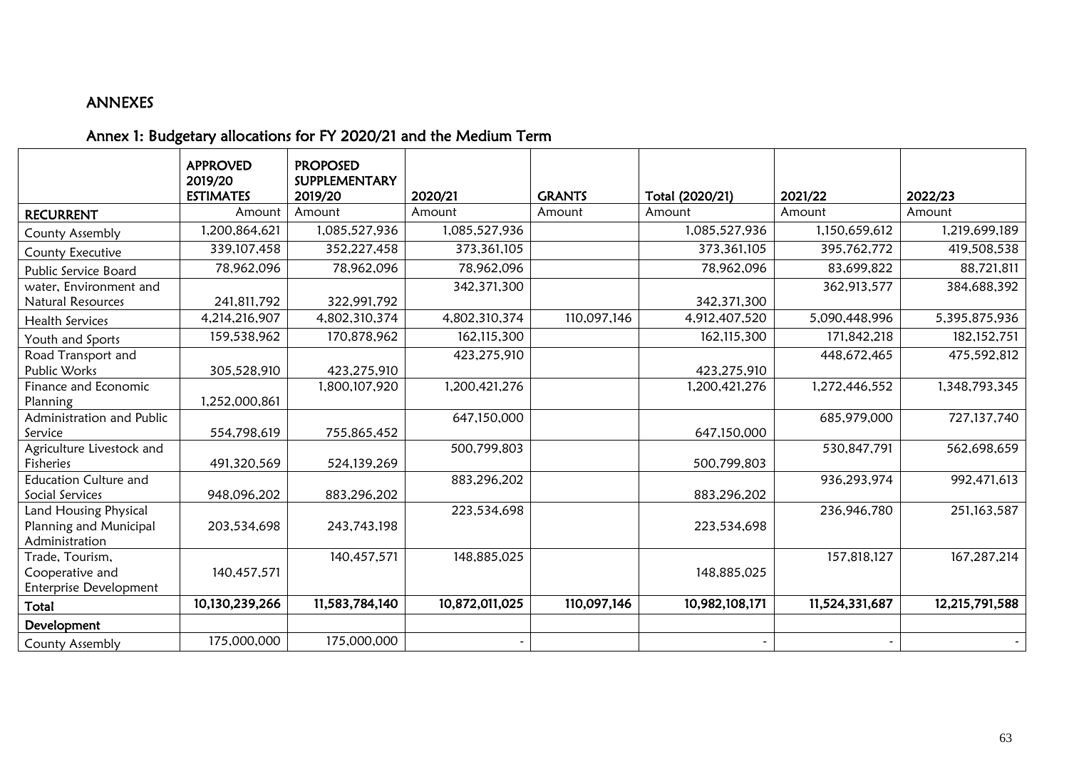# ANNEXES

## Annex 1: Budgetary allocations for FY 2020/21 and the Medium Term

| | APPROVED 2019/20 ESTIMATES | PROPOSED SUPPLEMENTARY 2019/20 | 2020/21 | GRANTS | Total (2020/21) | 2021/22 | 2022/23 |
|---|---|---|---|---|---|---|---|
| **RECURRENT** | Amount | Amount | Amount | Amount | Amount | Amount | Amount |
| County Assembly | 1,200,864,621 | 1,085,527,936 | 1,085,527,936 | | 1,085,527,936 | 1,150,659,612 | 1,219,699,189 |
| County Executive | 339,107,458 | 352,227,458 | 373,361,105 | | 373,361,105 | 395,762,772 | 419,508,538 |
| Public Service Board | 78,962,096 | 78,962,096 | 78,962,096 | | 78,962,096 | 83,699,822 | 88,721,811 |
| water, Environment and Natural Resources | 241,811,792 | 322,991,792 | 342,371,300 | | 342,371,300 | 362,913,577 | 384,688,392 |
| Health Services | 4,214,216,907 | 4,802,310,374 | 4,802,310,374 | 110,097,146 | 4,912,407,520 | 5,090,448,996 | 5,395,875,936 |
| Youth and Sports | 159,538,962 | 170,878,962 | 162,115,300 | | 162,115,300 | 171,842,218 | 182,152,751 |
| Road Transport and Public Works | 305,528,910 | 423,275,910 | 423,275,910 | | 423,275,910 | 448,672,465 | 475,592,812 |
| Finance and Economic Planning | 1,252,000,861 | 1,800,107,920 | 1,200,421,276 | | 1,200,421,276 | 1,272,446,552 | 1,348,793,345 |
| Administration and Public Service | 554,798,619 | 755,865,452 | 647,150,000 | | 647,150,000 | 685,979,000 | 727,137,740 |
| Agriculture Livestock and Fisheries | 491,320,569 | 524,139,269 | 500,799,803 | | 500,799,803 | 530,847,791 | 562,698,659 |
| Education Culture and Social Services | 948,096,202 | 883,296,202 | 883,296,202 | | 883,296,202 | 936,293,974 | 992,471,613 |
| Land Housing Physical Planning and Municipal Administration | 203,534,698 | 243,743,198 | 223,534,698 | | 223,534,698 | 236,946,780 | 251,163,587 |
| Trade, Tourism, Cooperative and Enterprise Development | 140,457,571 | 140,457,571 | 148,885,025 | | 148,885,025 | 157,818,127 | 167,287,214 |
| **Total** | **10,130,239,266** | **11,583,784,140** | **10,872,011,025** | **110,097,146** | **10,982,108,171** | **11,524,331,687** | **12,215,791,588** |
| **Development** | | | | | | | |
| County Assembly | 175,000,000 | 175,000,000 | - | | - | - | - |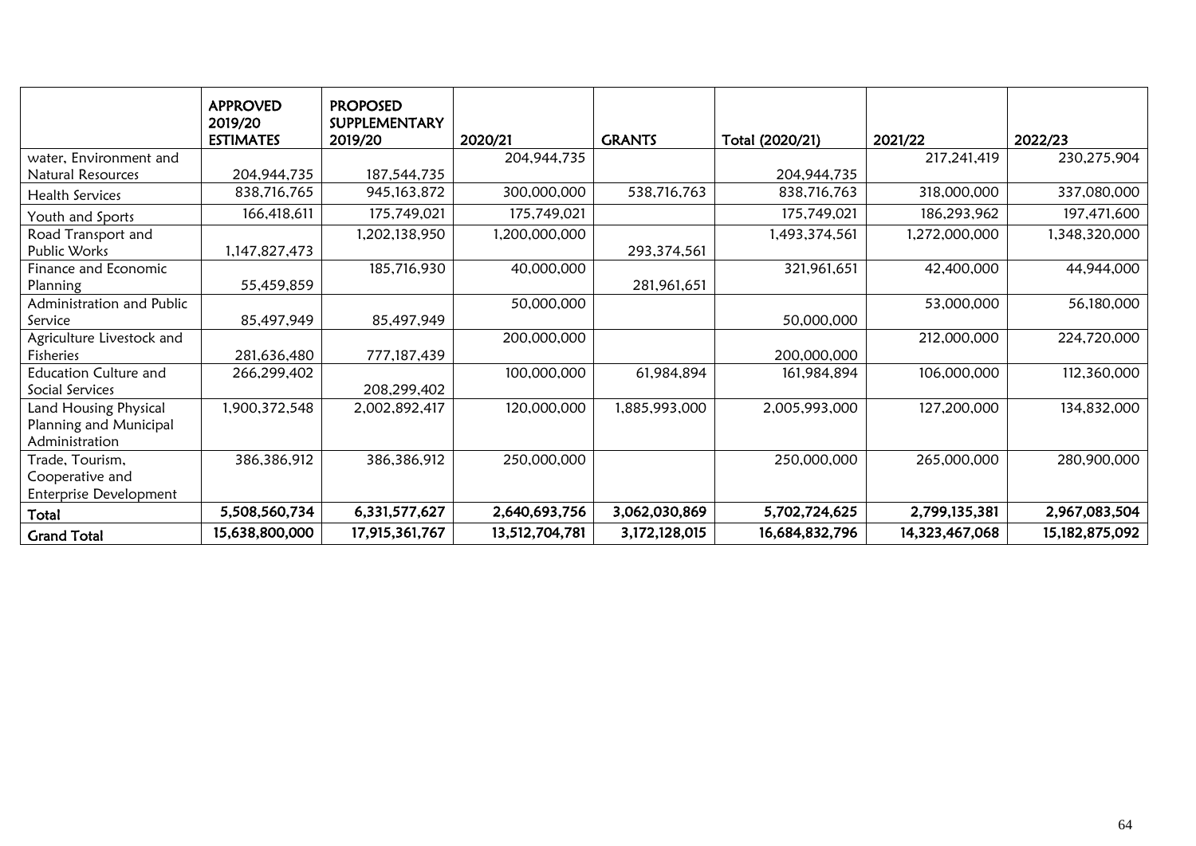| | APPROVED 2019/20 ESTIMATES | PROPOSED SUPPLEMENTARY 2019/20 | 2020/21 | GRANTS | Total (2020/21) | 2021/22 | 2022/23 |
|---|---|---|---|---|---|---|---|
| water, Environment and Natural Resources | 204,944,735 | 187,544,735 | 204,944,735 | | 204,944,735 | 217,241,419 | 230,275,904 |
| Health Services | 838,716,765 | 945,163,872 | 300,000,000 | 538,716,763 | 838,716,763 | 318,000,000 | 337,080,000 |
| Youth and Sports | 166,418,611 | 175,749,021 | 175,749,021 | | 175,749,021 | 186,293,962 | 197,471,600 |
| Road Transport and Public Works | 1,147,827,473 | 1,202,138,950 | 1,200,000,000 | 293,374,561 | 1,493,374,561 | 1,272,000,000 | 1,348,320,000 |
| Finance and Economic Planning | 55,459,859 | 185,716,930 | 40,000,000 | 281,961,651 | 321,961,651 | 42,400,000 | 44,944,000 |
| Administration and Public Service | 85,497,949 | 85,497,949 | 50,000,000 | | 50,000,000 | 53,000,000 | 56,180,000 |
| Agriculture Livestock and Fisheries | 281,636,480 | 777,187,439 | 200,000,000 | | 200,000,000 | 212,000,000 | 224,720,000 |
| Education Culture and Social Services | 266,299,402 | 208,299,402 | 100,000,000 | 61,984,894 | 161,984,894 | 106,000,000 | 112,360,000 |
| Land Housing Physical Planning and Municipal Administration | 1,900,372,548 | 2,002,892,417 | 120,000,000 | 1,885,993,000 | 2,005,993,000 | 127,200,000 | 134,832,000 |
| Trade, Tourism, Cooperative and Enterprise Development | 386,386,912 | 386,386,912 | 250,000,000 | | 250,000,000 | 265,000,000 | 280,900,000 |
| **Total** | **5,508,560,734** | **6,331,577,627** | **2,640,693,756** | **3,062,030,869** | **5,702,724,625** | **2,799,135,381** | **2,967,083,504** |
| **Grand Total** | **15,638,800,000** | **17,915,361,767** | **13,512,704,781** | **3,172,128,015** | **16,684,832,796** | **14,323,467,068** | **15,182,875,092** |